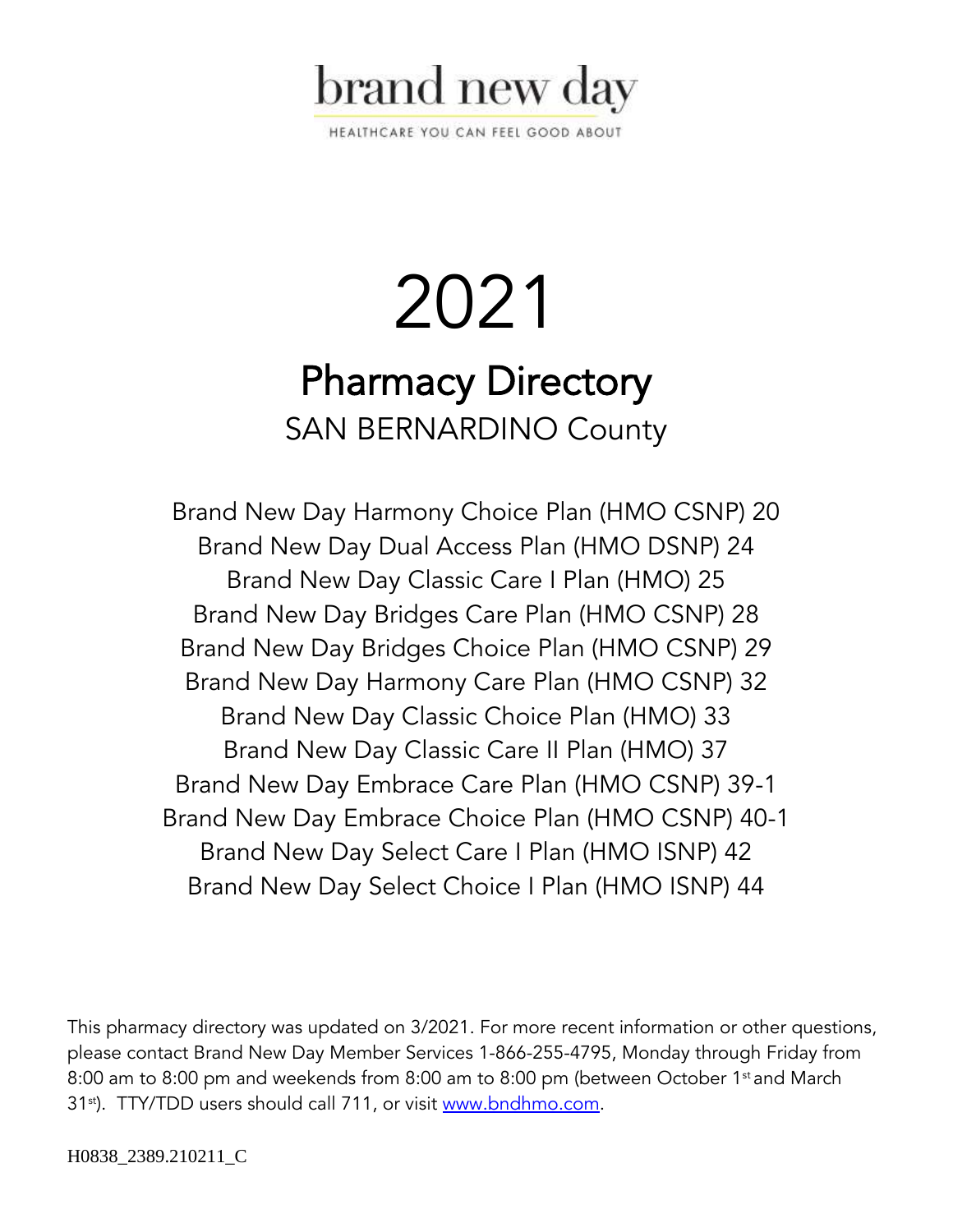brand new day

HEALTHCARE YOU CAN FEEL GOOD ABOUT

# 2021

# Pharmacy Directory

## SAN BERNARDINO County

Brand New Day Harmony Choice Plan (HMO CSNP) 20
Brand New Day Dual Access Plan (HMO DSNP) 24
Brand New Day Classic Care I Plan (HMO) 25
Brand New Day Bridges Care Plan (HMO CSNP) 28
Brand New Day Bridges Choice Plan (HMO CSNP) 29
Brand New Day Harmony Care Plan (HMO CSNP) 32
Brand New Day Classic Choice Plan (HMO) 33
Brand New Day Classic Care II Plan (HMO) 37
Brand New Day Embrace Care Plan (HMO CSNP) 39-1
Brand New Day Embrace Choice Plan (HMO CSNP) 40-1
Brand New Day Select Care I Plan (HMO ISNP) 42
Brand New Day Select Choice I Plan (HMO ISNP) 44

This pharmacy directory was updated on 3/2021. For more recent information or other questions, please contact Brand New Day Member Services 1-866-255-4795, Monday through Friday from 8:00 am to 8:00 pm and weekends from 8:00 am to 8:00 pm (between October 1st and March 31st). TTY/TDD users should call 711, or visit www.bndhmo.com.

H0838_2389.210211_C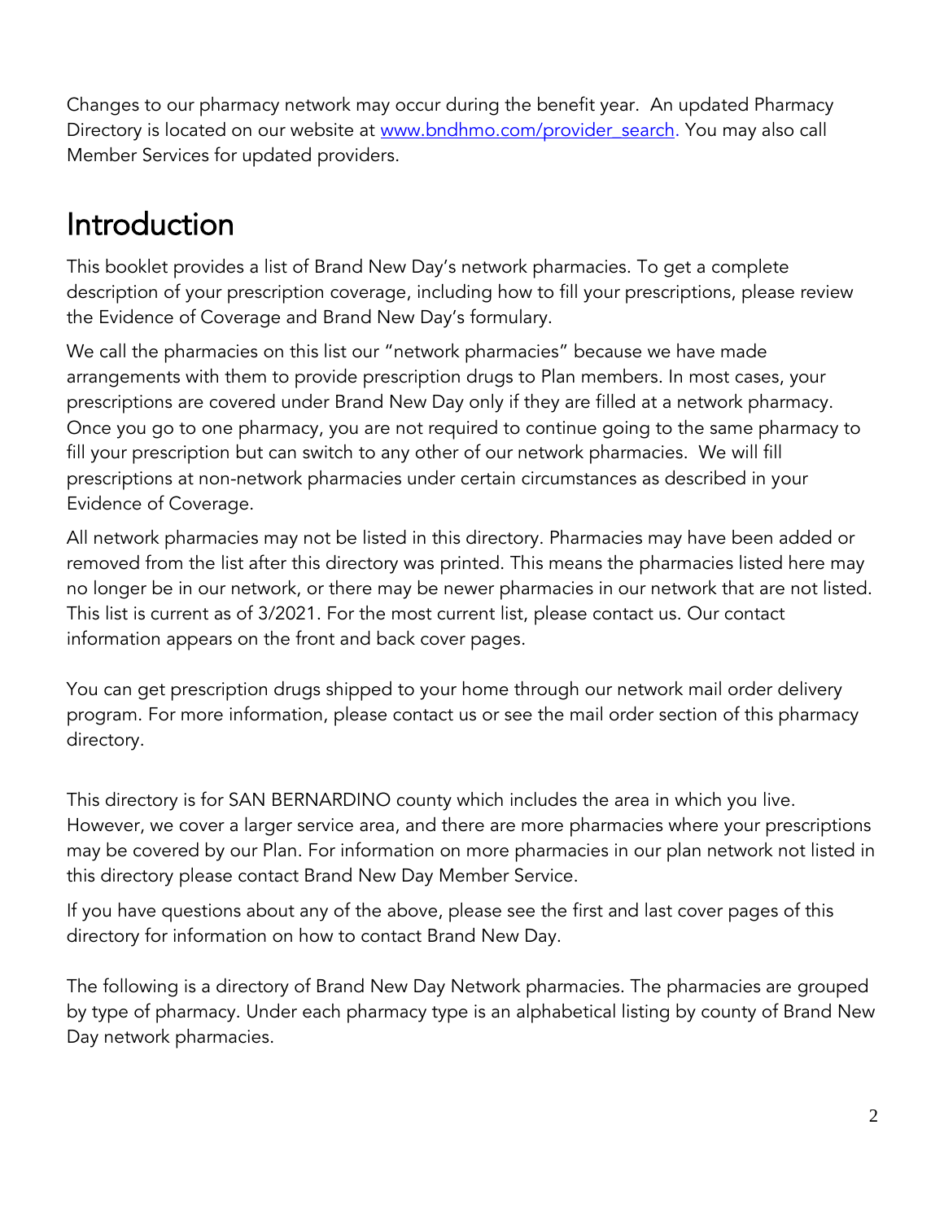Changes to our pharmacy network may occur during the benefit year. An updated Pharmacy Directory is located on our website at [www.bndhmo.com/provider_search](www.bndhmo.com/provider_search). You may also call Member Services for updated providers.

# Introduction

This booklet provides a list of Brand New Day's network pharmacies. To get a complete description of your prescription coverage, including how to fill your prescriptions, please review the Evidence of Coverage and Brand New Day's formulary.

We call the pharmacies on this list our "network pharmacies" because we have made arrangements with them to provide prescription drugs to Plan members. In most cases, your prescriptions are covered under Brand New Day only if they are filled at a network pharmacy. Once you go to one pharmacy, you are not required to continue going to the same pharmacy to fill your prescription but can switch to any other of our network pharmacies. We will fill prescriptions at non-network pharmacies under certain circumstances as described in your Evidence of Coverage.

All network pharmacies may not be listed in this directory. Pharmacies may have been added or removed from the list after this directory was printed. This means the pharmacies listed here may no longer be in our network, or there may be newer pharmacies in our network that are not listed. This list is current as of 3/2021. For the most current list, please contact us. Our contact information appears on the front and back cover pages.

You can get prescription drugs shipped to your home through our network mail order delivery program. For more information, please contact us or see the mail order section of this pharmacy directory.

This directory is for SAN BERNARDINO county which includes the area in which you live. However, we cover a larger service area, and there are more pharmacies where your prescriptions may be covered by our Plan. For information on more pharmacies in our plan network not listed in this directory please contact Brand New Day Member Service.

If you have questions about any of the above, please see the first and last cover pages of this directory for information on how to contact Brand New Day.

The following is a directory of Brand New Day Network pharmacies. The pharmacies are grouped by type of pharmacy. Under each pharmacy type is an alphabetical listing by county of Brand New Day network pharmacies.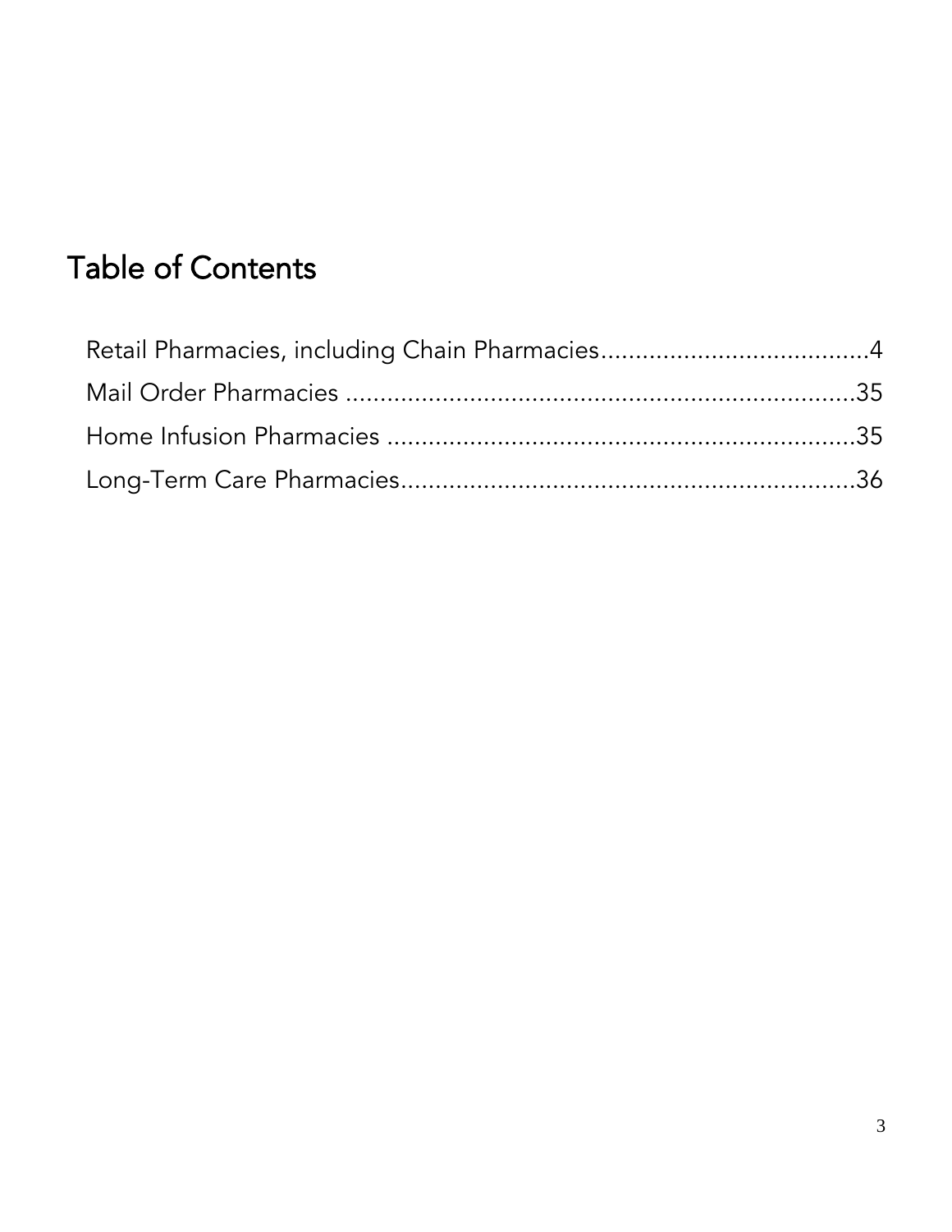# Table of Contents

Retail Pharmacies, including Chain Pharmacies........................................4
Mail Order Pharmacies ..........................................................................35
Home Infusion Pharmacies ....................................................................35
Long-Term Care Pharmacies..................................................................36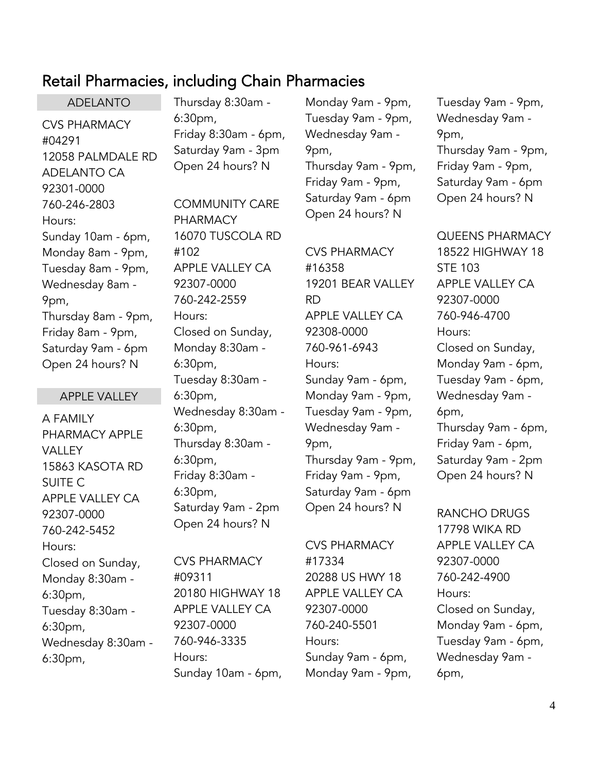## Retail Pharmacies, including Chain Pharmacies

### ADELANTO

CVS PHARMACY #04291
12058 PALMDALE RD
ADELANTO CA 92301-0000
760-246-2803
Hours:
Sunday 10am - 6pm,
Monday 8am - 9pm,
Tuesday 8am - 9pm,
Wednesday 8am - 9pm,
Thursday 8am - 9pm,
Friday 8am - 9pm,
Saturday 9am - 6pm
Open 24 hours? N

### APPLE VALLEY

A FAMILY PHARMACY APPLE VALLEY
15863 KASOTA RD SUITE C
APPLE VALLEY CA 92307-0000
760-242-5452
Hours:
Closed on Sunday,
Monday 8:30am - 6:30pm,
Tuesday 8:30am - 6:30pm,
Wednesday 8:30am - 6:30pm,
Thursday 8:30am - 6:30pm,
Friday 8:30am - 6pm,
Saturday 9am - 3pm
Open 24 hours? N

COMMUNITY CARE PHARMACY
16070 TUSCOLA RD #102
APPLE VALLEY CA 92307-0000
760-242-2559
Hours:
Closed on Sunday,
Monday 8:30am - 6:30pm,
Tuesday 8:30am - 6:30pm,
Wednesday 8:30am - 6:30pm,
Thursday 8:30am - 6:30pm,
Friday 8:30am - 6:30pm,
Saturday 9am - 2pm
Open 24 hours? N

CVS PHARMACY #09311
20180 HIGHWAY 18
APPLE VALLEY CA 92307-0000
760-946-3335
Hours:
Sunday 10am - 6pm,
Monday 9am - 9pm,
Tuesday 9am - 9pm,
Wednesday 9am - 9pm,
Thursday 9am - 9pm,
Friday 9am - 9pm,
Saturday 9am - 6pm
Open 24 hours? N

CVS PHARMACY #16358
19201 BEAR VALLEY RD
APPLE VALLEY CA 92308-0000
760-961-6943
Hours:
Sunday 9am - 6pm,
Monday 9am - 9pm,
Tuesday 9am - 9pm,
Wednesday 9am - 9pm,
Thursday 9am - 9pm,
Friday 9am - 9pm,
Saturday 9am - 6pm
Open 24 hours? N

CVS PHARMACY #17334
20288 US HWY 18
APPLE VALLEY CA 92307-0000
760-240-5501
Hours:
Sunday 9am - 6pm,
Monday 9am - 9pm,
Tuesday 9am - 9pm,
Wednesday 9am - 9pm,
Thursday 9am - 9pm,
Friday 9am - 9pm,
Saturday 9am - 6pm
Open 24 hours? N

QUEENS PHARMACY
18522 HIGHWAY 18 STE 103
APPLE VALLEY CA 92307-0000
760-946-4700
Hours:
Closed on Sunday,
Monday 9am - 6pm,
Tuesday 9am - 6pm,
Wednesday 9am - 6pm,
Thursday 9am - 6pm,
Friday 9am - 6pm,
Saturday 9am - 2pm
Open 24 hours? N

RANCHO DRUGS
17798 WIKA RD
APPLE VALLEY CA 92307-0000
760-242-4900
Hours:
Closed on Sunday,
Monday 9am - 6pm,
Tuesday 9am - 6pm,
Wednesday 9am - 6pm,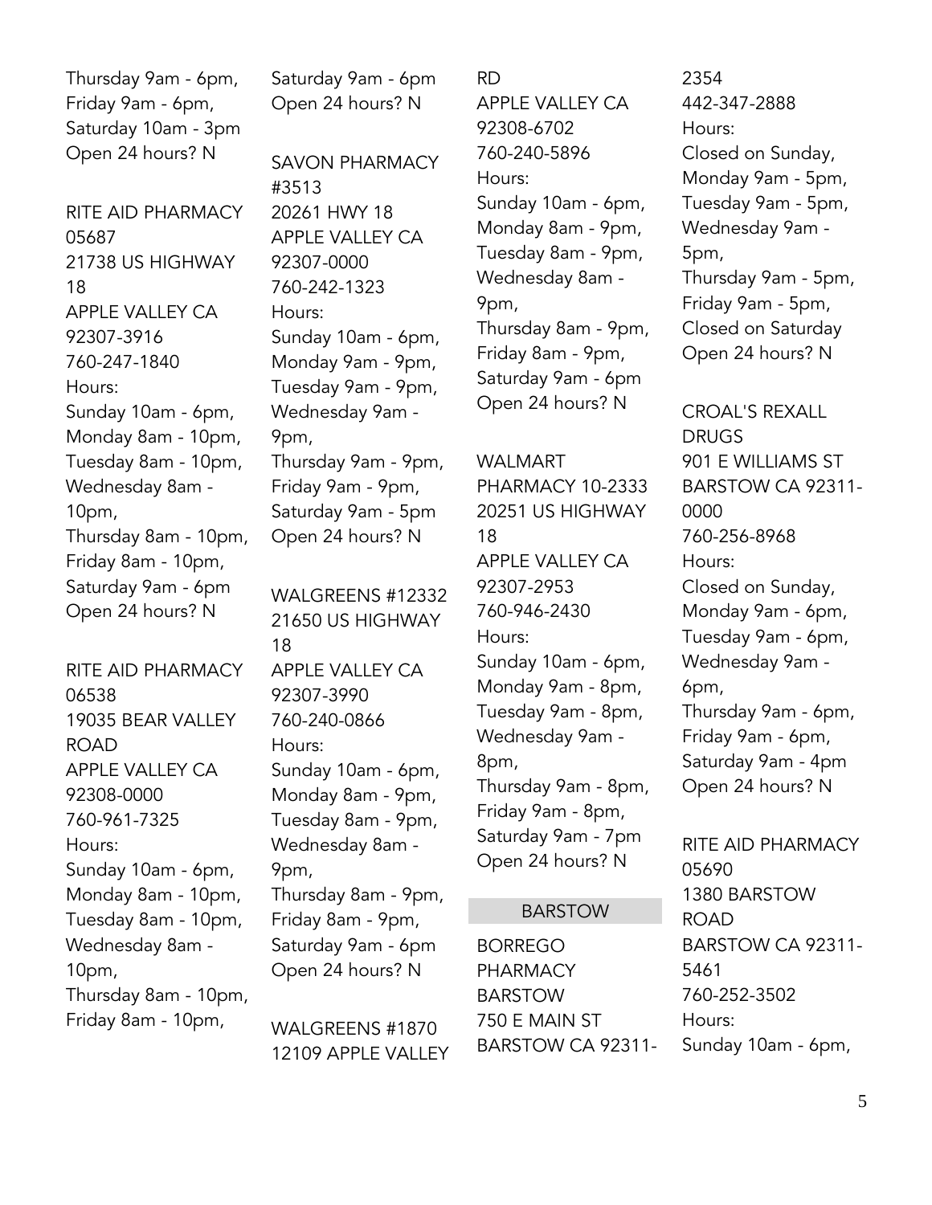Thursday 9am - 6pm,
Friday 9am - 6pm,
Saturday 10am - 3pm
Open 24 hours? N

RITE AID PHARMACY 05687
21738 US HIGHWAY 18
APPLE VALLEY CA 92307-3916
760-247-1840
Hours:
Sunday 10am - 6pm,
Monday 8am - 10pm,
Tuesday 8am - 10pm,
Wednesday 8am - 10pm,
Thursday 8am - 10pm,
Friday 8am - 10pm,
Saturday 9am - 6pm
Open 24 hours? N

RITE AID PHARMACY 06538
19035 BEAR VALLEY ROAD
APPLE VALLEY CA 92308-0000
760-961-7325
Hours:
Sunday 10am - 6pm,
Monday 8am - 10pm,
Tuesday 8am - 10pm,
Wednesday 8am - 10pm,
Thursday 8am - 10pm,
Friday 8am - 10pm,
Saturday 9am - 6pm
Open 24 hours? N

SAVON PHARMACY #3513
20261 HWY 18
APPLE VALLEY CA 92307-0000
760-242-1323
Hours:
Sunday 10am - 6pm,
Monday 9am - 9pm,
Tuesday 9am - 9pm,
Wednesday 9am - 9pm,
Thursday 9am - 9pm,
Friday 9am - 9pm,
Saturday 9am - 5pm
Open 24 hours? N

WALGREENS #12332
21650 US HIGHWAY 18
APPLE VALLEY CA 92307-3990
760-240-0866
Hours:
Sunday 10am - 6pm,
Monday 8am - 9pm,
Tuesday 8am - 9pm,
Wednesday 8am - 9pm,
Thursday 8am - 9pm,
Friday 8am - 9pm,
Saturday 9am - 6pm
Open 24 hours? N

WALGREENS #1870
12109 APPLE VALLEY RD
APPLE VALLEY CA 92308-6702
760-240-5896
Hours:
Sunday 10am - 6pm,
Monday 8am - 9pm,
Tuesday 8am - 9pm,
Wednesday 8am - 9pm,
Thursday 8am - 9pm,
Friday 8am - 9pm,
Saturday 9am - 6pm
Open 24 hours? N

WALMART PHARMACY 10-2333
20251 US HIGHWAY 18
APPLE VALLEY CA 92307-2953
760-946-2430
Hours:
Sunday 10am - 6pm,
Monday 9am - 8pm,
Tuesday 9am - 8pm,
Wednesday 9am - 8pm,
Thursday 9am - 8pm,
Friday 9am - 8pm,
Saturday 9am - 7pm
Open 24 hours? N

## BARSTOW

BORREGO PHARMACY BARSTOW
750 E MAIN ST
BARSTOW CA 92311-2354
442-347-2888
Hours:
Closed on Sunday,
Monday 9am - 5pm,
Tuesday 9am - 5pm,
Wednesday 9am - 5pm,
Thursday 9am - 5pm,
Friday 9am - 5pm,
Closed on Saturday
Open 24 hours? N

CROAL'S REXALL DRUGS
901 E WILLIAMS ST
BARSTOW CA 92311-0000
760-256-8968
Hours:
Closed on Sunday,
Monday 9am - 6pm,
Tuesday 9am - 6pm,
Wednesday 9am - 6pm,
Thursday 9am - 6pm,
Friday 9am - 6pm,
Saturday 9am - 4pm
Open 24 hours? N

RITE AID PHARMACY 05690
1380 BARSTOW ROAD
BARSTOW CA 92311-5461
760-252-3502
Hours:
Sunday 10am - 6pm,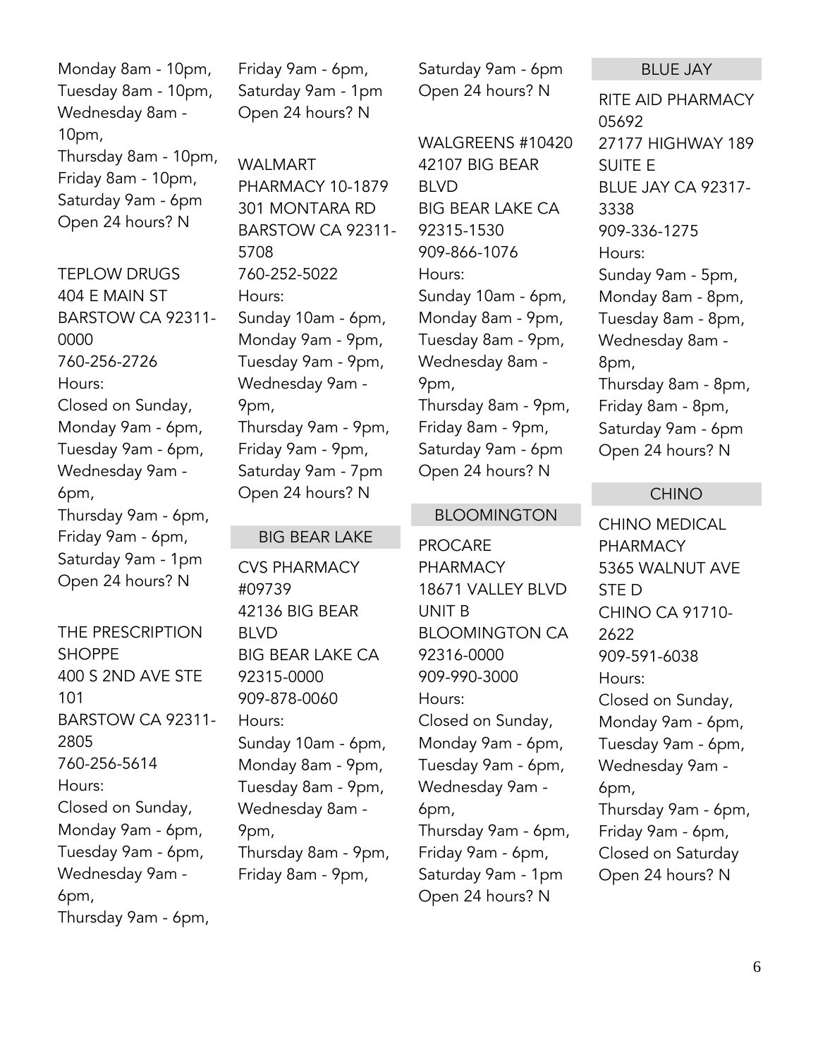Monday 8am - 10pm,
Tuesday 8am - 10pm,
Wednesday 8am - 10pm,
Thursday 8am - 10pm,
Friday 8am - 10pm,
Saturday 9am - 6pm
Open 24 hours? N

TEPLOW DRUGS
404 E MAIN ST
BARSTOW CA 92311-0000
760-256-2726
Hours:
Closed on Sunday,
Monday 9am - 6pm,
Tuesday 9am - 6pm,
Wednesday 9am - 6pm,
Thursday 9am - 6pm,
Friday 9am - 6pm,
Saturday 9am - 1pm
Open 24 hours? N

THE PRESCRIPTION SHOPPE
400 S 2ND AVE STE 101
BARSTOW CA 92311-2805
760-256-5614
Hours:
Closed on Sunday,
Monday 9am - 6pm,
Tuesday 9am - 6pm,
Wednesday 9am - 6pm,
Thursday 9am - 6pm,
Friday 9am - 6pm,
Saturday 9am - 1pm
Open 24 hours? N

WALMART PHARMACY 10-1879
301 MONTARA RD
BARSTOW CA 92311-5708
760-252-5022
Hours:
Sunday 10am - 6pm,
Monday 9am - 9pm,
Tuesday 9am - 9pm,
Wednesday 9am - 9pm,
Thursday 9am - 9pm,
Friday 9am - 9pm,
Saturday 9am - 7pm
Open 24 hours? N

## BIG BEAR LAKE

CVS PHARMACY #09739
42136 BIG BEAR BLVD
BIG BEAR LAKE CA 92315-0000
909-878-0060
Hours:
Sunday 10am - 6pm,
Monday 8am - 9pm,
Tuesday 8am - 9pm,
Wednesday 8am - 9pm,
Thursday 8am - 9pm,
Friday 8am - 9pm,
Saturday 9am - 6pm
Open 24 hours? N

WALGREENS #10420
42107 BIG BEAR BLVD
BIG BEAR LAKE CA 92315-1530
909-866-1076
Hours:
Sunday 10am - 6pm,
Monday 8am - 9pm,
Tuesday 8am - 9pm,
Wednesday 8am - 9pm,
Thursday 8am - 9pm,
Friday 8am - 9pm,
Saturday 9am - 6pm
Open 24 hours? N

## BLOOMINGTON

PROCARE PHARMACY
18671 VALLEY BLVD UNIT B
BLOOMINGTON CA 92316-0000
909-990-3000
Hours:
Closed on Sunday,
Monday 9am - 6pm,
Tuesday 9am - 6pm,
Wednesday 9am - 6pm,
Thursday 9am - 6pm,
Friday 9am - 6pm,
Saturday 9am - 1pm
Open 24 hours? N

## BLUE JAY

RITE AID PHARMACY 05692
27177 HIGHWAY 189 SUITE E
BLUE JAY CA 92317-3338
909-336-1275
Hours:
Sunday 9am - 5pm,
Monday 8am - 8pm,
Tuesday 8am - 8pm,
Wednesday 8am - 8pm,
Thursday 8am - 8pm,
Friday 8am - 8pm,
Saturday 9am - 6pm
Open 24 hours? N

## CHINO

CHINO MEDICAL PHARMACY
5365 WALNUT AVE STE D
CHINO CA 91710-2622
909-591-6038
Hours:
Closed on Sunday,
Monday 9am - 6pm,
Tuesday 9am - 6pm,
Wednesday 9am - 6pm,
Thursday 9am - 6pm,
Friday 9am - 6pm,
Closed on Saturday
Open 24 hours? N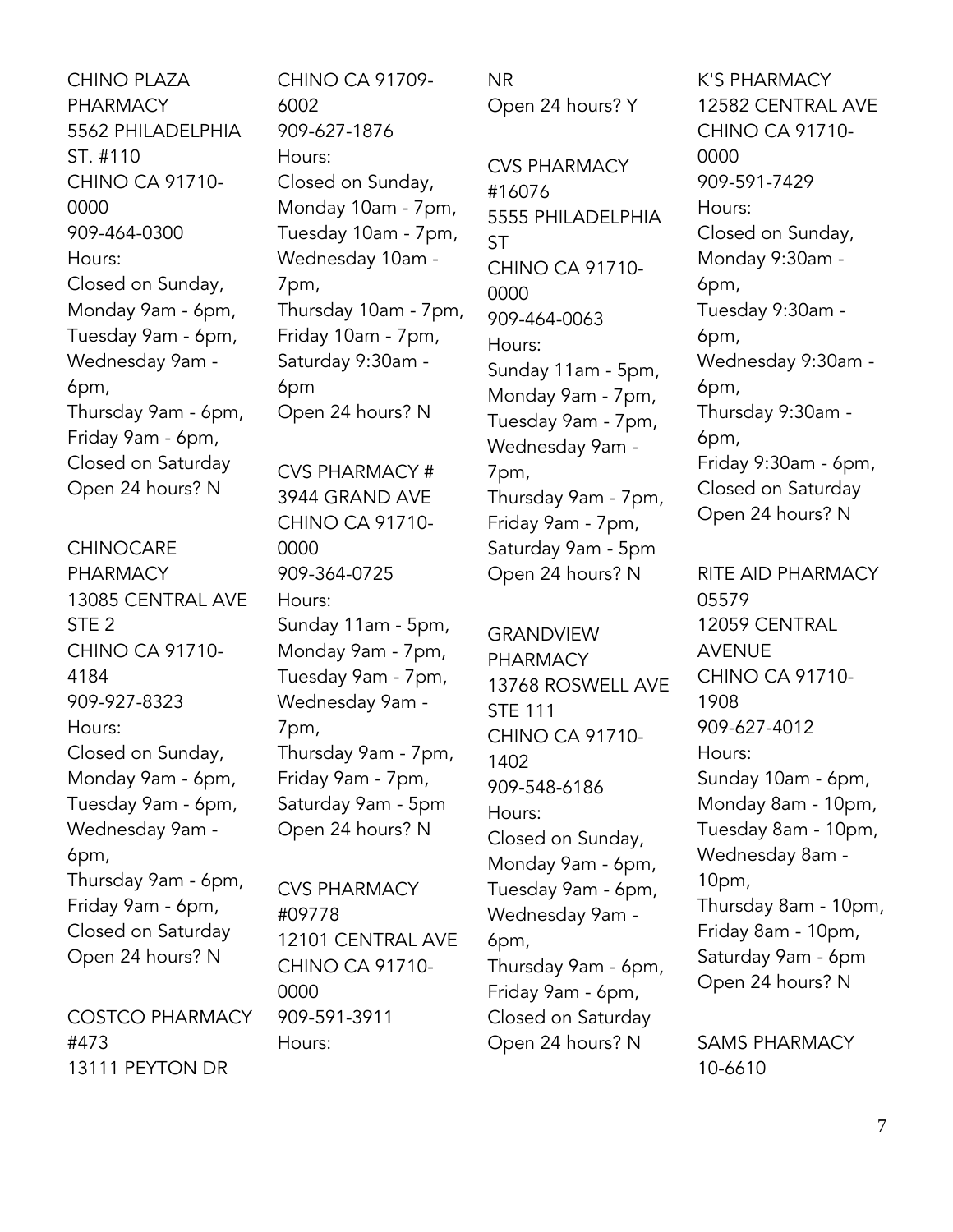CHINO PLAZA PHARMACY
5562 PHILADELPHIA ST. #110
CHINO CA 91710-0000
909-464-0300
Hours:
Closed on Sunday,
Monday 9am - 6pm,
Tuesday 9am - 6pm,
Wednesday 9am - 6pm,
Thursday 9am - 6pm,
Friday 9am - 6pm,
Closed on Saturday
Open 24 hours? N

CHINOCARE PHARMACY
13085 CENTRAL AVE STE 2
CHINO CA 91710-4184
909-927-8323
Hours:
Closed on Sunday,
Monday 9am - 6pm,
Tuesday 9am - 6pm,
Wednesday 9am - 6pm,
Thursday 9am - 6pm,
Friday 9am - 6pm,
Closed on Saturday
Open 24 hours? N

COSTCO PHARMACY #473
13111 PEYTON DR
CHINO CA 91709-6002
909-627-1876
Hours:
Closed on Sunday,
Monday 10am - 7pm,
Tuesday 10am - 7pm,
Wednesday 10am - 7pm,
Thursday 10am - 7pm,
Friday 10am - 7pm,
Saturday 9:30am - 6pm
Open 24 hours? N

CVS PHARMACY #
3944 GRAND AVE
CHINO CA 91710-0000
909-364-0725
Hours:
Sunday 11am - 5pm,
Monday 9am - 7pm,
Tuesday 9am - 7pm,
Wednesday 9am - 7pm,
Thursday 9am - 7pm,
Friday 9am - 7pm,
Saturday 9am - 5pm
Open 24 hours? N

CVS PHARMACY #09778
12101 CENTRAL AVE
CHINO CA 91710-0000
909-591-3911
Hours:
NR
Open 24 hours? Y

CVS PHARMACY #16076
5555 PHILADELPHIA ST
CHINO CA 91710-0000
909-464-0063
Hours:
Sunday 11am - 5pm,
Monday 9am - 7pm,
Tuesday 9am - 7pm,
Wednesday 9am - 7pm,
Thursday 9am - 7pm,
Friday 9am - 7pm,
Saturday 9am - 5pm
Open 24 hours? N

GRANDVIEW PHARMACY
13768 ROSWELL AVE STE 111
CHINO CA 91710-1402
909-548-6186
Hours:
Closed on Sunday,
Monday 9am - 6pm,
Tuesday 9am - 6pm,
Wednesday 9am - 6pm,
Thursday 9am - 6pm,
Friday 9am - 6pm,
Closed on Saturday
Open 24 hours? N

K'S PHARMACY
12582 CENTRAL AVE
CHINO CA 91710-0000
909-591-7429
Hours:
Closed on Sunday,
Monday 9:30am - 6pm,
Tuesday 9:30am - 6pm,
Wednesday 9:30am - 6pm,
Thursday 9:30am - 6pm,
Friday 9:30am - 6pm,
Closed on Saturday
Open 24 hours? N

RITE AID PHARMACY 05579
12059 CENTRAL AVENUE
CHINO CA 91710-1908
909-627-4012
Hours:
Sunday 10am - 6pm,
Monday 8am - 10pm,
Tuesday 8am - 10pm,
Wednesday 8am - 10pm,
Thursday 8am - 10pm,
Friday 8am - 10pm,
Saturday 9am - 6pm
Open 24 hours? N

SAMS PHARMACY 10-6610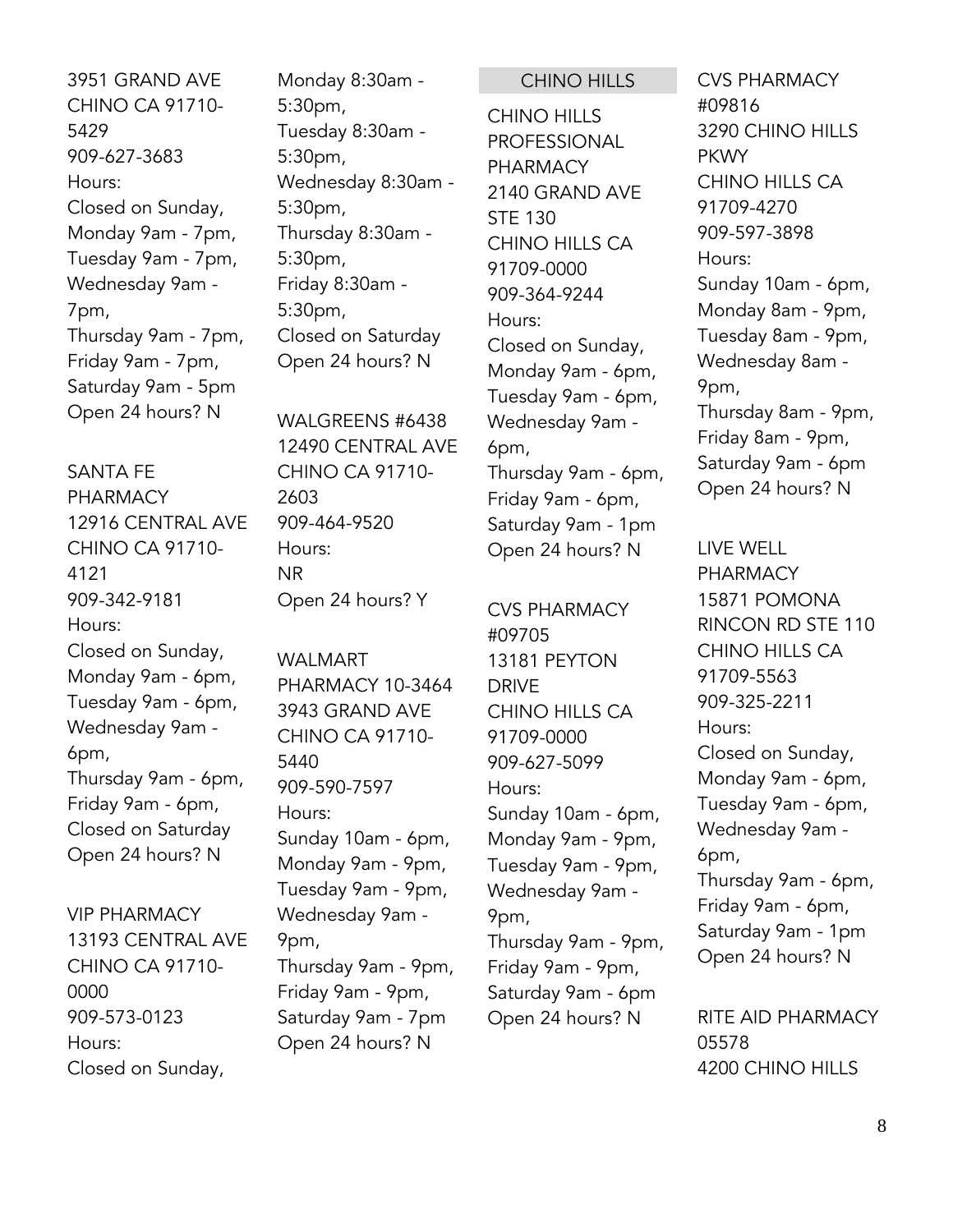3951 GRAND AVE
CHINO CA 91710-5429
909-627-3683
Hours:
Closed on Sunday,
Monday 9am - 7pm,
Tuesday 9am - 7pm,
Wednesday 9am - 7pm,
Thursday 9am - 7pm,
Friday 9am - 7pm,
Saturday 9am - 5pm
Open 24 hours? N

SANTA FE PHARMACY
12916 CENTRAL AVE
CHINO CA 91710-4121
909-342-9181
Hours:
Closed on Sunday,
Monday 9am - 6pm,
Tuesday 9am - 6pm,
Wednesday 9am - 6pm,
Thursday 9am - 6pm,
Friday 9am - 6pm,
Closed on Saturday
Open 24 hours? N

VIP PHARMACY
13193 CENTRAL AVE
CHINO CA 91710-0000
909-573-0123
Hours:
Closed on Sunday,
Monday 8:30am - 5:30pm,
Tuesday 8:30am - 5:30pm,
Wednesday 8:30am - 5:30pm,
Thursday 8:30am - 5:30pm,
Friday 8:30am - 5:30pm,
Closed on Saturday
Open 24 hours? N

WALGREENS #6438
12490 CENTRAL AVE
CHINO CA 91710-2603
909-464-9520
Hours:
NR
Open 24 hours? Y

WALMART PHARMACY 10-3464
3943 GRAND AVE
CHINO CA 91710-5440
909-590-7597
Hours:
Sunday 10am - 6pm,
Monday 9am - 9pm,
Tuesday 9am - 9pm,
Wednesday 9am - 9pm,
Thursday 9am - 9pm,
Friday 9am - 9pm,
Saturday 9am - 7pm
Open 24 hours? N

## CHINO HILLS

CHINO HILLS PROFESSIONAL PHARMACY
2140 GRAND AVE STE 130
CHINO HILLS CA 91709-0000
909-364-9244
Hours:
Closed on Sunday,
Monday 9am - 6pm,
Tuesday 9am - 6pm,
Wednesday 9am - 6pm,
Thursday 9am - 6pm,
Friday 9am - 6pm,
Saturday 9am - 1pm
Open 24 hours? N

CVS PHARMACY #09705
13181 PEYTON DRIVE
CHINO HILLS CA 91709-0000
909-627-5099
Hours:
Sunday 10am - 6pm,
Monday 9am - 9pm,
Tuesday 9am - 9pm,
Wednesday 9am - 9pm,
Thursday 9am - 9pm,
Friday 9am - 9pm,
Saturday 9am - 6pm
Open 24 hours? N

CVS PHARMACY #09816
3290 CHINO HILLS PKWY
CHINO HILLS CA 91709-4270
909-597-3898
Hours:
Sunday 10am - 6pm,
Monday 8am - 9pm,
Tuesday 8am - 9pm,
Wednesday 8am - 9pm,
Thursday 8am - 9pm,
Friday 8am - 9pm,
Saturday 9am - 6pm
Open 24 hours? N

LIVE WELL PHARMACY
15871 POMONA RINCON RD STE 110
CHINO HILLS CA 91709-5563
909-325-2211
Hours:
Closed on Sunday,
Monday 9am - 6pm,
Tuesday 9am - 6pm,
Wednesday 9am - 6pm,
Thursday 9am - 6pm,
Friday 9am - 6pm,
Saturday 9am - 1pm
Open 24 hours? N

RITE AID PHARMACY 05578
4200 CHINO HILLS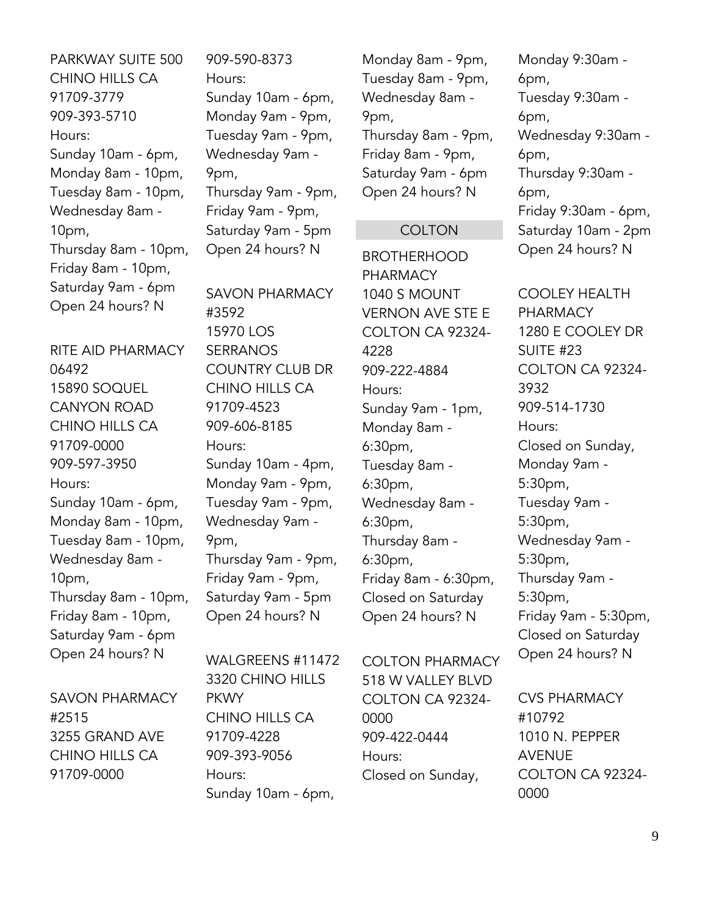PARKWAY SUITE 500
CHINO HILLS CA
91709-3779
909-393-5710
Hours:
Sunday 10am - 6pm,
Monday 8am - 10pm,
Tuesday 8am - 10pm,
Wednesday 8am - 10pm,
Thursday 8am - 10pm,
Friday 8am - 10pm,
Saturday 9am - 6pm
Open 24 hours? N

RITE AID PHARMACY
06492
15890 SOQUEL
CANYON ROAD
CHINO HILLS CA
91709-0000
909-597-3950
Hours:
Sunday 10am - 6pm,
Monday 8am - 10pm,
Tuesday 8am - 10pm,
Wednesday 8am - 10pm,
Thursday 8am - 10pm,
Friday 8am - 10pm,
Saturday 9am - 6pm
Open 24 hours? N

SAVON PHARMACY
#2515
3255 GRAND AVE
CHINO HILLS CA
91709-0000
909-590-8373
Hours:
Sunday 10am - 6pm,
Monday 9am - 9pm,
Tuesday 9am - 9pm,
Wednesday 9am - 9pm,
Thursday 9am - 9pm,
Friday 9am - 9pm,
Saturday 9am - 5pm
Open 24 hours? N

SAVON PHARMACY
#3592
15970 LOS
SERRANOS
COUNTRY CLUB DR
CHINO HILLS CA
91709-4523
909-606-8185
Hours:
Sunday 10am - 4pm,
Monday 9am - 9pm,
Tuesday 9am - 9pm,
Wednesday 9am - 9pm,
Thursday 9am - 9pm,
Friday 9am - 9pm,
Saturday 9am - 5pm
Open 24 hours? N

WALGREENS #11472
3320 CHINO HILLS
PKWY
CHINO HILLS CA
91709-4228
909-393-9056
Hours:
Sunday 10am - 6pm,
Monday 8am - 9pm,
Tuesday 8am - 9pm,
Wednesday 8am - 9pm,
Thursday 8am - 9pm,
Friday 8am - 9pm,
Saturday 9am - 6pm
Open 24 hours? N

## COLTON

BROTHERHOOD
PHARMACY
1040 S MOUNT
VERNON AVE STE E
COLTON CA 92324-4228
909-222-4884
Hours:
Sunday 9am - 1pm,
Monday 8am - 6:30pm,
Tuesday 8am - 6:30pm,
Wednesday 8am - 6:30pm,
Thursday 8am - 6:30pm,
Friday 8am - 6:30pm,
Closed on Saturday
Open 24 hours? N

COLTON PHARMACY
518 W VALLEY BLVD
COLTON CA 92324-0000
909-422-0444
Hours:
Closed on Sunday,
Monday 9:30am - 6pm,
Tuesday 9:30am - 6pm,
Wednesday 9:30am - 6pm,
Thursday 9:30am - 6pm,
Friday 9:30am - 6pm,
Saturday 10am - 2pm
Open 24 hours? N

COOLEY HEALTH
PHARMACY
1280 E COOLEY DR
SUITE #23
COLTON CA 92324-3932
909-514-1730
Hours:
Closed on Sunday,
Monday 9am - 5:30pm,
Tuesday 9am - 5:30pm,
Wednesday 9am - 5:30pm,
Thursday 9am - 5:30pm,
Friday 9am - 5:30pm,
Closed on Saturday
Open 24 hours? N

CVS PHARMACY
#10792
1010 N. PEPPER
AVENUE
COLTON CA 92324-0000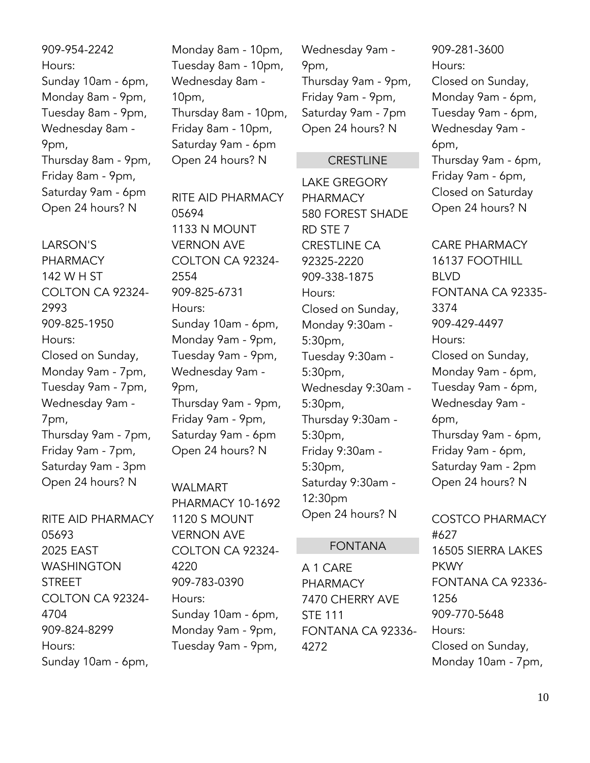909-954-2242
Hours:
Sunday 10am - 6pm,
Monday 8am - 9pm,
Tuesday 8am - 9pm,
Wednesday 8am - 9pm,
Thursday 8am - 9pm,
Friday 8am - 9pm,
Saturday 9am - 6pm
Open 24 hours? N

LARSON'S PHARMACY
142 W H ST
COLTON CA 92324-2993
909-825-1950
Hours:
Closed on Sunday,
Monday 9am - 7pm,
Tuesday 9am - 7pm,
Wednesday 9am - 7pm,
Thursday 9am - 7pm,
Friday 9am - 7pm,
Saturday 9am - 3pm
Open 24 hours? N

RITE AID PHARMACY 05693
2025 EAST WASHINGTON STREET
COLTON CA 92324-4704
909-824-8299
Hours:
Sunday 10am - 6pm,
Monday 8am - 10pm,
Tuesday 8am - 10pm,
Wednesday 8am - 10pm,
Thursday 8am - 10pm,
Friday 8am - 10pm,
Saturday 9am - 6pm
Open 24 hours? N

RITE AID PHARMACY 05694
1133 N MOUNT VERNON AVE
COLTON CA 92324-2554
909-825-6731
Hours:
Sunday 10am - 6pm,
Monday 9am - 9pm,
Tuesday 9am - 9pm,
Wednesday 9am - 9pm,
Thursday 9am - 9pm,
Friday 9am - 9pm,
Saturday 9am - 6pm
Open 24 hours? N

WALMART PHARMACY 10-1692
1120 S MOUNT VERNON AVE
COLTON CA 92324-4220
909-783-0390
Hours:
Sunday 10am - 6pm,
Monday 9am - 9pm,
Tuesday 9am - 9pm,
Wednesday 9am - 9pm,
Thursday 9am - 9pm,
Friday 9am - 9pm,
Saturday 9am - 7pm
Open 24 hours? N

## CRESTLINE

LAKE GREGORY PHARMACY
580 FOREST SHADE RD STE 7
CRESTLINE CA 92325-2220
909-338-1875
Hours:
Closed on Sunday,
Monday 9:30am - 5:30pm,
Tuesday 9:30am - 5:30pm,
Wednesday 9:30am - 5:30pm,
Thursday 9:30am - 5:30pm,
Friday 9:30am - 5:30pm,
Saturday 9:30am - 12:30pm
Open 24 hours? N

## FONTANA

A 1 CARE PHARMACY
7470 CHERRY AVE STE 111
FONTANA CA 92336-4272
909-281-3600
Hours:
Closed on Sunday,
Monday 9am - 6pm,
Tuesday 9am - 6pm,
Wednesday 9am - 6pm,
Thursday 9am - 6pm,
Friday 9am - 6pm,
Closed on Saturday
Open 24 hours? N

CARE PHARMACY
16137 FOOTHILL BLVD
FONTANA CA 92335-3374
909-429-4497
Hours:
Closed on Sunday,
Monday 9am - 6pm,
Tuesday 9am - 6pm,
Wednesday 9am - 6pm,
Thursday 9am - 6pm,
Friday 9am - 6pm,
Saturday 9am - 2pm
Open 24 hours? N

COSTCO PHARMACY #627
16505 SIERRA LAKES PKWY
FONTANA CA 92336-1256
909-770-5648
Hours:
Closed on Sunday,
Monday 10am - 7pm,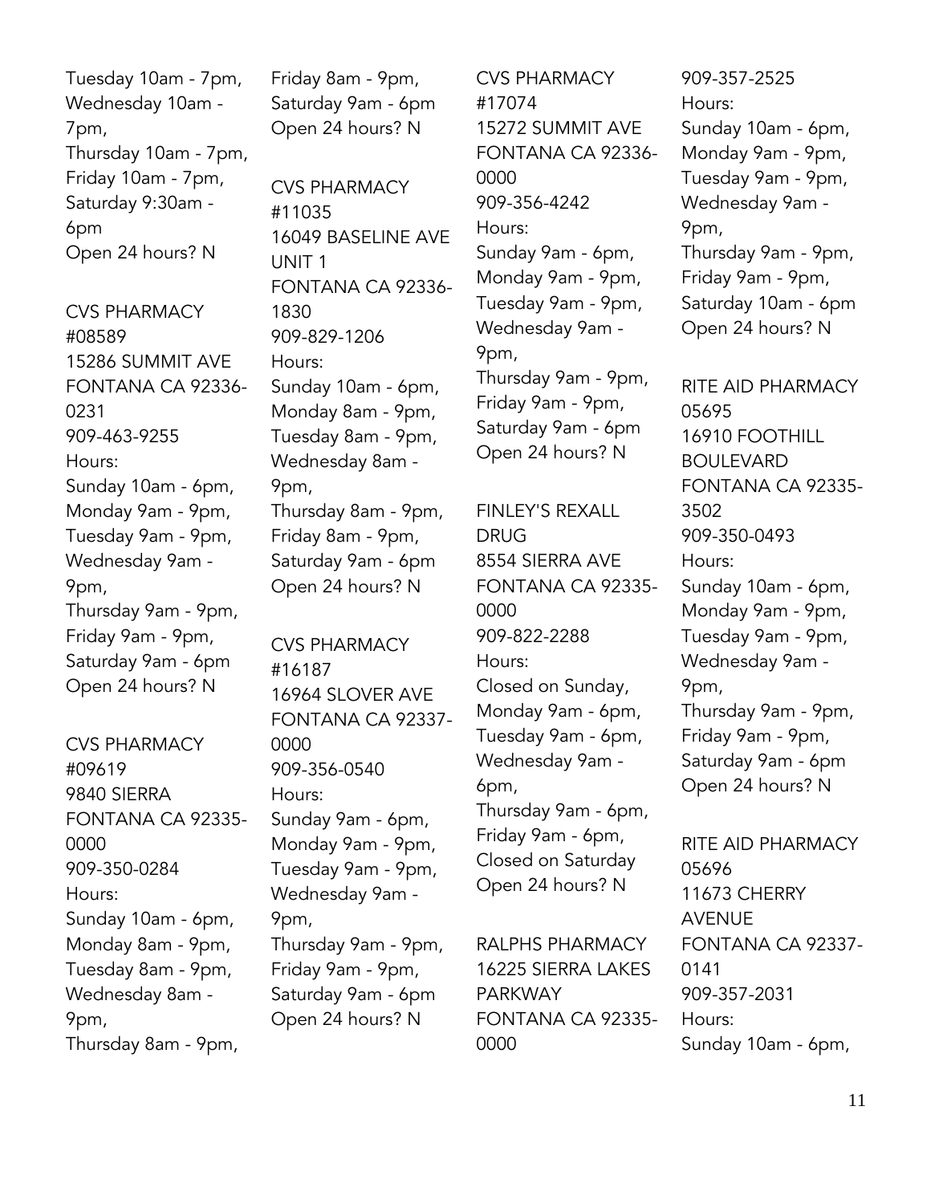Tuesday 10am - 7pm,
Wednesday 10am - 7pm,
Thursday 10am - 7pm,
Friday 10am - 7pm,
Saturday 9:30am - 6pm
Open 24 hours? N

CVS PHARMACY #08589
15286 SUMMIT AVE
FONTANA CA 92336-0231
909-463-9255
Hours:
Sunday 10am - 6pm,
Monday 9am - 9pm,
Tuesday 9am - 9pm,
Wednesday 9am - 9pm,
Thursday 9am - 9pm,
Friday 9am - 9pm,
Saturday 9am - 6pm
Open 24 hours? N

CVS PHARMACY #09619
9840 SIERRA
FONTANA CA 92335-0000
909-350-0284
Hours:
Sunday 10am - 6pm,
Monday 8am - 9pm,
Tuesday 8am - 9pm,
Wednesday 8am - 9pm,
Thursday 8am - 9pm,
Friday 8am - 9pm,
Saturday 9am - 6pm
Open 24 hours? N

CVS PHARMACY #11035
16049 BASELINE AVE UNIT 1
FONTANA CA 92336-1830
909-829-1206
Hours:
Sunday 10am - 6pm,
Monday 8am - 9pm,
Tuesday 8am - 9pm,
Wednesday 8am - 9pm,
Thursday 8am - 9pm,
Friday 8am - 9pm,
Saturday 9am - 6pm
Open 24 hours? N

CVS PHARMACY #16187
16964 SLOVER AVE
FONTANA CA 92337-0000
909-356-0540
Hours:
Sunday 9am - 6pm,
Monday 9am - 9pm,
Tuesday 9am - 9pm,
Wednesday 9am - 9pm,
Thursday 9am - 9pm,
Friday 9am - 9pm,
Saturday 9am - 6pm
Open 24 hours? N

CVS PHARMACY #17074
15272 SUMMIT AVE
FONTANA CA 92336-0000
909-356-4242
Hours:
Sunday 9am - 6pm,
Monday 9am - 9pm,
Tuesday 9am - 9pm,
Wednesday 9am - 9pm,
Thursday 9am - 9pm,
Friday 9am - 9pm,
Saturday 9am - 6pm
Open 24 hours? N

FINLEY'S REXALL DRUG
8554 SIERRA AVE
FONTANA CA 92335-0000
909-822-2288
Hours:
Closed on Sunday,
Monday 9am - 6pm,
Tuesday 9am - 6pm,
Wednesday 9am - 6pm,
Thursday 9am - 6pm,
Friday 9am - 6pm,
Closed on Saturday
Open 24 hours? N

RALPHS PHARMACY
16225 SIERRA LAKES PARKWAY
FONTANA CA 92335-0000
909-357-2525
Hours:
Sunday 10am - 6pm,
Monday 9am - 9pm,
Tuesday 9am - 9pm,
Wednesday 9am - 9pm,
Thursday 9am - 9pm,
Friday 9am - 9pm,
Saturday 10am - 6pm
Open 24 hours? N

RITE AID PHARMACY 05695
16910 FOOTHILL BOULEVARD
FONTANA CA 92335-3502
909-350-0493
Hours:
Sunday 10am - 6pm,
Monday 9am - 9pm,
Tuesday 9am - 9pm,
Wednesday 9am - 9pm,
Thursday 9am - 9pm,
Friday 9am - 9pm,
Saturday 9am - 6pm
Open 24 hours? N

RITE AID PHARMACY 05696
11673 CHERRY AVENUE
FONTANA CA 92337-0141
909-357-2031
Hours:
Sunday 10am - 6pm,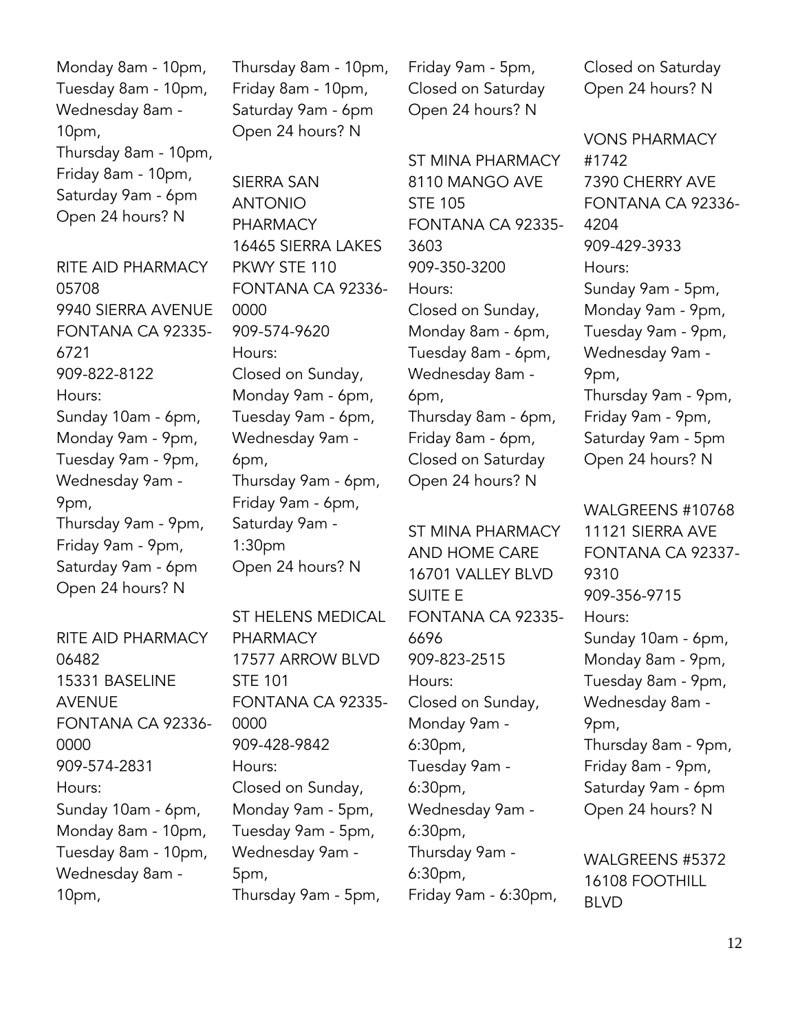Monday 8am - 10pm,
Tuesday 8am - 10pm,
Wednesday 8am - 10pm,
Thursday 8am - 10pm,
Friday 8am - 10pm,
Saturday 9am - 6pm
Open 24 hours? N

RITE AID PHARMACY 05708
9940 SIERRA AVENUE
FONTANA CA 92335-6721
909-822-8122
Hours:
Sunday 10am - 6pm,
Monday 9am - 9pm,
Tuesday 9am - 9pm,
Wednesday 9am - 9pm,
Thursday 9am - 9pm,
Friday 9am - 9pm,
Saturday 9am - 6pm
Open 24 hours? N

RITE AID PHARMACY 06482
15331 BASELINE AVENUE
FONTANA CA 92336-0000
909-574-2831
Hours:
Sunday 10am - 6pm,
Monday 8am - 10pm,
Tuesday 8am - 10pm,
Wednesday 8am - 10pm,
Thursday 8am - 10pm,
Friday 8am - 10pm,
Saturday 9am - 6pm
Open 24 hours? N

SIERRA SAN ANTONIO PHARMACY
16465 SIERRA LAKES PKWY STE 110
FONTANA CA 92336-0000
909-574-9620
Hours:
Closed on Sunday,
Monday 9am - 6pm,
Tuesday 9am - 6pm,
Wednesday 9am - 6pm,
Thursday 9am - 6pm,
Friday 9am - 6pm,
Saturday 9am - 1:30pm
Open 24 hours? N

ST HELENS MEDICAL PHARMACY
17577 ARROW BLVD STE 101
FONTANA CA 92335-0000
909-428-9842
Hours:
Closed on Sunday,
Monday 9am - 5pm,
Tuesday 9am - 5pm,
Wednesday 9am - 5pm,
Thursday 9am - 5pm,
Friday 9am - 5pm,
Closed on Saturday
Open 24 hours? N

ST MINA PHARMACY
8110 MANGO AVE STE 105
FONTANA CA 92335-3603
909-350-3200
Hours:
Closed on Sunday,
Monday 8am - 6pm,
Tuesday 8am - 6pm,
Wednesday 8am - 6pm,
Thursday 8am - 6pm,
Friday 8am - 6pm,
Closed on Saturday
Open 24 hours? N

ST MINA PHARMACY AND HOME CARE
16701 VALLEY BLVD SUITE E
FONTANA CA 92335-6696
909-823-2515
Hours:
Closed on Sunday,
Monday 9am - 6:30pm,
Tuesday 9am - 6:30pm,
Wednesday 9am - 6:30pm,
Thursday 9am - 6:30pm,
Friday 9am - 6:30pm,
Closed on Saturday
Open 24 hours? N

VONS PHARMACY #1742
7390 CHERRY AVE
FONTANA CA 92336-4204
909-429-3933
Hours:
Sunday 9am - 5pm,
Monday 9am - 9pm,
Tuesday 9am - 9pm,
Wednesday 9am - 9pm,
Thursday 9am - 9pm,
Friday 9am - 9pm,
Saturday 9am - 5pm
Open 24 hours? N

WALGREENS #10768
11121 SIERRA AVE
FONTANA CA 92337-9310
909-356-9715
Hours:
Sunday 10am - 6pm,
Monday 8am - 9pm,
Tuesday 8am - 9pm,
Wednesday 8am - 9pm,
Thursday 8am - 9pm,
Friday 8am - 9pm,
Saturday 9am - 6pm
Open 24 hours? N

WALGREENS #5372
16108 FOOTHILL BLVD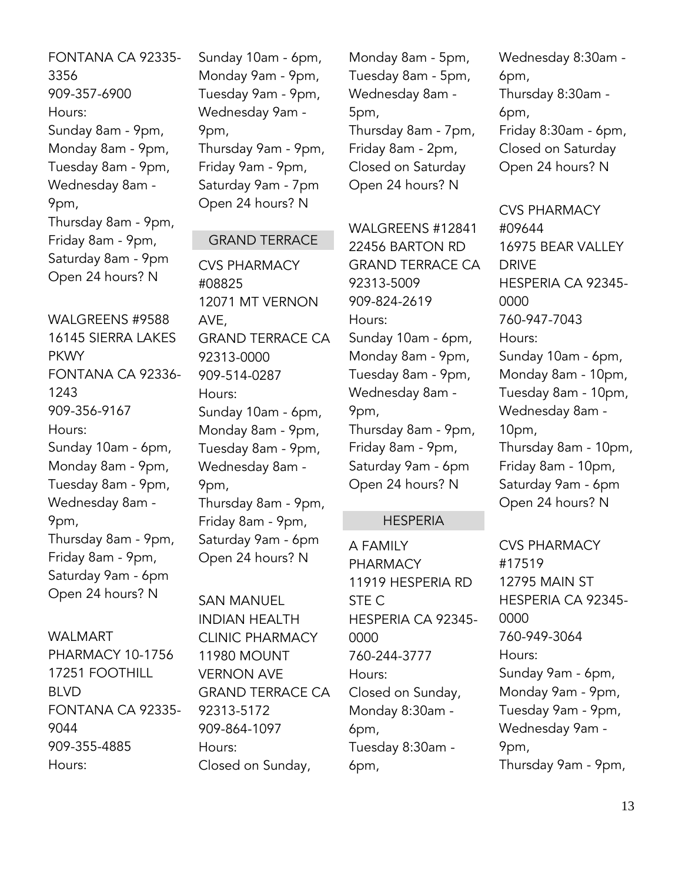FONTANA CA 92335-3356
909-357-6900
Hours:
Sunday 8am - 9pm,
Monday 8am - 9pm,
Tuesday 8am - 9pm,
Wednesday 8am - 9pm,
Thursday 8am - 9pm,
Friday 8am - 9pm,
Saturday 8am - 9pm
Open 24 hours? N

WALGREENS #9588
16145 SIERRA LAKES PKWY
FONTANA CA 92336-1243
909-356-9167
Hours:
Sunday 10am - 6pm,
Monday 8am - 9pm,
Tuesday 8am - 9pm,
Wednesday 8am - 9pm,
Thursday 8am - 9pm,
Friday 8am - 9pm,
Saturday 9am - 6pm
Open 24 hours? N

WALMART PHARMACY 10-1756
17251 FOOTHILL BLVD
FONTANA CA 92335-9044
909-355-4885
Hours:
Sunday 10am - 6pm,
Monday 9am - 9pm,
Tuesday 9am - 9pm,
Wednesday 9am - 9pm,
Thursday 9am - 9pm,
Friday 9am - 9pm,
Saturday 9am - 7pm
Open 24 hours? N

## GRAND TERRACE

CVS PHARMACY #08825
12071 MT VERNON AVE,
GRAND TERRACE CA 92313-0000
909-514-0287
Hours:
Sunday 10am - 6pm,
Monday 8am - 9pm,
Tuesday 8am - 9pm,
Wednesday 8am - 9pm,
Thursday 8am - 9pm,
Friday 8am - 9pm,
Saturday 9am - 6pm
Open 24 hours? N

SAN MANUEL INDIAN HEALTH CLINIC PHARMACY
11980 MOUNT VERNON AVE
GRAND TERRACE CA 92313-5172
909-864-1097
Hours:
Closed on Sunday,
Monday 8am - 5pm,
Tuesday 8am - 5pm,
Wednesday 8am - 5pm,
Thursday 8am - 7pm,
Friday 8am - 2pm,
Closed on Saturday
Open 24 hours? N

WALGREENS #12841
22456 BARTON RD
GRAND TERRACE CA 92313-5009
909-824-2619
Hours:
Sunday 10am - 6pm,
Monday 8am - 9pm,
Tuesday 8am - 9pm,
Wednesday 8am - 9pm,
Thursday 8am - 9pm,
Friday 8am - 9pm,
Saturday 9am - 6pm
Open 24 hours? N

## HESPERIA

A FAMILY PHARMACY
11919 HESPERIA RD STE C
HESPERIA CA 92345-0000
760-244-3777
Hours:
Closed on Sunday,
Monday 8:30am - 6pm,
Tuesday 8:30am - 6pm,
Wednesday 8:30am - 6pm,
Thursday 8:30am - 6pm,
Friday 8:30am - 6pm,
Closed on Saturday
Open 24 hours? N

CVS PHARMACY #09644
16975 BEAR VALLEY DRIVE
HESPERIA CA 92345-0000
760-947-7043
Hours:
Sunday 10am - 6pm,
Monday 8am - 10pm,
Tuesday 8am - 10pm,
Wednesday 8am - 10pm,
Thursday 8am - 10pm,
Friday 8am - 10pm,
Saturday 9am - 6pm
Open 24 hours? N

CVS PHARMACY #17519
12795 MAIN ST
HESPERIA CA 92345-0000
760-949-3064
Hours:
Sunday 9am - 6pm,
Monday 9am - 9pm,
Tuesday 9am - 9pm,
Wednesday 9am - 9pm,
Thursday 9am - 9pm,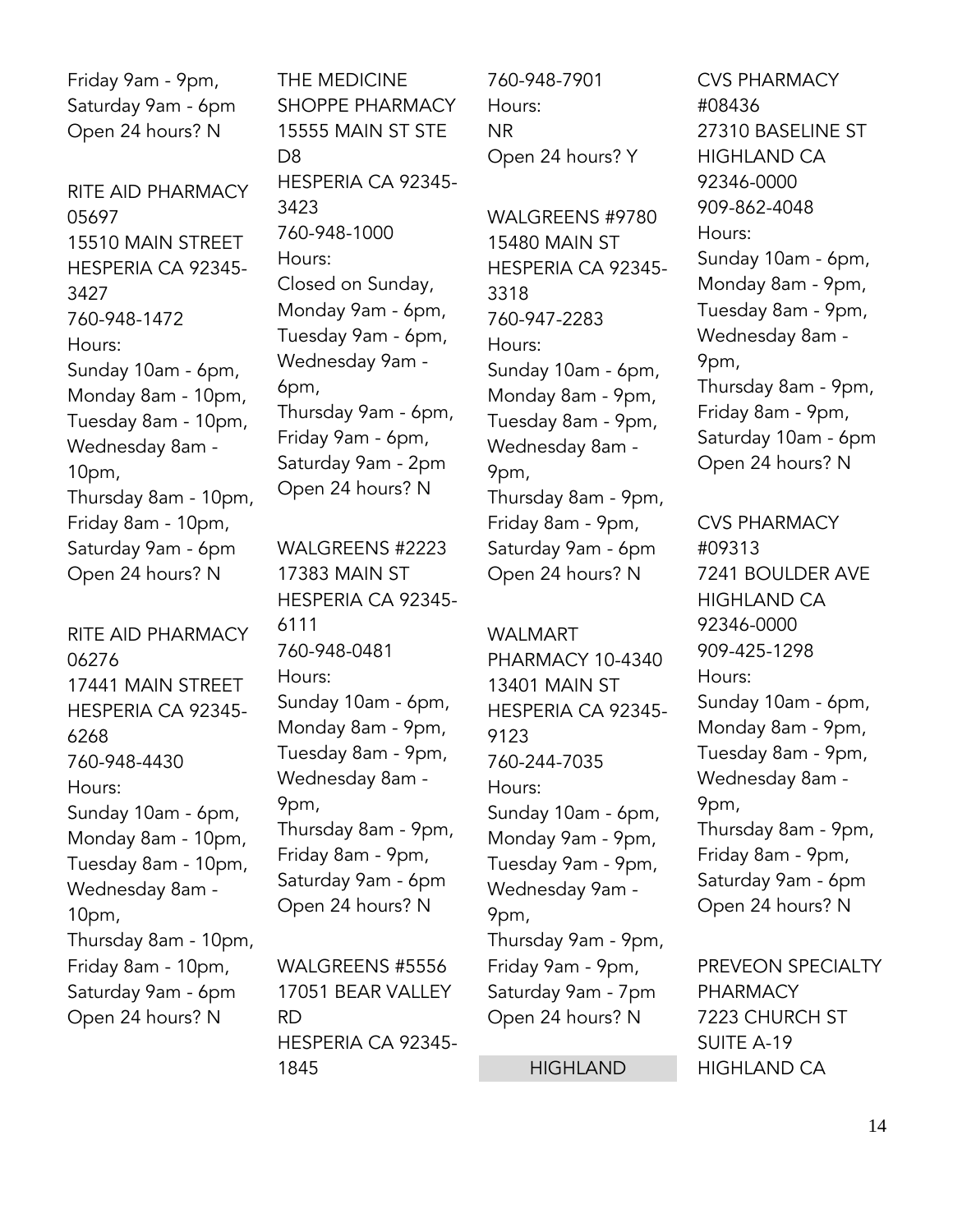Friday 9am - 9pm,
Saturday 9am - 6pm
Open 24 hours? N

RITE AID PHARMACY 05697
15510 MAIN STREET
HESPERIA CA 92345-3427
760-948-1472
Hours:
Sunday 10am - 6pm,
Monday 8am - 10pm,
Tuesday 8am - 10pm,
Wednesday 8am - 10pm,
Thursday 8am - 10pm,
Friday 8am - 10pm,
Saturday 9am - 6pm
Open 24 hours? N

RITE AID PHARMACY 06276
17441 MAIN STREET
HESPERIA CA 92345-6268
760-948-4430
Hours:
Sunday 10am - 6pm,
Monday 8am - 10pm,
Tuesday 8am - 10pm,
Wednesday 8am - 10pm,
Thursday 8am - 10pm,
Friday 8am - 10pm,
Saturday 9am - 6pm
Open 24 hours? N

THE MEDICINE SHOPPE PHARMACY
15555 MAIN ST STE D8
HESPERIA CA 92345-3423
760-948-1000
Hours:
Closed on Sunday,
Monday 9am - 6pm,
Tuesday 9am - 6pm,
Wednesday 9am - 6pm,
Thursday 9am - 6pm,
Friday 9am - 6pm,
Saturday 9am - 2pm
Open 24 hours? N

WALGREENS #2223
17383 MAIN ST
HESPERIA CA 92345-6111
760-948-0481
Hours:
Sunday 10am - 6pm,
Monday 8am - 9pm,
Tuesday 8am - 9pm,
Wednesday 8am - 9pm,
Thursday 8am - 9pm,
Friday 8am - 9pm,
Saturday 9am - 6pm
Open 24 hours? N

WALGREENS #5556
17051 BEAR VALLEY RD
HESPERIA CA 92345-1845
760-948-7901
Hours:
NR
Open 24 hours? Y

WALGREENS #9780
15480 MAIN ST
HESPERIA CA 92345-3318
760-947-2283
Hours:
Sunday 10am - 6pm,
Monday 8am - 9pm,
Tuesday 8am - 9pm,
Wednesday 8am - 9pm,
Thursday 8am - 9pm,
Friday 8am - 9pm,
Saturday 9am - 6pm
Open 24 hours? N

WALMART PHARMACY 10-4340
13401 MAIN ST
HESPERIA CA 92345-9123
760-244-7035
Hours:
Sunday 10am - 6pm,
Monday 9am - 9pm,
Tuesday 9am - 9pm,
Wednesday 9am - 9pm,
Thursday 9am - 9pm,
Friday 9am - 9pm,
Saturday 9am - 7pm
Open 24 hours? N

## HIGHLAND

CVS PHARMACY #08436
27310 BASELINE ST
HIGHLAND CA 92346-0000
909-862-4048
Hours:
Sunday 10am - 6pm,
Monday 8am - 9pm,
Tuesday 8am - 9pm,
Wednesday 8am - 9pm,
Thursday 8am - 9pm,
Friday 8am - 9pm,
Saturday 10am - 6pm
Open 24 hours? N

CVS PHARMACY #09313
7241 BOULDER AVE
HIGHLAND CA 92346-0000
909-425-1298
Hours:
Sunday 10am - 6pm,
Monday 8am - 9pm,
Tuesday 8am - 9pm,
Wednesday 8am - 9pm,
Thursday 8am - 9pm,
Friday 8am - 9pm,
Saturday 9am - 6pm
Open 24 hours? N

PREVEON SPECIALTY PHARMACY
7223 CHURCH ST SUITE A-19
HIGHLAND CA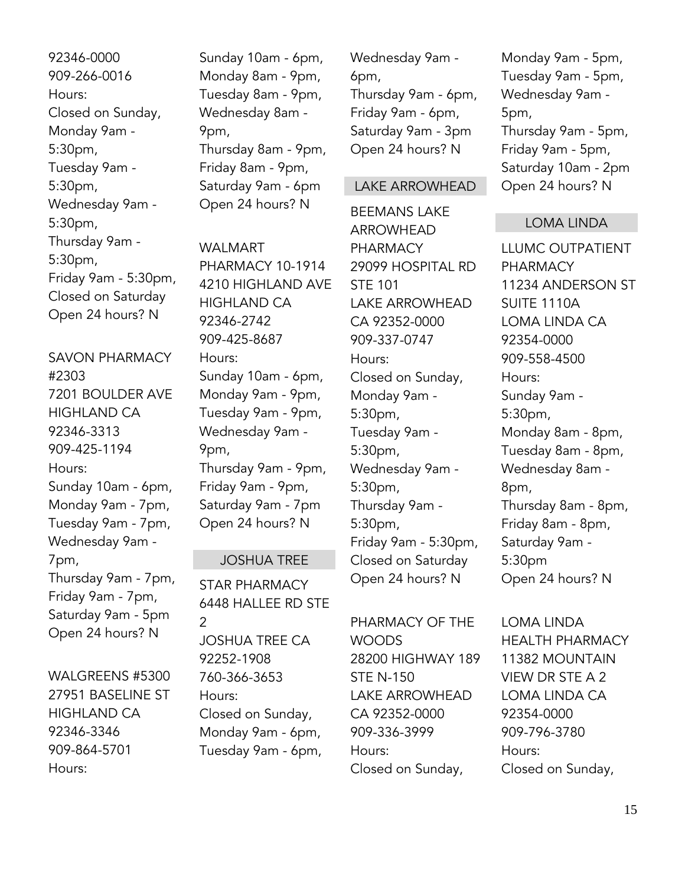92346-0000
909-266-0016
Hours:
Closed on Sunday,
Monday 9am - 5:30pm,
Tuesday 9am - 5:30pm,
Wednesday 9am - 5:30pm,
Thursday 9am - 5:30pm,
Friday 9am - 5:30pm,
Closed on Saturday
Open 24 hours? N

SAVON PHARMACY #2303
7201 BOULDER AVE
HIGHLAND CA
92346-3313
909-425-1194
Hours:
Sunday 10am - 6pm,
Monday 9am - 7pm,
Tuesday 9am - 7pm,
Wednesday 9am - 7pm,
Thursday 9am - 7pm,
Friday 9am - 7pm,
Saturday 9am - 5pm
Open 24 hours? N

WALGREENS #5300
27951 BASELINE ST
HIGHLAND CA
92346-3346
909-864-5701
Hours:
Sunday 10am - 6pm,
Monday 8am - 9pm,
Tuesday 8am - 9pm,
Wednesday 8am - 9pm,
Thursday 8am - 9pm,
Friday 8am - 9pm,
Saturday 9am - 6pm
Open 24 hours? N

WALMART PHARMACY 10-1914
4210 HIGHLAND AVE
HIGHLAND CA
92346-2742
909-425-8687
Hours:
Sunday 10am - 6pm,
Monday 9am - 9pm,
Tuesday 9am - 9pm,
Wednesday 9am - 9pm,
Thursday 9am - 9pm,
Friday 9am - 9pm,
Saturday 9am - 7pm
Open 24 hours? N

## JOSHUA TREE

STAR PHARMACY
6448 HALLEE RD STE 2
JOSHUA TREE CA
92252-1908
760-366-3653
Hours:
Closed on Sunday,
Monday 9am - 6pm,
Tuesday 9am - 6pm,
Wednesday 9am - 6pm,
Thursday 9am - 6pm,
Friday 9am - 6pm,
Saturday 9am - 3pm
Open 24 hours? N

## LAKE ARROWHEAD

BEEMANS LAKE ARROWHEAD PHARMACY
29099 HOSPITAL RD STE 101
LAKE ARROWHEAD CA 92352-0000
909-337-0747
Hours:
Closed on Sunday,
Monday 9am - 5:30pm,
Tuesday 9am - 5:30pm,
Wednesday 9am - 5:30pm,
Thursday 9am - 5:30pm,
Friday 9am - 5:30pm,
Closed on Saturday
Open 24 hours? N

PHARMACY OF THE WOODS
28200 HIGHWAY 189 STE N-150
LAKE ARROWHEAD CA 92352-0000
909-336-3999
Hours:
Closed on Sunday,
Monday 9am - 5pm,
Tuesday 9am - 5pm,
Wednesday 9am - 5pm,
Thursday 9am - 5pm,
Friday 9am - 5pm,
Saturday 10am - 2pm
Open 24 hours? N

## LOMA LINDA

LLUMC OUTPATIENT PHARMACY
11234 ANDERSON ST SUITE 1110A
LOMA LINDA CA
92354-0000
909-558-4500
Hours:
Sunday 9am - 5:30pm,
Monday 8am - 8pm,
Tuesday 8am - 8pm,
Wednesday 8am - 8pm,
Thursday 8am - 8pm,
Friday 8am - 8pm,
Saturday 9am - 5:30pm
Open 24 hours? N

LOMA LINDA HEALTH PHARMACY
11382 MOUNTAIN VIEW DR STE A 2
LOMA LINDA CA
92354-0000
909-796-3780
Hours:
Closed on Sunday,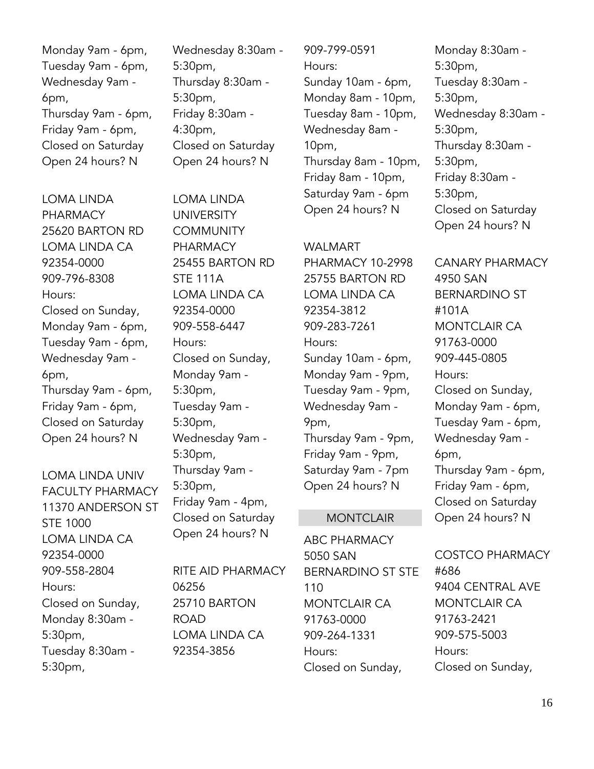Monday 9am - 6pm,
Tuesday 9am - 6pm,
Wednesday 9am - 6pm,
Thursday 9am - 6pm,
Friday 9am - 6pm,
Closed on Saturday
Open 24 hours? N

LOMA LINDA PHARMACY
25620 BARTON RD
LOMA LINDA CA 92354-0000
909-796-8308
Hours:
Closed on Sunday,
Monday 9am - 6pm,
Tuesday 9am - 6pm,
Wednesday 9am - 6pm,
Thursday 9am - 6pm,
Friday 9am - 6pm,
Closed on Saturday
Open 24 hours? N

LOMA LINDA UNIV FACULTY PHARMACY
11370 ANDERSON ST STE 1000
LOMA LINDA CA 92354-0000
909-558-2804
Hours:
Closed on Sunday,
Monday 8:30am - 5:30pm,
Tuesday 8:30am - 5:30pm,
Wednesday 8:30am - 5:30pm,
Thursday 8:30am - 5:30pm,
Friday 8:30am - 4:30pm,
Closed on Saturday
Open 24 hours? N

LOMA LINDA UNIVERSITY COMMUNITY PHARMACY
25455 BARTON RD STE 111A
LOMA LINDA CA 92354-0000
909-558-6447
Hours:
Closed on Sunday,
Monday 9am - 5:30pm,
Tuesday 9am - 5:30pm,
Wednesday 9am - 5:30pm,
Thursday 9am - 5:30pm,
Friday 9am - 4pm,
Closed on Saturday
Open 24 hours? N

RITE AID PHARMACY 06256
25710 BARTON ROAD
LOMA LINDA CA 92354-3856
909-799-0591
Hours:
Sunday 10am - 6pm,
Monday 8am - 10pm,
Tuesday 8am - 10pm,
Wednesday 8am - 10pm,
Thursday 8am - 10pm,
Friday 8am - 10pm,
Saturday 9am - 6pm
Open 24 hours? N

WALMART PHARMACY 10-2998
25755 BARTON RD
LOMA LINDA CA 92354-3812
909-283-7261
Hours:
Sunday 10am - 6pm,
Monday 9am - 9pm,
Tuesday 9am - 9pm,
Wednesday 9am - 9pm,
Thursday 9am - 9pm,
Friday 9am - 9pm,
Saturday 9am - 7pm
Open 24 hours? N

## MONTCLAIR

ABC PHARMACY
5050 SAN BERNARDINO ST STE 110
MONTCLAIR CA 91763-0000
909-264-1331
Hours:
Closed on Sunday,
Monday 8:30am - 5:30pm,
Tuesday 8:30am - 5:30pm,
Wednesday 8:30am - 5:30pm,
Thursday 8:30am - 5:30pm,
Friday 8:30am - 5:30pm,
Closed on Saturday
Open 24 hours? N

CANARY PHARMACY
4950 SAN BERNARDINO ST #101A
MONTCLAIR CA 91763-0000
909-445-0805
Hours:
Closed on Sunday,
Monday 9am - 6pm,
Tuesday 9am - 6pm,
Wednesday 9am - 6pm,
Thursday 9am - 6pm,
Friday 9am - 6pm,
Closed on Saturday
Open 24 hours? N

COSTCO PHARMACY #686
9404 CENTRAL AVE
MONTCLAIR CA 91763-2421
909-575-5003
Hours:
Closed on Sunday,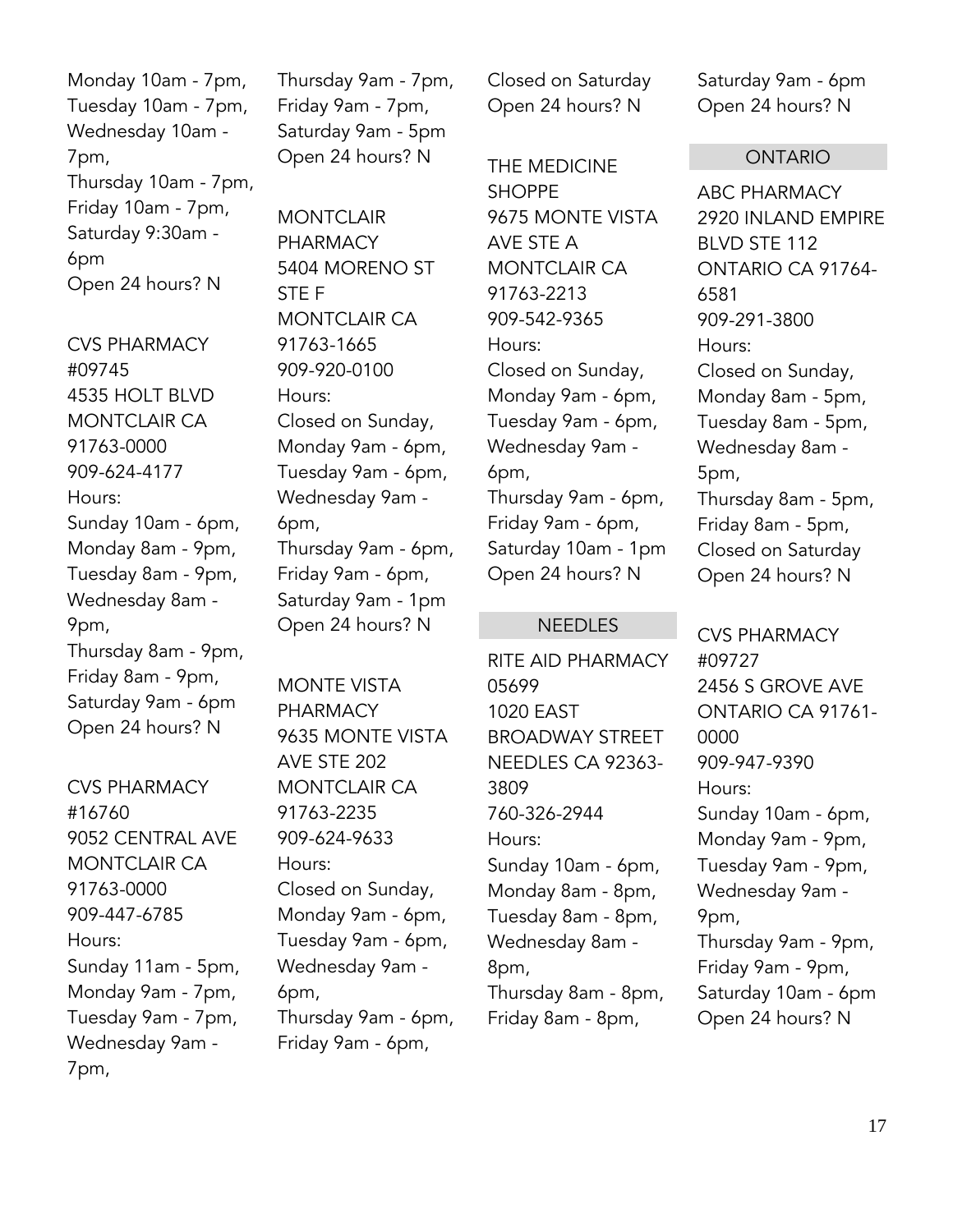Monday 10am - 7pm,
Tuesday 10am - 7pm,
Wednesday 10am - 7pm,
Thursday 10am - 7pm,
Friday 10am - 7pm,
Saturday 9:30am - 6pm
Open 24 hours? N

CVS PHARMACY #09745
4535 HOLT BLVD
MONTCLAIR CA 91763-0000
909-624-4177
Hours:
Sunday 10am - 6pm,
Monday 8am - 9pm,
Tuesday 8am - 9pm,
Wednesday 8am - 9pm,
Thursday 8am - 9pm,
Friday 8am - 9pm,
Saturday 9am - 6pm
Open 24 hours? N

CVS PHARMACY #16760
9052 CENTRAL AVE
MONTCLAIR CA 91763-0000
909-447-6785
Hours:
Sunday 11am - 5pm,
Monday 9am - 7pm,
Tuesday 9am - 7pm,
Wednesday 9am - 7pm,
Thursday 9am - 7pm,
Friday 9am - 7pm,
Saturday 9am - 5pm
Open 24 hours? N

MONTCLAIR PHARMACY
5404 MORENO ST STE F
MONTCLAIR CA 91763-1665
909-920-0100
Hours:
Closed on Sunday,
Monday 9am - 6pm,
Tuesday 9am - 6pm,
Wednesday 9am - 6pm,
Thursday 9am - 6pm,
Friday 9am - 6pm,
Saturday 9am - 1pm
Open 24 hours? N

MONTE VISTA PHARMACY
9635 MONTE VISTA AVE STE 202
MONTCLAIR CA 91763-2235
909-624-9633
Hours:
Closed on Sunday,
Monday 9am - 6pm,
Tuesday 9am - 6pm,
Wednesday 9am - 6pm,
Thursday 9am - 6pm,
Friday 9am - 6pm,
Closed on Saturday
Open 24 hours? N

THE MEDICINE SHOPPE
9675 MONTE VISTA AVE STE A
MONTCLAIR CA 91763-2213
909-542-9365
Hours:
Closed on Sunday,
Monday 9am - 6pm,
Tuesday 9am - 6pm,
Wednesday 9am - 6pm,
Thursday 9am - 6pm,
Friday 9am - 6pm,
Saturday 10am - 1pm
Open 24 hours? N

## NEEDLES

RITE AID PHARMACY 05699
1020 EAST BROADWAY STREET
NEEDLES CA 92363-3809
760-326-2944
Hours:
Sunday 10am - 6pm,
Monday 8am - 8pm,
Tuesday 8am - 8pm,
Wednesday 8am - 8pm,
Thursday 8am - 8pm,
Friday 8am - 8pm,
Saturday 9am - 6pm
Open 24 hours? N

## ONTARIO

ABC PHARMACY
2920 INLAND EMPIRE BLVD STE 112
ONTARIO CA 91764-6581
909-291-3800
Hours:
Closed on Sunday,
Monday 8am - 5pm,
Tuesday 8am - 5pm,
Wednesday 8am - 5pm,
Thursday 8am - 5pm,
Friday 8am - 5pm,
Closed on Saturday
Open 24 hours? N

CVS PHARMACY #09727
2456 S GROVE AVE
ONTARIO CA 91761-0000
909-947-9390
Hours:
Sunday 10am - 6pm,
Monday 9am - 9pm,
Tuesday 9am - 9pm,
Wednesday 9am - 9pm,
Thursday 9am - 9pm,
Friday 9am - 9pm,
Saturday 10am - 6pm
Open 24 hours? N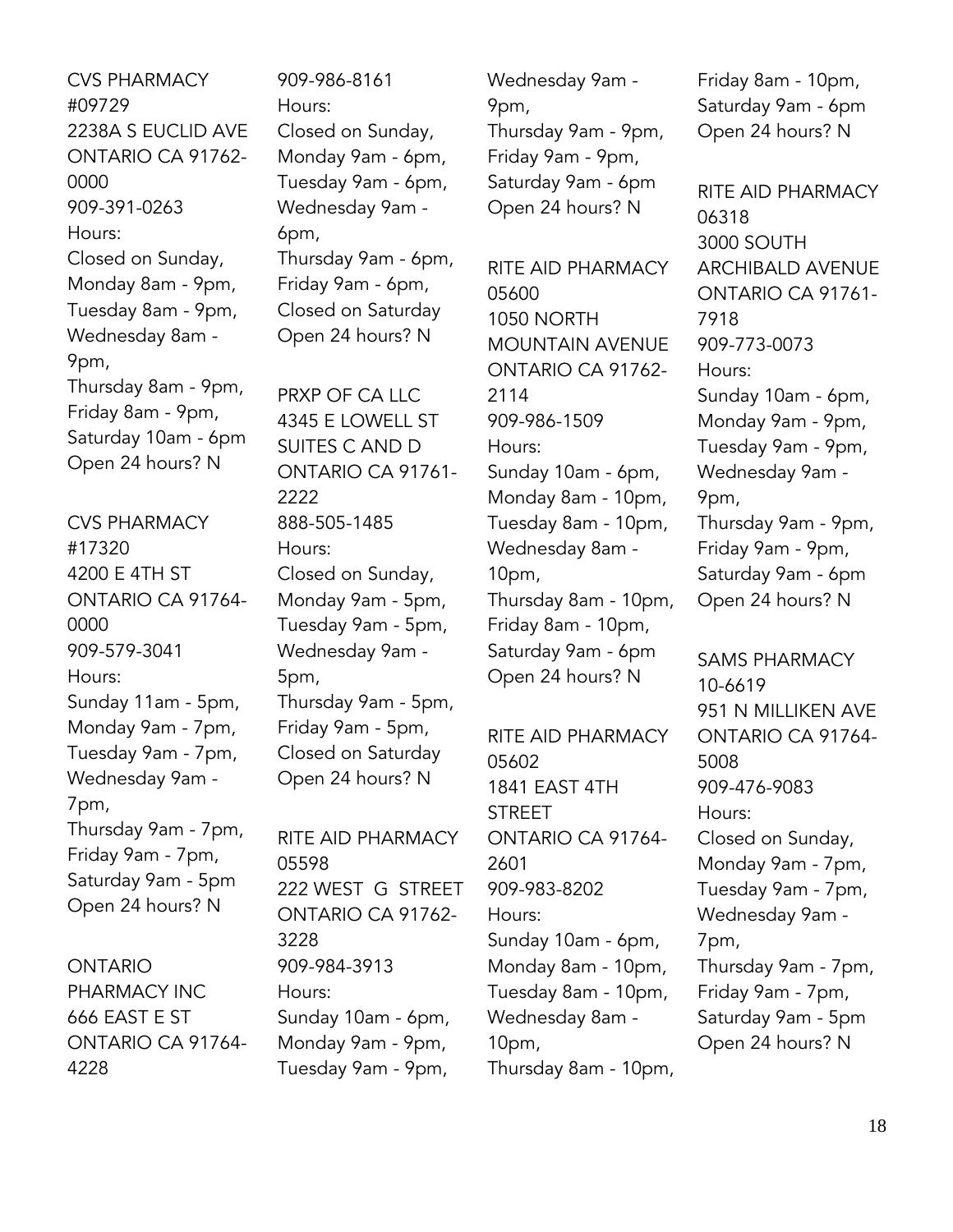CVS PHARMACY #09729
2238A S EUCLID AVE
ONTARIO CA 91762-0000
909-391-0263
Hours:
Closed on Sunday,
Monday 8am - 9pm,
Tuesday 8am - 9pm,
Wednesday 8am - 9pm,
Thursday 8am - 9pm,
Friday 8am - 9pm,
Saturday 10am - 6pm
Open 24 hours? N

CVS PHARMACY #17320
4200 E 4TH ST
ONTARIO CA 91764-0000
909-579-3041
Hours:
Sunday 11am - 5pm,
Monday 9am - 7pm,
Tuesday 9am - 7pm,
Wednesday 9am - 7pm,
Thursday 9am - 7pm,
Friday 9am - 7pm,
Saturday 9am - 5pm
Open 24 hours? N

ONTARIO PHARMACY INC
666 EAST E ST
ONTARIO CA 91764-4228
909-986-8161
Hours:
Closed on Sunday,
Monday 9am - 6pm,
Tuesday 9am - 6pm,
Wednesday 9am - 6pm,
Thursday 9am - 6pm,
Friday 9am - 6pm,
Closed on Saturday
Open 24 hours? N

PRXP OF CA LLC
4345 E LOWELL ST SUITES C AND D
ONTARIO CA 91761-2222
888-505-1485
Hours:
Closed on Sunday,
Monday 9am - 5pm,
Tuesday 9am - 5pm,
Wednesday 9am - 5pm,
Thursday 9am - 5pm,
Friday 9am - 5pm,
Closed on Saturday
Open 24 hours? N

RITE AID PHARMACY 05598
222 WEST G STREET
ONTARIO CA 91762-3228
909-984-3913
Hours:
Sunday 10am - 6pm,
Monday 9am - 9pm,
Tuesday 9am - 9pm,
Wednesday 9am - 9pm,
Thursday 9am - 9pm,
Friday 9am - 9pm,
Saturday 9am - 6pm
Open 24 hours? N

RITE AID PHARMACY 05600
1050 NORTH MOUNTAIN AVENUE
ONTARIO CA 91762-2114
909-986-1509
Hours:
Sunday 10am - 6pm,
Monday 8am - 10pm,
Tuesday 8am - 10pm,
Wednesday 8am - 10pm,
Thursday 8am - 10pm,
Friday 8am - 10pm,
Saturday 9am - 6pm
Open 24 hours? N

RITE AID PHARMACY 05602
1841 EAST 4TH STREET
ONTARIO CA 91764-2601
909-983-8202
Hours:
Sunday 10am - 6pm,
Monday 8am - 10pm,
Tuesday 8am - 10pm,
Wednesday 8am - 10pm,
Thursday 8am - 10pm,
Friday 8am - 10pm,
Saturday 9am - 6pm
Open 24 hours? N

RITE AID PHARMACY 06318
3000 SOUTH ARCHIBALD AVENUE
ONTARIO CA 91761-7918
909-773-0073
Hours:
Sunday 10am - 6pm,
Monday 9am - 9pm,
Tuesday 9am - 9pm,
Wednesday 9am - 9pm,
Thursday 9am - 9pm,
Friday 9am - 9pm,
Saturday 9am - 6pm
Open 24 hours? N

SAMS PHARMACY 10-6619
951 N MILLIKEN AVE
ONTARIO CA 91764-5008
909-476-9083
Hours:
Closed on Sunday,
Monday 9am - 7pm,
Tuesday 9am - 7pm,
Wednesday 9am - 7pm,
Thursday 9am - 7pm,
Friday 9am - 7pm,
Saturday 9am - 5pm
Open 24 hours? N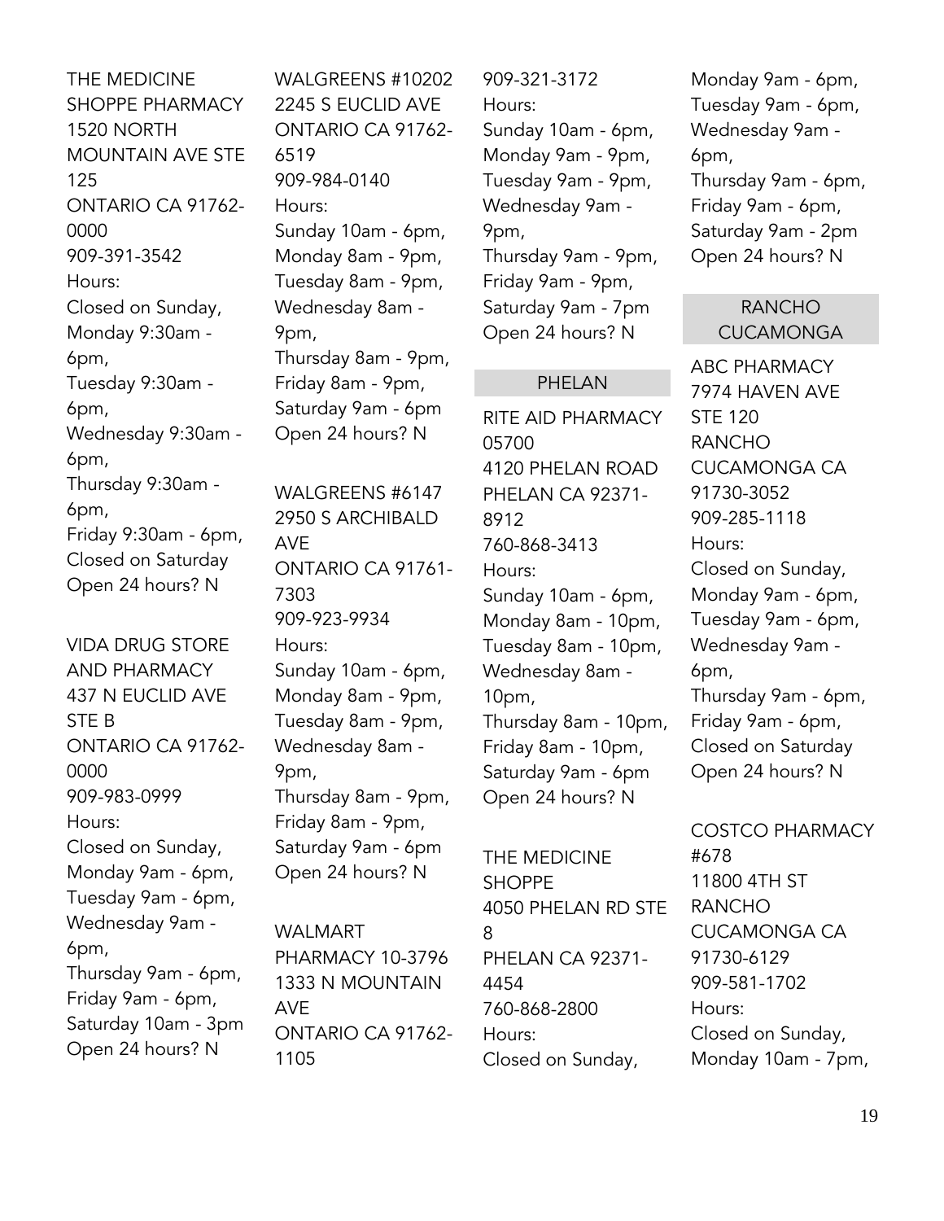THE MEDICINE SHOPPE PHARMACY
1520 NORTH MOUNTAIN AVE STE 125
ONTARIO CA 91762-0000
909-391-3542
Hours:
Closed on Sunday,
Monday 9:30am - 6pm,
Tuesday 9:30am - 6pm,
Wednesday 9:30am - 6pm,
Thursday 9:30am - 6pm,
Friday 9:30am - 6pm,
Closed on Saturday
Open 24 hours? N

VIDA DRUG STORE AND PHARMACY
437 N EUCLID AVE STE B
ONTARIO CA 91762-0000
909-983-0999
Hours:
Closed on Sunday,
Monday 9am - 6pm,
Tuesday 9am - 6pm,
Wednesday 9am - 6pm,
Thursday 9am - 6pm,
Friday 9am - 6pm,
Saturday 10am - 3pm
Open 24 hours? N

WALGREENS #10202
2245 S EUCLID AVE
ONTARIO CA 91762-6519
909-984-0140
Hours:
Sunday 10am - 6pm,
Monday 8am - 9pm,
Tuesday 8am - 9pm,
Wednesday 8am - 9pm,
Thursday 8am - 9pm,
Friday 8am - 9pm,
Saturday 9am - 6pm
Open 24 hours? N

WALGREENS #6147
2950 S ARCHIBALD AVE
ONTARIO CA 91761-7303
909-923-9934
Hours:
Sunday 10am - 6pm,
Monday 8am - 9pm,
Tuesday 8am - 9pm,
Wednesday 8am - 9pm,
Thursday 8am - 9pm,
Friday 8am - 9pm,
Saturday 9am - 6pm
Open 24 hours? N

WALMART PHARMACY 10-3796
1333 N MOUNTAIN AVE
ONTARIO CA 91762-1105
909-321-3172
Hours:
Sunday 10am - 6pm,
Monday 9am - 9pm,
Tuesday 9am - 9pm,
Wednesday 9am - 9pm,
Thursday 9am - 9pm,
Friday 9am - 9pm,
Saturday 9am - 7pm
Open 24 hours? N

## PHELAN

RITE AID PHARMACY 05700
4120 PHELAN ROAD
PHELAN CA 92371-8912
760-868-3413
Hours:
Sunday 10am - 6pm,
Monday 8am - 10pm,
Tuesday 8am - 10pm,
Wednesday 8am - 10pm,
Thursday 8am - 10pm,
Friday 8am - 10pm,
Saturday 9am - 6pm
Open 24 hours? N

THE MEDICINE SHOPPE
4050 PHELAN RD STE 8
PHELAN CA 92371-4454
760-868-2800
Hours:
Closed on Sunday,
Monday 9am - 6pm,
Tuesday 9am - 6pm,
Wednesday 9am - 6pm,
Thursday 9am - 6pm,
Friday 9am - 6pm,
Saturday 9am - 2pm
Open 24 hours? N

## RANCHO CUCAMONGA

ABC PHARMACY
7974 HAVEN AVE STE 120
RANCHO CUCAMONGA CA 91730-3052
909-285-1118
Hours:
Closed on Sunday,
Monday 9am - 6pm,
Tuesday 9am - 6pm,
Wednesday 9am - 6pm,
Thursday 9am - 6pm,
Friday 9am - 6pm,
Closed on Saturday
Open 24 hours? N

COSTCO PHARMACY #678
11800 4TH ST
RANCHO CUCAMONGA CA 91730-6129
909-581-1702
Hours:
Closed on Sunday,
Monday 10am - 7pm,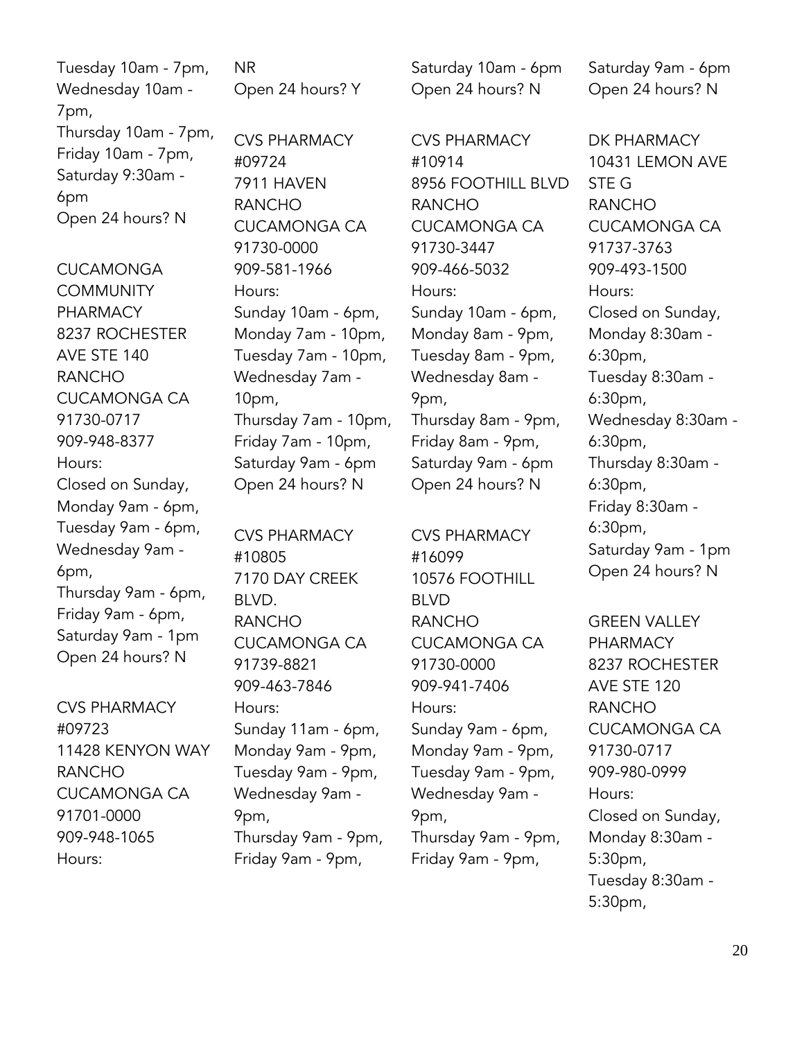Tuesday 10am - 7pm,
Wednesday 10am - 7pm,
Thursday 10am - 7pm,
Friday 10am - 7pm,
Saturday 9:30am - 6pm
Open 24 hours? N

CUCAMONGA COMMUNITY PHARMACY
8237 ROCHESTER AVE STE 140
RANCHO CUCAMONGA CA 91730-0717
909-948-8377
Hours:
Closed on Sunday,
Monday 9am - 6pm,
Tuesday 9am - 6pm,
Wednesday 9am - 6pm,
Thursday 9am - 6pm,
Friday 9am - 6pm,
Saturday 9am - 1pm
Open 24 hours? N

CVS PHARMACY #09723
11428 KENYON WAY
RANCHO CUCAMONGA CA 91701-0000
909-948-1065
Hours:
NR
Open 24 hours? Y

CVS PHARMACY #09724
7911 HAVEN
RANCHO CUCAMONGA CA 91730-0000
909-581-1966
Hours:
Sunday 10am - 6pm,
Monday 7am - 10pm,
Tuesday 7am - 10pm,
Wednesday 7am - 10pm,
Thursday 7am - 10pm,
Friday 7am - 10pm,
Saturday 9am - 6pm
Open 24 hours? N

CVS PHARMACY #10805
7170 DAY CREEK BLVD.
RANCHO CUCAMONGA CA 91739-8821
909-463-7846
Hours:
Sunday 11am - 6pm,
Monday 9am - 9pm,
Tuesday 9am - 9pm,
Wednesday 9am - 9pm,
Thursday 9am - 9pm,
Friday 9am - 9pm,
Saturday 10am - 6pm
Open 24 hours? N

CVS PHARMACY #10914
8956 FOOTHILL BLVD
RANCHO CUCAMONGA CA 91730-3447
909-466-5032
Hours:
Sunday 10am - 6pm,
Monday 8am - 9pm,
Tuesday 8am - 9pm,
Wednesday 8am - 9pm,
Thursday 8am - 9pm,
Friday 8am - 9pm,
Saturday 9am - 6pm
Open 24 hours? N

CVS PHARMACY #16099
10576 FOOTHILL BLVD
RANCHO CUCAMONGA CA 91730-0000
909-941-7406
Hours:
Sunday 9am - 6pm,
Monday 9am - 9pm,
Tuesday 9am - 9pm,
Wednesday 9am - 9pm,
Thursday 9am - 9pm,
Friday 9am - 9pm,
Saturday 9am - 6pm
Open 24 hours? N

DK PHARMACY
10431 LEMON AVE STE G
RANCHO CUCAMONGA CA 91737-3763
909-493-1500
Hours:
Closed on Sunday,
Monday 8:30am - 6:30pm,
Tuesday 8:30am - 6:30pm,
Wednesday 8:30am - 6:30pm,
Thursday 8:30am - 6:30pm,
Friday 8:30am - 6:30pm,
Saturday 9am - 1pm
Open 24 hours? N

GREEN VALLEY PHARMACY
8237 ROCHESTER AVE STE 120
RANCHO CUCAMONGA CA 91730-0717
909-980-0999
Hours:
Closed on Sunday,
Monday 8:30am - 5:30pm,
Tuesday 8:30am - 5:30pm,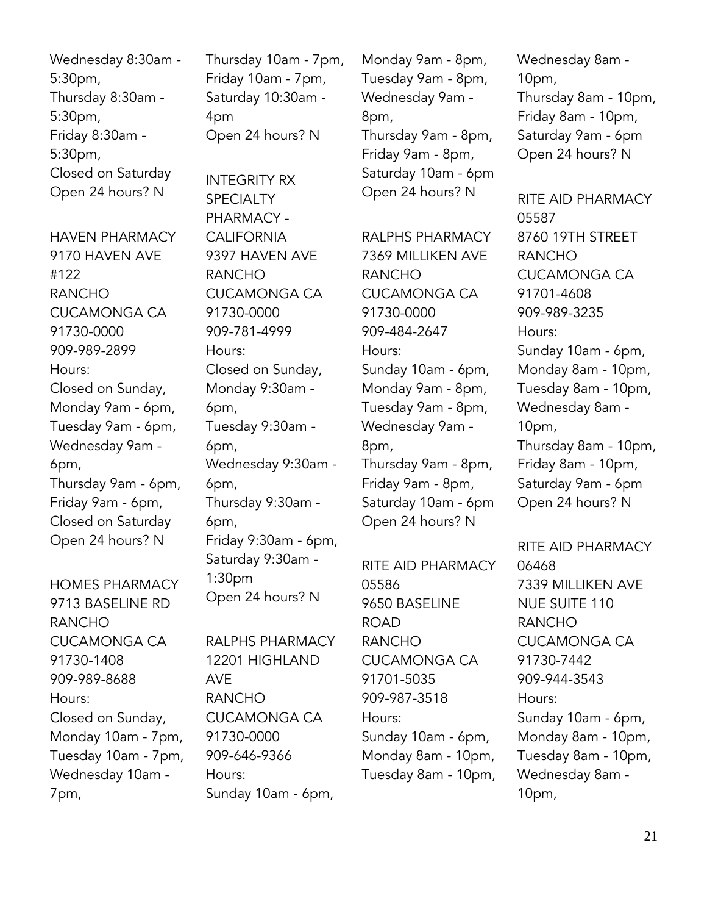Wednesday 8:30am - 5:30pm,
Thursday 8:30am - 5:30pm,
Friday 8:30am - 5:30pm,
Closed on Saturday
Open 24 hours? N

HAVEN PHARMACY
9170 HAVEN AVE #122
RANCHO CUCAMONGA CA 91730-0000
909-989-2899
Hours:
Closed on Sunday,
Monday 9am - 6pm,
Tuesday 9am - 6pm,
Wednesday 9am - 6pm,
Thursday 9am - 6pm,
Friday 9am - 6pm,
Closed on Saturday
Open 24 hours? N

HOMES PHARMACY
9713 BASELINE RD
RANCHO CUCAMONGA CA 91730-1408
909-989-8688
Hours:
Closed on Sunday,
Monday 10am - 7pm,
Tuesday 10am - 7pm,
Wednesday 10am - 7pm,
Thursday 10am - 7pm,
Friday 10am - 7pm,
Saturday 10:30am - 4pm
Open 24 hours? N

INTEGRITY RX SPECIALTY PHARMACY - CALIFORNIA
9397 HAVEN AVE
RANCHO CUCAMONGA CA 91730-0000
909-781-4999
Hours:
Closed on Sunday,
Monday 9:30am - 6pm,
Tuesday 9:30am - 6pm,
Wednesday 9:30am - 6pm,
Thursday 9:30am - 6pm,
Friday 9:30am - 6pm,
Saturday 9:30am - 1:30pm
Open 24 hours? N

RALPHS PHARMACY
12201 HIGHLAND AVE
RANCHO CUCAMONGA CA 91730-0000
909-646-9366
Hours:
Sunday 10am - 6pm,
Monday 9am - 8pm,
Tuesday 9am - 8pm,
Wednesday 9am - 8pm,
Thursday 9am - 8pm,
Friday 9am - 8pm,
Saturday 10am - 6pm
Open 24 hours? N

RALPHS PHARMACY
7369 MILLIKEN AVE
RANCHO CUCAMONGA CA 91730-0000
909-484-2647
Hours:
Sunday 10am - 6pm,
Monday 9am - 8pm,
Tuesday 9am - 8pm,
Wednesday 9am - 8pm,
Thursday 9am - 8pm,
Friday 9am - 8pm,
Saturday 10am - 6pm
Open 24 hours? N

RITE AID PHARMACY 05586
9650 BASELINE ROAD
RANCHO CUCAMONGA CA 91701-5035
909-987-3518
Hours:
Sunday 10am - 6pm,
Monday 8am - 10pm,
Tuesday 8am - 10pm,
Wednesday 8am - 10pm,
Thursday 8am - 10pm,
Friday 8am - 10pm,
Saturday 9am - 6pm
Open 24 hours? N

RITE AID PHARMACY 05587
8760 19TH STREET
RANCHO CUCAMONGA CA 91701-4608
909-989-3235
Hours:
Sunday 10am - 6pm,
Monday 8am - 10pm,
Tuesday 8am - 10pm,
Wednesday 8am - 10pm,
Thursday 8am - 10pm,
Friday 8am - 10pm,
Saturday 9am - 6pm
Open 24 hours? N

RITE AID PHARMACY 06468
7339 MILLIKEN AVE NUE SUITE 110
RANCHO CUCAMONGA CA 91730-7442
909-944-3543
Hours:
Sunday 10am - 6pm,
Monday 8am - 10pm,
Tuesday 8am - 10pm,
Wednesday 8am - 10pm,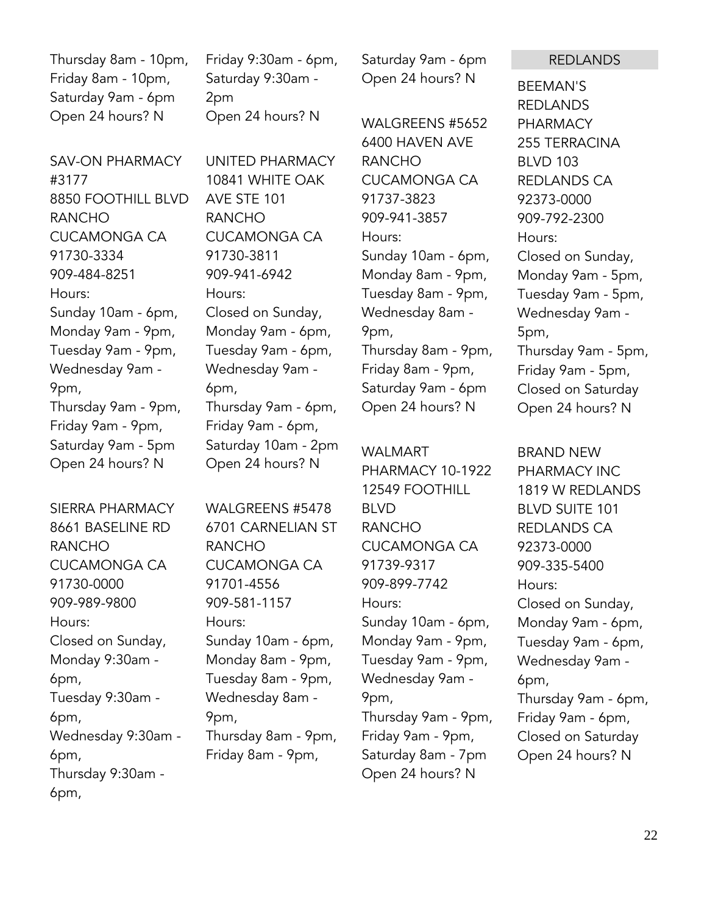Thursday 8am - 10pm,
Friday 8am - 10pm,
Saturday 9am - 6pm
Open 24 hours? N

SAV-ON PHARMACY #3177
8850 FOOTHILL BLVD
RANCHO CUCAMONGA CA 91730-3334
909-484-8251
Hours:
Sunday 10am - 6pm,
Monday 9am - 9pm,
Tuesday 9am - 9pm,
Wednesday 9am - 9pm,
Thursday 9am - 9pm,
Friday 9am - 9pm,
Saturday 9am - 5pm
Open 24 hours? N

SIERRA PHARMACY
8661 BASELINE RD
RANCHO CUCAMONGA CA 91730-0000
909-989-9800
Hours:
Closed on Sunday,
Monday 9:30am - 6pm,
Tuesday 9:30am - 6pm,
Wednesday 9:30am - 6pm,
Thursday 9:30am - 6pm,
Friday 9:30am - 6pm,
Saturday 9:30am - 2pm
Open 24 hours? N

UNITED PHARMACY
10841 WHITE OAK AVE STE 101
RANCHO CUCAMONGA CA 91730-3811
909-941-6942
Hours:
Closed on Sunday,
Monday 9am - 6pm,
Tuesday 9am - 6pm,
Wednesday 9am - 6pm,
Thursday 9am - 6pm,
Friday 9am - 6pm,
Saturday 10am - 2pm
Open 24 hours? N

WALGREENS #5478
6701 CARNELIAN ST
RANCHO CUCAMONGA CA 91701-4556
909-581-1157
Hours:
Sunday 10am - 6pm,
Monday 8am - 9pm,
Tuesday 8am - 9pm,
Wednesday 8am - 9pm,
Thursday 8am - 9pm,
Friday 8am - 9pm,
Saturday 9am - 6pm
Open 24 hours? N

WALGREENS #5652
6400 HAVEN AVE
RANCHO CUCAMONGA CA 91737-3823
909-941-3857
Hours:
Sunday 10am - 6pm,
Monday 8am - 9pm,
Tuesday 8am - 9pm,
Wednesday 8am - 9pm,
Thursday 8am - 9pm,
Friday 8am - 9pm,
Saturday 9am - 6pm
Open 24 hours? N

WALMART PHARMACY 10-1922
12549 FOOTHILL BLVD
RANCHO CUCAMONGA CA 91739-9317
909-899-7742
Hours:
Sunday 10am - 6pm,
Monday 9am - 9pm,
Tuesday 9am - 9pm,
Wednesday 9am - 9pm,
Thursday 9am - 9pm,
Friday 9am - 9pm,
Saturday 8am - 7pm
Open 24 hours? N

## REDLANDS

BEEMAN'S REDLANDS PHARMACY
255 TERRACINA BLVD 103
REDLANDS CA 92373-0000
909-792-2300
Hours:
Closed on Sunday,
Monday 9am - 5pm,
Tuesday 9am - 5pm,
Wednesday 9am - 5pm,
Thursday 9am - 5pm,
Friday 9am - 5pm,
Closed on Saturday
Open 24 hours? N

BRAND NEW PHARMACY INC
1819 W REDLANDS BLVD SUITE 101
REDLANDS CA 92373-0000
909-335-5400
Hours:
Closed on Sunday,
Monday 9am - 6pm,
Tuesday 9am - 6pm,
Wednesday 9am - 6pm,
Thursday 9am - 6pm,
Friday 9am - 6pm,
Closed on Saturday
Open 24 hours? N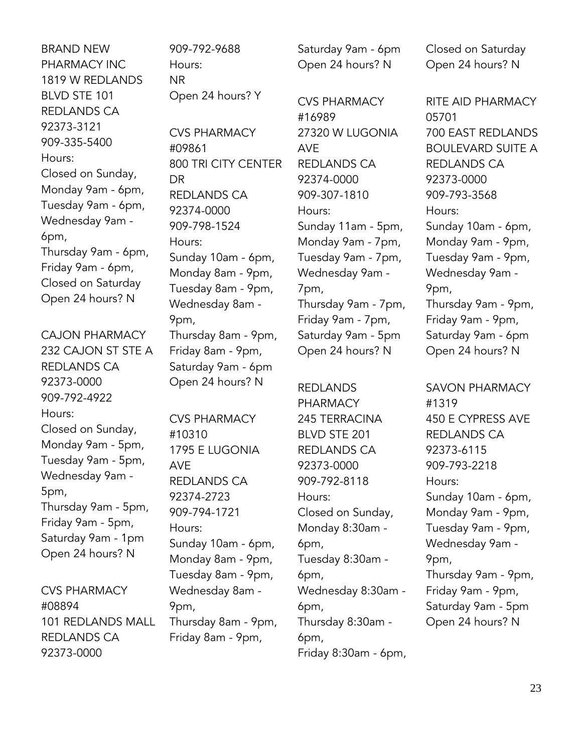BRAND NEW PHARMACY INC
1819 W REDLANDS BLVD STE 101
REDLANDS CA 92373-3121
909-335-5400
Hours:
Closed on Sunday,
Monday 9am - 6pm,
Tuesday 9am - 6pm,
Wednesday 9am - 6pm,
Thursday 9am - 6pm,
Friday 9am - 6pm,
Closed on Saturday
Open 24 hours? N

CAJON PHARMACY
232 CAJON ST STE A
REDLANDS CA 92373-0000
909-792-4922
Hours:
Closed on Sunday,
Monday 9am - 5pm,
Tuesday 9am - 5pm,
Wednesday 9am - 5pm,
Thursday 9am - 5pm,
Friday 9am - 5pm,
Saturday 9am - 1pm
Open 24 hours? N

CVS PHARMACY #08894
101 REDLANDS MALL
REDLANDS CA 92373-0000
909-792-9688
Hours:
NR
Open 24 hours? Y

CVS PHARMACY #09861
800 TRI CITY CENTER DR
REDLANDS CA 92374-0000
909-798-1524
Hours:
Sunday 10am - 6pm,
Monday 8am - 9pm,
Tuesday 8am - 9pm,
Wednesday 8am - 9pm,
Thursday 8am - 9pm,
Friday 8am - 9pm,
Saturday 9am - 6pm
Open 24 hours? N

CVS PHARMACY #10310
1795 E LUGONIA AVE
REDLANDS CA 92374-2723
909-794-1721
Hours:
Sunday 10am - 6pm,
Monday 8am - 9pm,
Tuesday 8am - 9pm,
Wednesday 8am - 9pm,
Thursday 8am - 9pm,
Friday 8am - 9pm,
Saturday 9am - 6pm
Open 24 hours? N

CVS PHARMACY #16989
27320 W LUGONIA AVE
REDLANDS CA 92374-0000
909-307-1810
Hours:
Sunday 11am - 5pm,
Monday 9am - 7pm,
Tuesday 9am - 7pm,
Wednesday 9am - 7pm,
Thursday 9am - 7pm,
Friday 9am - 7pm,
Saturday 9am - 5pm
Open 24 hours? N

REDLANDS PHARMACY
245 TERRACINA BLVD STE 201
REDLANDS CA 92373-0000
909-792-8118
Hours:
Closed on Sunday,
Monday 8:30am - 6pm,
Tuesday 8:30am - 6pm,
Wednesday 8:30am - 6pm,
Thursday 8:30am - 6pm,
Friday 8:30am - 6pm,
Closed on Saturday
Open 24 hours? N

RITE AID PHARMACY 05701
700 EAST REDLANDS BOULEVARD SUITE A
REDLANDS CA 92373-0000
909-793-3568
Hours:
Sunday 10am - 6pm,
Monday 9am - 9pm,
Tuesday 9am - 9pm,
Wednesday 9am - 9pm,
Thursday 9am - 9pm,
Friday 9am - 9pm,
Saturday 9am - 6pm
Open 24 hours? N

SAVON PHARMACY #1319
450 E CYPRESS AVE
REDLANDS CA 92373-6115
909-793-2218
Hours:
Sunday 10am - 6pm,
Monday 9am - 9pm,
Tuesday 9am - 9pm,
Wednesday 9am - 9pm,
Thursday 9am - 9pm,
Friday 9am - 9pm,
Saturday 9am - 5pm
Open 24 hours? N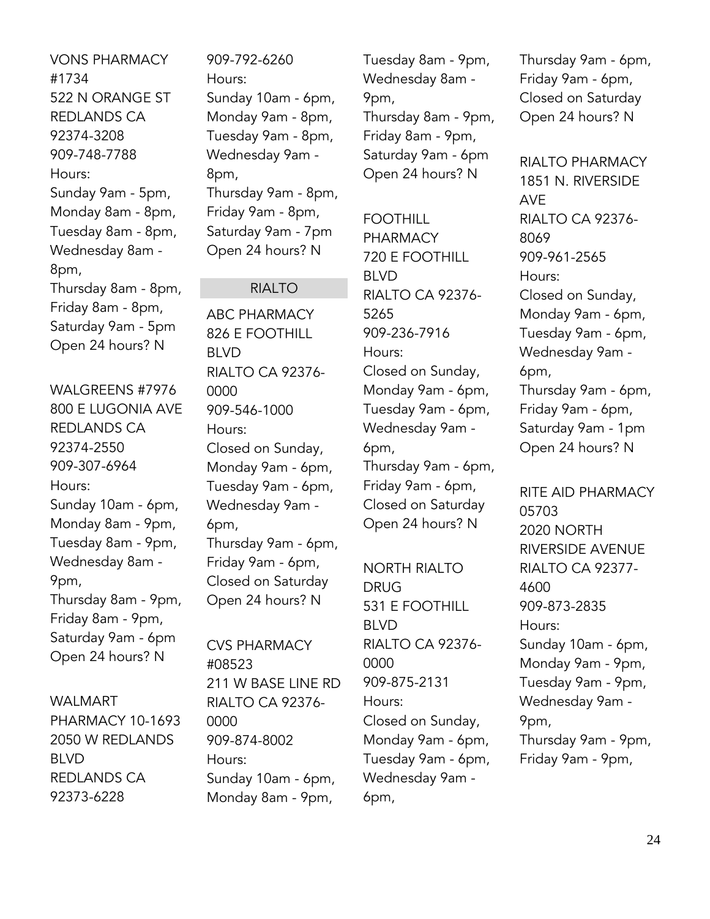VONS PHARMACY #1734
522 N ORANGE ST
REDLANDS CA 92374-3208
909-748-7788
Hours:
Sunday 9am - 5pm,
Monday 8am - 8pm,
Tuesday 8am - 8pm,
Wednesday 8am - 8pm,
Thursday 8am - 8pm,
Friday 8am - 8pm,
Saturday 9am - 5pm
Open 24 hours? N

WALGREENS #7976
800 E LUGONIA AVE
REDLANDS CA 92374-2550
909-307-6964
Hours:
Sunday 10am - 6pm,
Monday 8am - 9pm,
Tuesday 8am - 9pm,
Wednesday 8am - 9pm,
Thursday 8am - 9pm,
Friday 8am - 9pm,
Saturday 9am - 6pm
Open 24 hours? N

WALMART PHARMACY 10-1693
2050 W REDLANDS BLVD
REDLANDS CA 92373-6228
909-792-6260
Hours:
Sunday 10am - 6pm,
Monday 9am - 8pm,
Tuesday 9am - 8pm,
Wednesday 9am - 8pm,
Thursday 9am - 8pm,
Friday 9am - 8pm,
Saturday 9am - 7pm
Open 24 hours? N

## RIALTO

ABC PHARMACY
826 E FOOTHILL BLVD
RIALTO CA 92376-0000
909-546-1000
Hours:
Closed on Sunday,
Monday 9am - 6pm,
Tuesday 9am - 6pm,
Wednesday 9am - 6pm,
Thursday 9am - 6pm,
Friday 9am - 6pm,
Closed on Saturday
Open 24 hours? N

CVS PHARMACY #08523
211 W BASE LINE RD
RIALTO CA 92376-0000
909-874-8002
Hours:
Sunday 10am - 6pm,
Monday 8am - 9pm,
Tuesday 8am - 9pm,
Wednesday 8am - 9pm,
Thursday 8am - 9pm,
Friday 8am - 9pm,
Saturday 9am - 6pm
Open 24 hours? N

FOOTHILL PHARMACY
720 E FOOTHILL BLVD
RIALTO CA 92376-5265
909-236-7916
Hours:
Closed on Sunday,
Monday 9am - 6pm,
Tuesday 9am - 6pm,
Wednesday 9am - 6pm,
Thursday 9am - 6pm,
Friday 9am - 6pm,
Closed on Saturday
Open 24 hours? N

NORTH RIALTO DRUG
531 E FOOTHILL BLVD
RIALTO CA 92376-0000
909-875-2131
Hours:
Closed on Sunday,
Monday 9am - 6pm,
Tuesday 9am - 6pm,
Wednesday 9am - 6pm,
Thursday 9am - 6pm,
Friday 9am - 6pm,
Closed on Saturday
Open 24 hours? N

RIALTO PHARMACY
1851 N. RIVERSIDE AVE
RIALTO CA 92376-8069
909-961-2565
Hours:
Closed on Sunday,
Monday 9am - 6pm,
Tuesday 9am - 6pm,
Wednesday 9am - 6pm,
Thursday 9am - 6pm,
Friday 9am - 6pm,
Saturday 9am - 1pm
Open 24 hours? N

RITE AID PHARMACY 05703
2020 NORTH RIVERSIDE AVENUE
RIALTO CA 92377-4600
909-873-2835
Hours:
Sunday 10am - 6pm,
Monday 9am - 9pm,
Tuesday 9am - 9pm,
Wednesday 9am - 9pm,
Thursday 9am - 9pm,
Friday 9am - 9pm,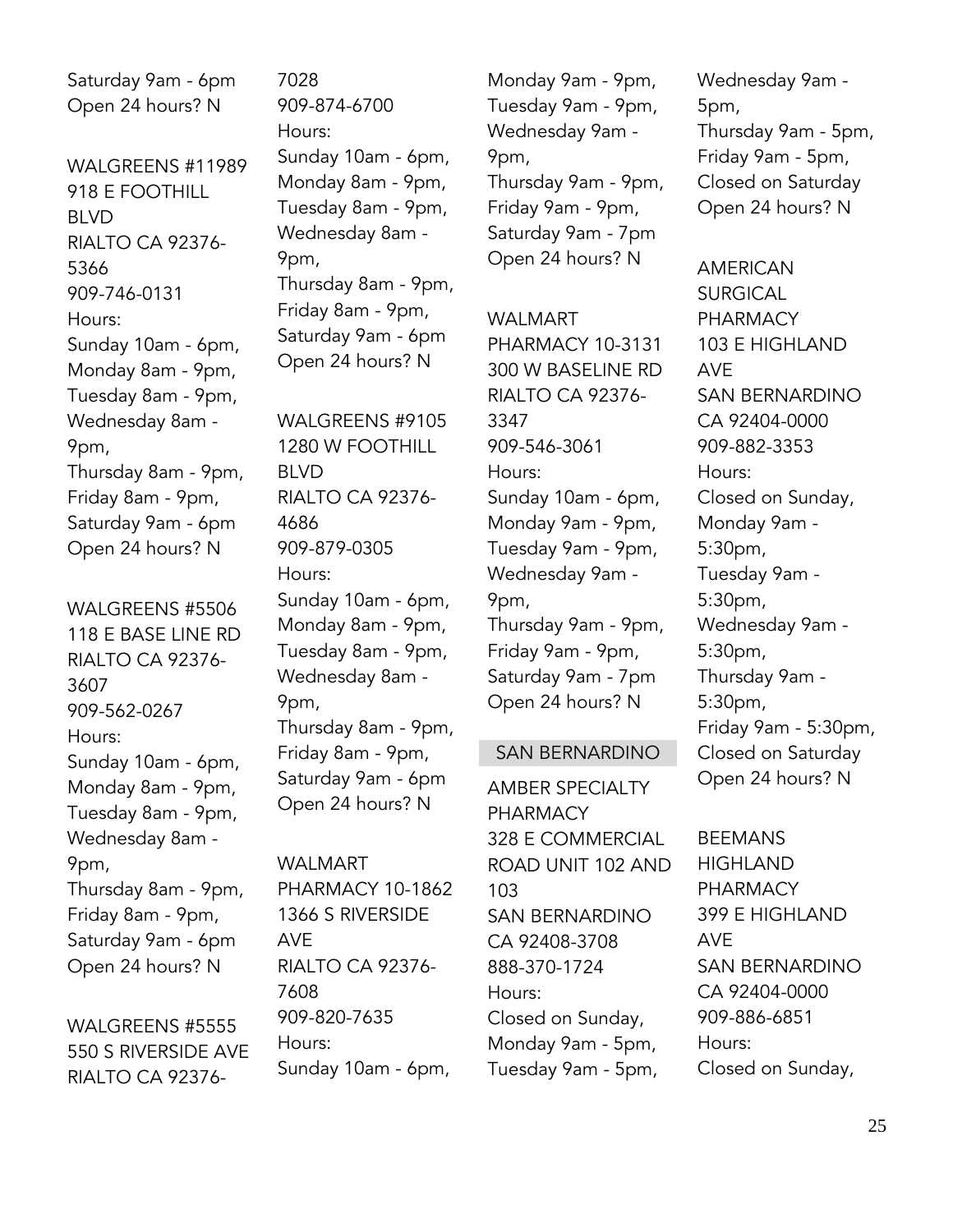Saturday 9am - 6pm
Open 24 hours? N

WALGREENS #11989
918 E FOOTHILL BLVD
RIALTO CA 92376-5366
909-746-0131
Hours:
Sunday 10am - 6pm,
Monday 8am - 9pm,
Tuesday 8am - 9pm,
Wednesday 8am - 9pm,
Thursday 8am - 9pm,
Friday 8am - 9pm,
Saturday 9am - 6pm
Open 24 hours? N

WALGREENS #5506
118 E BASE LINE RD
RIALTO CA 92376-3607
909-562-0267
Hours:
Sunday 10am - 6pm,
Monday 8am - 9pm,
Tuesday 8am - 9pm,
Wednesday 8am - 9pm,
Thursday 8am - 9pm,
Friday 8am - 9pm,
Saturday 9am - 6pm
Open 24 hours? N

WALGREENS #5555
550 S RIVERSIDE AVE
RIALTO CA 92376-7028
909-874-6700
Hours:
Sunday 10am - 6pm,
Monday 8am - 9pm,
Tuesday 8am - 9pm,
Wednesday 8am - 9pm,
Thursday 8am - 9pm,
Friday 8am - 9pm,
Saturday 9am - 6pm
Open 24 hours? N

WALGREENS #9105
1280 W FOOTHILL BLVD
RIALTO CA 92376-4686
909-879-0305
Hours:
Sunday 10am - 6pm,
Monday 8am - 9pm,
Tuesday 8am - 9pm,
Wednesday 8am - 9pm,
Thursday 8am - 9pm,
Friday 8am - 9pm,
Saturday 9am - 6pm
Open 24 hours? N

WALMART PHARMACY 10-1862
1366 S RIVERSIDE AVE
RIALTO CA 92376-7608
909-820-7635
Hours:
Sunday 10am - 6pm,
Monday 9am - 9pm,
Tuesday 9am - 9pm,
Wednesday 9am - 9pm,
Thursday 9am - 9pm,
Friday 9am - 9pm,
Saturday 9am - 7pm
Open 24 hours? N

WALMART PHARMACY 10-3131
300 W BASELINE RD
RIALTO CA 92376-3347
909-546-3061
Hours:
Sunday 10am - 6pm,
Monday 9am - 9pm,
Tuesday 9am - 9pm,
Wednesday 9am - 9pm,
Thursday 9am - 9pm,
Friday 9am - 9pm,
Saturday 9am - 7pm
Open 24 hours? N

## SAN BERNARDINO

AMBER SPECIALTY PHARMACY
328 E COMMERCIAL ROAD UNIT 102 AND 103
SAN BERNARDINO CA 92408-3708
888-370-1724
Hours:
Closed on Sunday,
Monday 9am - 5pm,
Tuesday 9am - 5pm,
Wednesday 9am - 5pm,
Thursday 9am - 5pm,
Friday 9am - 5pm,
Closed on Saturday
Open 24 hours? N

AMERICAN SURGICAL PHARMACY
103 E HIGHLAND AVE
SAN BERNARDINO CA 92404-0000
909-882-3353
Hours:
Closed on Sunday,
Monday 9am - 5:30pm,
Tuesday 9am - 5:30pm,
Wednesday 9am - 5:30pm,
Thursday 9am - 5:30pm,
Friday 9am - 5:30pm,
Closed on Saturday
Open 24 hours? N

BEEMANS HIGHLAND PHARMACY
399 E HIGHLAND AVE
SAN BERNARDINO CA 92404-0000
909-886-6851
Hours:
Closed on Sunday,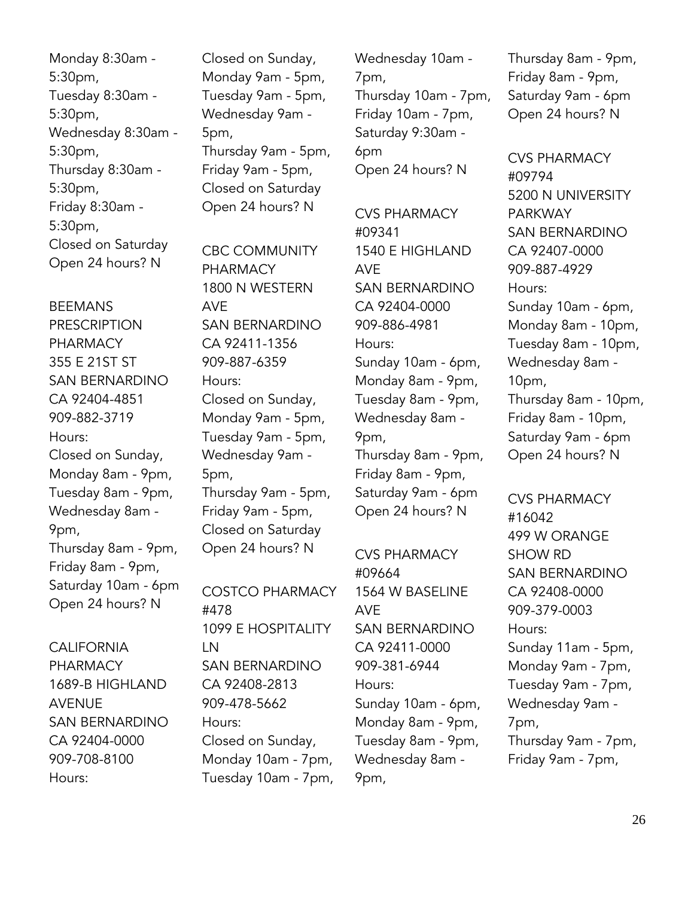Monday 8:30am - 5:30pm,
Tuesday 8:30am - 5:30pm,
Wednesday 8:30am - 5:30pm,
Thursday 8:30am - 5:30pm,
Friday 8:30am - 5:30pm,
Closed on Saturday
Open 24 hours? N

BEEMANS PRESCRIPTION PHARMACY
355 E 21ST ST
SAN BERNARDINO
CA 92404-4851
909-882-3719
Hours:
Closed on Sunday,
Monday 8am - 9pm,
Tuesday 8am - 9pm,
Wednesday 8am - 9pm,
Thursday 8am - 9pm,
Friday 8am - 9pm,
Saturday 10am - 6pm
Open 24 hours? N

CALIFORNIA PHARMACY
1689-B HIGHLAND AVENUE
SAN BERNARDINO
CA 92404-0000
909-708-8100
Hours:
Closed on Sunday,
Monday 9am - 5pm,
Tuesday 9am - 5pm,
Wednesday 9am - 5pm,
Thursday 9am - 5pm,
Friday 9am - 5pm,
Closed on Saturday
Open 24 hours? N

CBC COMMUNITY PHARMACY
1800 N WESTERN AVE
SAN BERNARDINO
CA 92411-1356
909-887-6359
Hours:
Closed on Sunday,
Monday 9am - 5pm,
Tuesday 9am - 5pm,
Wednesday 9am - 5pm,
Thursday 9am - 5pm,
Friday 9am - 5pm,
Closed on Saturday
Open 24 hours? N

COSTCO PHARMACY #478
1099 E HOSPITALITY LN
SAN BERNARDINO
CA 92408-2813
909-478-5662
Hours:
Closed on Sunday,
Monday 10am - 7pm,
Tuesday 10am - 7pm,
Wednesday 10am - 7pm,
Thursday 10am - 7pm,
Friday 10am - 7pm,
Saturday 9:30am - 6pm
Open 24 hours? N

CVS PHARMACY #09341
1540 E HIGHLAND AVE
SAN BERNARDINO
CA 92404-0000
909-886-4981
Hours:
Sunday 10am - 6pm,
Monday 8am - 9pm,
Tuesday 8am - 9pm,
Wednesday 8am - 9pm,
Thursday 8am - 9pm,
Friday 8am - 9pm,
Saturday 9am - 6pm
Open 24 hours? N

CVS PHARMACY #09664
1564 W BASELINE AVE
SAN BERNARDINO
CA 92411-0000
909-381-6944
Hours:
Sunday 10am - 6pm,
Monday 8am - 9pm,
Tuesday 8am - 9pm,
Wednesday 8am - 9pm,
Thursday 8am - 9pm,
Friday 8am - 9pm,
Saturday 9am - 6pm
Open 24 hours? N

CVS PHARMACY #09794
5200 N UNIVERSITY PARKWAY
SAN BERNARDINO
CA 92407-0000
909-887-4929
Hours:
Sunday 10am - 6pm,
Monday 8am - 10pm,
Tuesday 8am - 10pm,
Wednesday 8am - 10pm,
Thursday 8am - 10pm,
Friday 8am - 10pm,
Saturday 9am - 6pm
Open 24 hours? N

CVS PHARMACY #16042
499 W ORANGE SHOW RD
SAN BERNARDINO
CA 92408-0000
909-379-0003
Hours:
Sunday 11am - 5pm,
Monday 9am - 7pm,
Tuesday 9am - 7pm,
Wednesday 9am - 7pm,
Thursday 9am - 7pm,
Friday 9am - 7pm,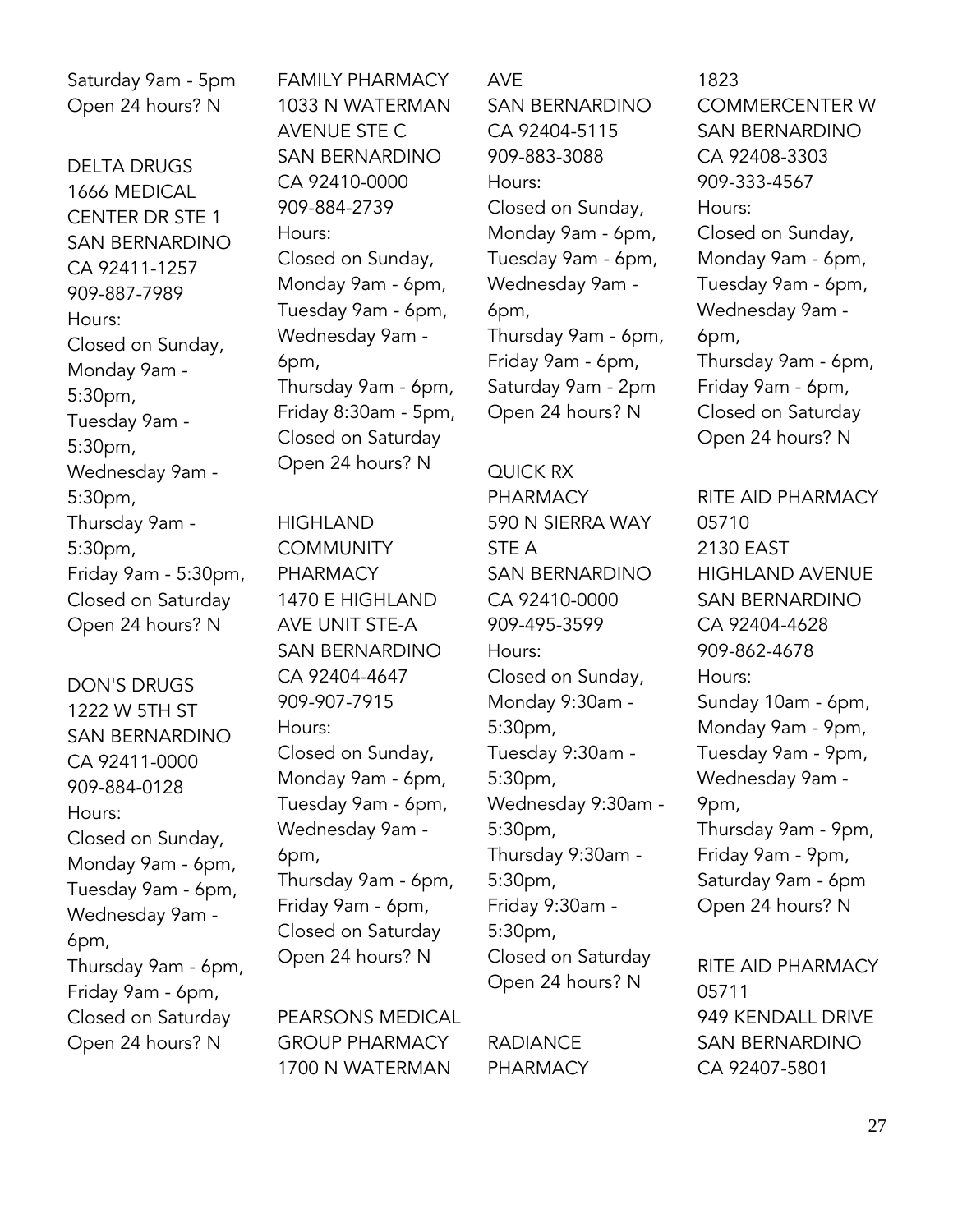Saturday 9am - 5pm
Open 24 hours? N

DELTA DRUGS
1666 MEDICAL CENTER DR STE 1
SAN BERNARDINO
CA 92411-1257
909-887-7989
Hours:
Closed on Sunday,
Monday 9am - 5:30pm,
Tuesday 9am - 5:30pm,
Wednesday 9am - 5:30pm,
Thursday 9am - 5:30pm,
Friday 9am - 5:30pm,
Closed on Saturday
Open 24 hours? N

DON'S DRUGS
1222 W 5TH ST
SAN BERNARDINO
CA 92411-0000
909-884-0128
Hours:
Closed on Sunday,
Monday 9am - 6pm,
Tuesday 9am - 6pm,
Wednesday 9am - 6pm,
Thursday 9am - 6pm,
Friday 9am - 6pm,
Closed on Saturday
Open 24 hours? N

FAMILY PHARMACY
1033 N WATERMAN AVENUE STE C
SAN BERNARDINO
CA 92410-0000
909-884-2739
Hours:
Closed on Sunday,
Monday 9am - 6pm,
Tuesday 9am - 6pm,
Wednesday 9am - 6pm,
Thursday 9am - 6pm,
Friday 8:30am - 5pm,
Closed on Saturday
Open 24 hours? N

HIGHLAND COMMUNITY PHARMACY
1470 E HIGHLAND AVE UNIT STE-A
SAN BERNARDINO
CA 92404-4647
909-907-7915
Hours:
Closed on Sunday,
Monday 9am - 6pm,
Tuesday 9am - 6pm,
Wednesday 9am - 6pm,
Thursday 9am - 6pm,
Friday 9am - 6pm,
Closed on Saturday
Open 24 hours? N

PEARSONS MEDICAL GROUP PHARMACY
1700 N WATERMAN AVE
SAN BERNARDINO
CA 92404-5115
909-883-3088
Hours:
Closed on Sunday,
Monday 9am - 6pm,
Tuesday 9am - 6pm,
Wednesday 9am - 6pm,
Thursday 9am - 6pm,
Friday 9am - 6pm,
Saturday 9am - 2pm
Open 24 hours? N

QUICK RX PHARMACY
590 N SIERRA WAY STE A
SAN BERNARDINO
CA 92410-0000
909-495-3599
Hours:
Closed on Sunday,
Monday 9:30am - 5:30pm,
Tuesday 9:30am - 5:30pm,
Wednesday 9:30am - 5:30pm,
Thursday 9:30am - 5:30pm,
Friday 9:30am - 5:30pm,
Closed on Saturday
Open 24 hours? N

RADIANCE PHARMACY
1823 COMMERCENTER W
SAN BERNARDINO
CA 92408-3303
909-333-4567
Hours:
Closed on Sunday,
Monday 9am - 6pm,
Tuesday 9am - 6pm,
Wednesday 9am - 6pm,
Thursday 9am - 6pm,
Friday 9am - 6pm,
Closed on Saturday
Open 24 hours? N

RITE AID PHARMACY 05710
2130 EAST HIGHLAND AVENUE
SAN BERNARDINO
CA 92404-4628
909-862-4678
Hours:
Sunday 10am - 6pm,
Monday 9am - 9pm,
Tuesday 9am - 9pm,
Wednesday 9am - 9pm,
Thursday 9am - 9pm,
Friday 9am - 9pm,
Saturday 9am - 6pm
Open 24 hours? N

RITE AID PHARMACY 05711
949 KENDALL DRIVE
SAN BERNARDINO
CA 92407-5801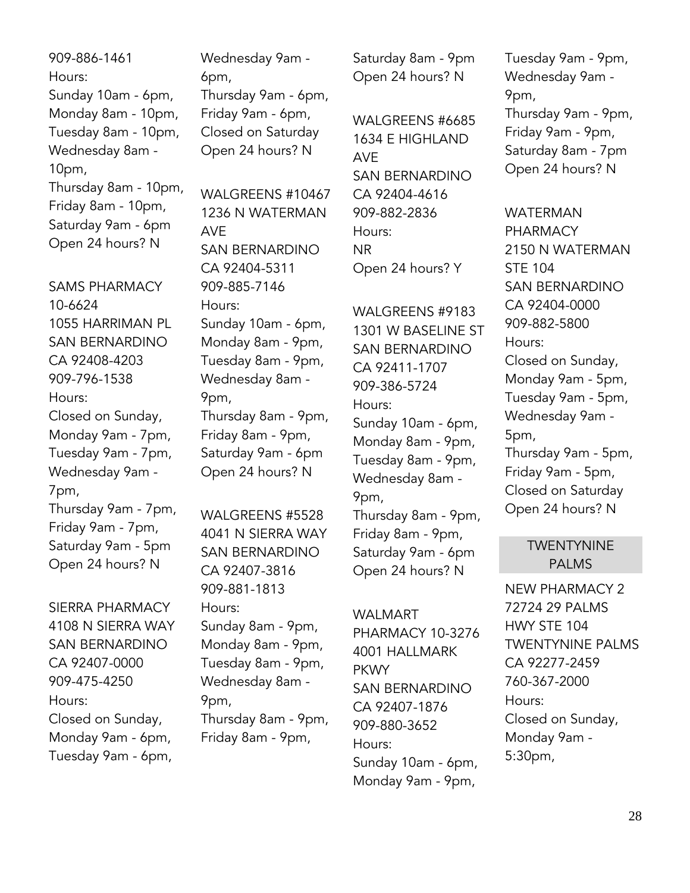909-886-1461
Hours:
Sunday 10am - 6pm,
Monday 8am - 10pm,
Tuesday 8am - 10pm,
Wednesday 8am - 10pm,
Thursday 8am - 10pm,
Friday 8am - 10pm,
Saturday 9am - 6pm
Open 24 hours? N

SAMS PHARMACY 10-6624
1055 HARRIMAN PL
SAN BERNARDINO
CA 92408-4203
909-796-1538
Hours:
Closed on Sunday,
Monday 9am - 7pm,
Tuesday 9am - 7pm,
Wednesday 9am - 7pm,
Thursday 9am - 7pm,
Friday 9am - 7pm,
Saturday 9am - 5pm
Open 24 hours? N

SIERRA PHARMACY
4108 N SIERRA WAY
SAN BERNARDINO
CA 92407-0000
909-475-4250
Hours:
Closed on Sunday,
Monday 9am - 6pm,
Tuesday 9am - 6pm,
Wednesday 9am - 6pm,
Thursday 9am - 6pm,
Friday 9am - 6pm,
Closed on Saturday
Open 24 hours? N

WALGREENS #10467
1236 N WATERMAN AVE
SAN BERNARDINO
CA 92404-5311
909-885-7146
Hours:
Sunday 10am - 6pm,
Monday 8am - 9pm,
Tuesday 8am - 9pm,
Wednesday 8am - 9pm,
Thursday 8am - 9pm,
Friday 8am - 9pm,
Saturday 9am - 6pm
Open 24 hours? N

WALGREENS #5528
4041 N SIERRA WAY
SAN BERNARDINO
CA 92407-3816
909-881-1813
Hours:
Sunday 8am - 9pm,
Monday 8am - 9pm,
Tuesday 8am - 9pm,
Wednesday 8am - 9pm,
Thursday 8am - 9pm,
Friday 8am - 9pm,
Saturday 8am - 9pm
Open 24 hours? N

WALGREENS #6685
1634 E HIGHLAND AVE
SAN BERNARDINO
CA 92404-4616
909-882-2836
Hours:
NR
Open 24 hours? Y

WALGREENS #9183
1301 W BASELINE ST
SAN BERNARDINO
CA 92411-1707
909-386-5724
Hours:
Sunday 10am - 6pm,
Monday 8am - 9pm,
Tuesday 8am - 9pm,
Wednesday 8am - 9pm,
Thursday 8am - 9pm,
Friday 8am - 9pm,
Saturday 9am - 6pm
Open 24 hours? N

WALMART PHARMACY 10-3276
4001 HALLMARK PKWY
SAN BERNARDINO
CA 92407-1876
909-880-3652
Hours:
Sunday 10am - 6pm,
Monday 9am - 9pm,
Tuesday 9am - 9pm,
Wednesday 9am - 9pm,
Thursday 9am - 9pm,
Friday 9am - 9pm,
Saturday 8am - 7pm
Open 24 hours? N

WATERMAN PHARMACY
2150 N WATERMAN STE 104
SAN BERNARDINO
CA 92404-0000
909-882-5800
Hours:
Closed on Sunday,
Monday 9am - 5pm,
Tuesday 9am - 5pm,
Wednesday 9am - 5pm,
Thursday 9am - 5pm,
Friday 9am - 5pm,
Closed on Saturday
Open 24 hours? N

## TWENTYNINE PALMS

NEW PHARMACY 2
72724 29 PALMS HWY STE 104
TWENTYNINE PALMS
CA 92277-2459
760-367-2000
Hours:
Closed on Sunday,
Monday 9am - 5:30pm,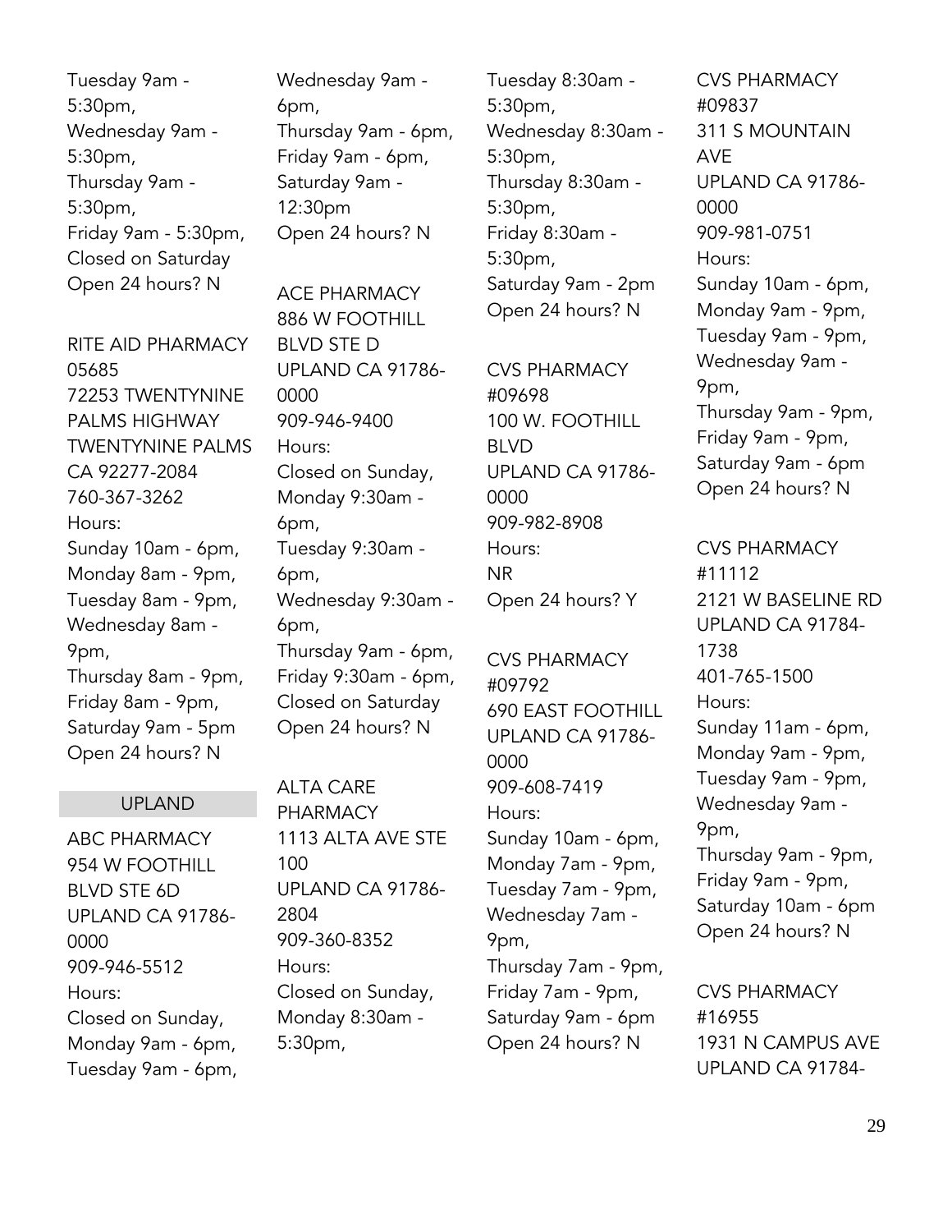Tuesday 9am - 5:30pm,
Wednesday 9am - 5:30pm,
Thursday 9am - 5:30pm,
Friday 9am - 5:30pm,
Closed on Saturday
Open 24 hours? N

RITE AID PHARMACY 05685
72253 TWENTYNINE PALMS HIGHWAY
TWENTYNINE PALMS CA 92277-2084
760-367-3262
Hours:
Sunday 10am - 6pm,
Monday 8am - 9pm,
Tuesday 8am - 9pm,
Wednesday 8am - 9pm,
Thursday 8am - 9pm,
Friday 8am - 9pm,
Saturday 9am - 5pm
Open 24 hours? N

## UPLAND

ABC PHARMACY
954 W FOOTHILL BLVD STE 6D
UPLAND CA 91786-0000
909-946-5512
Hours:
Closed on Sunday,
Monday 9am - 6pm,
Tuesday 9am - 6pm,
Wednesday 9am - 6pm,
Thursday 9am - 6pm,
Friday 9am - 6pm,
Saturday 9am - 12:30pm
Open 24 hours? N

ACE PHARMACY
886 W FOOTHILL BLVD STE D
UPLAND CA 91786-0000
909-946-9400
Hours:
Closed on Sunday,
Monday 9:30am - 6pm,
Tuesday 9:30am - 6pm,
Wednesday 9:30am - 6pm,
Thursday 9am - 6pm,
Friday 9:30am - 6pm,
Closed on Saturday
Open 24 hours? N

ALTA CARE PHARMACY
1113 ALTA AVE STE 100
UPLAND CA 91786-2804
909-360-8352
Hours:
Closed on Sunday,
Monday 8:30am - 5:30pm,
Tuesday 8:30am - 5:30pm,
Wednesday 8:30am - 5:30pm,
Thursday 8:30am - 5:30pm,
Friday 8:30am - 5:30pm,
Saturday 9am - 2pm
Open 24 hours? N

CVS PHARMACY #09698
100 W. FOOTHILL BLVD
UPLAND CA 91786-0000
909-982-8908
Hours:
NR
Open 24 hours? Y

CVS PHARMACY #09792
690 EAST FOOTHILL
UPLAND CA 91786-0000
909-608-7419
Hours:
Sunday 10am - 6pm,
Monday 7am - 9pm,
Tuesday 7am - 9pm,
Wednesday 7am - 9pm,
Thursday 7am - 9pm,
Friday 7am - 9pm,
Saturday 9am - 6pm
Open 24 hours? N

CVS PHARMACY #09837
311 S MOUNTAIN AVE
UPLAND CA 91786-0000
909-981-0751
Hours:
Sunday 10am - 6pm,
Monday 9am - 9pm,
Tuesday 9am - 9pm,
Wednesday 9am - 9pm,
Thursday 9am - 9pm,
Friday 9am - 9pm,
Saturday 9am - 6pm
Open 24 hours? N

CVS PHARMACY #11112
2121 W BASELINE RD
UPLAND CA 91784-1738
401-765-1500
Hours:
Sunday 11am - 6pm,
Monday 9am - 9pm,
Tuesday 9am - 9pm,
Wednesday 9am - 9pm,
Thursday 9am - 9pm,
Friday 9am - 9pm,
Saturday 10am - 6pm
Open 24 hours? N

CVS PHARMACY #16955
1931 N CAMPUS AVE
UPLAND CA 91784-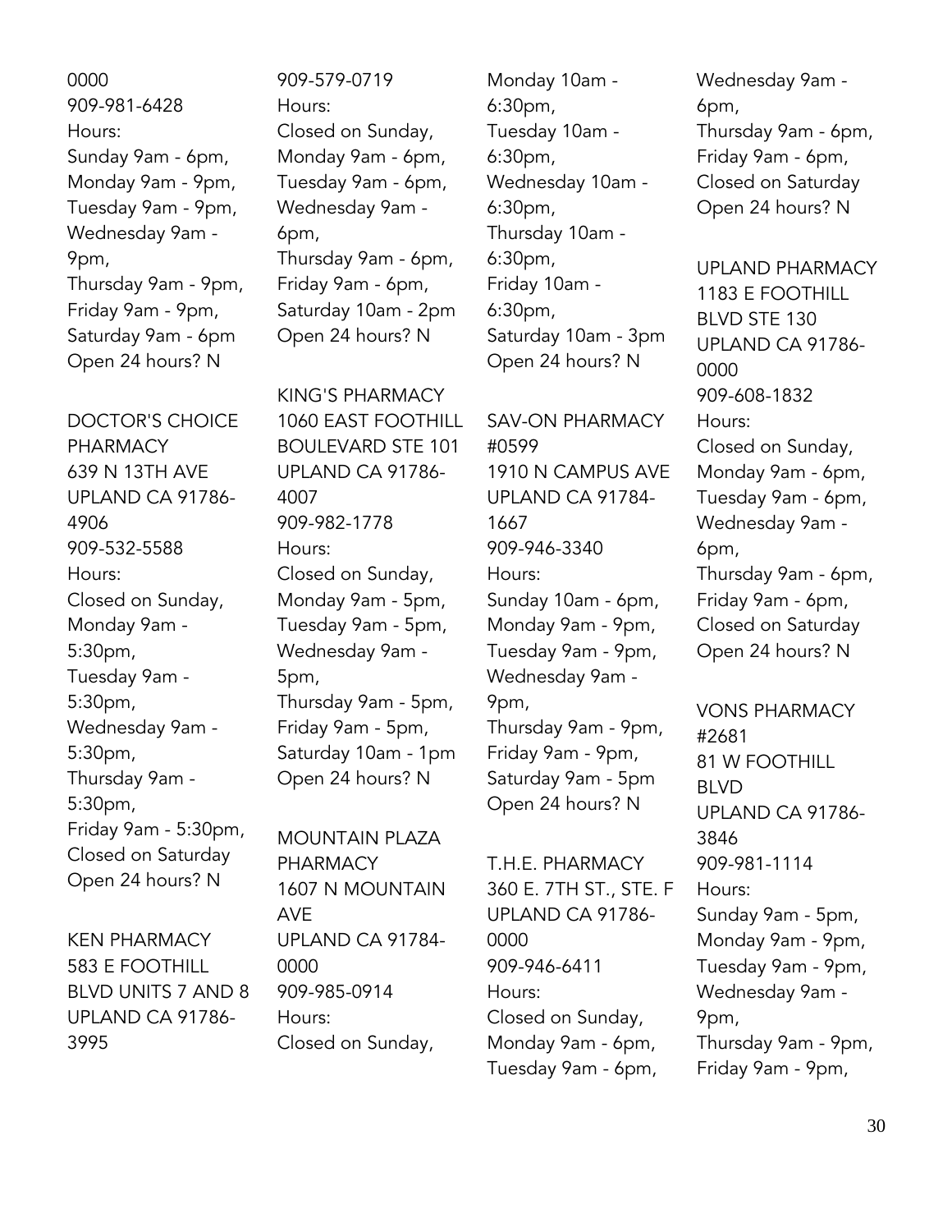0000
909-981-6428
Hours:
Sunday 9am - 6pm,
Monday 9am - 9pm,
Tuesday 9am - 9pm,
Wednesday 9am - 9pm,
Thursday 9am - 9pm,
Friday 9am - 9pm,
Saturday 9am - 6pm
Open 24 hours? N

DOCTOR'S CHOICE PHARMACY
639 N 13TH AVE
UPLAND CA 91786-4906
909-532-5588
Hours:
Closed on Sunday,
Monday 9am - 5:30pm,
Tuesday 9am - 5:30pm,
Wednesday 9am - 5:30pm,
Thursday 9am - 5:30pm,
Friday 9am - 5:30pm,
Closed on Saturday
Open 24 hours? N

KEN PHARMACY
583 E FOOTHILL BLVD UNITS 7 AND 8
UPLAND CA 91786-3995
909-579-0719
Hours:
Closed on Sunday,
Monday 9am - 6pm,
Tuesday 9am - 6pm,
Wednesday 9am - 6pm,
Thursday 9am - 6pm,
Friday 9am - 6pm,
Saturday 10am - 2pm
Open 24 hours? N

KING'S PHARMACY
1060 EAST FOOTHILL BOULEVARD STE 101
UPLAND CA 91786-4007
909-982-1778
Hours:
Closed on Sunday,
Monday 9am - 5pm,
Tuesday 9am - 5pm,
Wednesday 9am - 5pm,
Thursday 9am - 5pm,
Friday 9am - 5pm,
Saturday 10am - 1pm
Open 24 hours? N

MOUNTAIN PLAZA PHARMACY
1607 N MOUNTAIN AVE
UPLAND CA 91784-0000
909-985-0914
Hours:
Closed on Sunday,
Monday 10am - 6:30pm,
Tuesday 10am - 6:30pm,
Wednesday 10am - 6:30pm,
Thursday 10am - 6:30pm,
Friday 10am - 6:30pm,
Saturday 10am - 3pm
Open 24 hours? N

SAV-ON PHARMACY #0599
1910 N CAMPUS AVE
UPLAND CA 91784-1667
909-946-3340
Hours:
Sunday 10am - 6pm,
Monday 9am - 9pm,
Tuesday 9am - 9pm,
Wednesday 9am - 9pm,
Thursday 9am - 9pm,
Friday 9am - 9pm,
Saturday 9am - 5pm
Open 24 hours? N

T.H.E. PHARMACY
360 E. 7TH ST., STE. F
UPLAND CA 91786-0000
909-946-6411
Hours:
Closed on Sunday,
Monday 9am - 6pm,
Tuesday 9am - 6pm,
Wednesday 9am - 6pm,
Thursday 9am - 6pm,
Friday 9am - 6pm,
Closed on Saturday
Open 24 hours? N

UPLAND PHARMACY
1183 E FOOTHILL BLVD STE 130
UPLAND CA 91786-0000
909-608-1832
Hours:
Closed on Sunday,
Monday 9am - 6pm,
Tuesday 9am - 6pm,
Wednesday 9am - 6pm,
Thursday 9am - 6pm,
Friday 9am - 6pm,
Closed on Saturday
Open 24 hours? N

VONS PHARMACY #2681
81 W FOOTHILL BLVD
UPLAND CA 91786-3846
909-981-1114
Hours:
Sunday 9am - 5pm,
Monday 9am - 9pm,
Tuesday 9am - 9pm,
Wednesday 9am - 9pm,
Thursday 9am - 9pm,
Friday 9am - 9pm,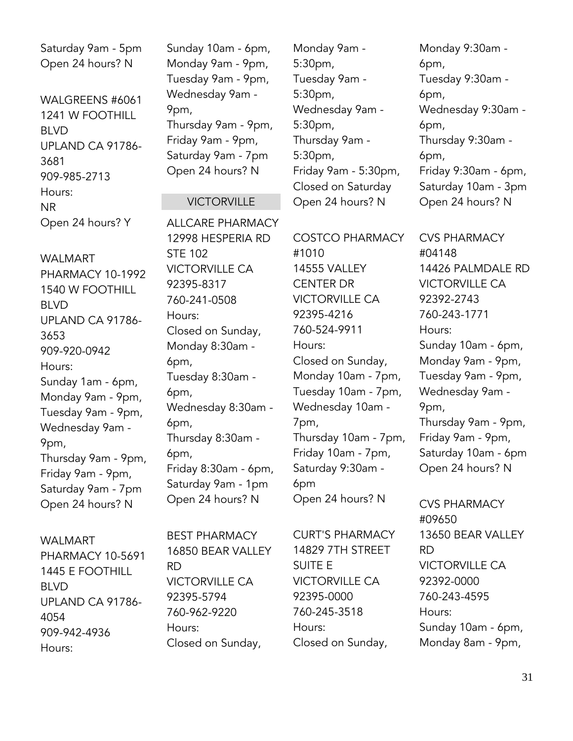Saturday 9am - 5pm
Open 24 hours? N

WALGREENS #6061
1241 W FOOTHILL BLVD
UPLAND CA 91786-3681
909-985-2713
Hours:
NR
Open 24 hours? Y

WALMART PHARMACY 10-1992
1540 W FOOTHILL BLVD
UPLAND CA 91786-3653
909-920-0942
Hours:
Sunday 1am - 6pm,
Monday 9am - 9pm,
Tuesday 9am - 9pm,
Wednesday 9am - 9pm,
Thursday 9am - 9pm,
Friday 9am - 9pm,
Saturday 9am - 7pm
Open 24 hours? N

WALMART PHARMACY 10-5691
1445 E FOOTHILL BLVD
UPLAND CA 91786-4054
909-942-4936
Hours:
Sunday 10am - 6pm,
Monday 9am - 9pm,
Tuesday 9am - 9pm,
Wednesday 9am - 9pm,
Thursday 9am - 9pm,
Friday 9am - 9pm,
Saturday 9am - 7pm
Open 24 hours? N

## VICTORVILLE

ALLCARE PHARMACY
12998 HESPERIA RD STE 102
VICTORVILLE CA 92395-8317
760-241-0508
Hours:
Closed on Sunday,
Monday 8:30am - 6pm,
Tuesday 8:30am - 6pm,
Wednesday 8:30am - 6pm,
Thursday 8:30am - 6pm,
Friday 8:30am - 6pm,
Saturday 9am - 1pm
Open 24 hours? N

BEST PHARMACY
16850 BEAR VALLEY RD
VICTORVILLE CA 92395-5794
760-962-9220
Hours:
Closed on Sunday,
Monday 9am - 5:30pm,
Tuesday 9am - 5:30pm,
Wednesday 9am - 5:30pm,
Thursday 9am - 5:30pm,
Friday 9am - 5:30pm,
Closed on Saturday
Open 24 hours? N

COSTCO PHARMACY #1010
14555 VALLEY CENTER DR
VICTORVILLE CA 92395-4216
760-524-9911
Hours:
Closed on Sunday,
Monday 10am - 7pm,
Tuesday 10am - 7pm,
Wednesday 10am - 7pm,
Thursday 10am - 7pm,
Friday 10am - 7pm,
Saturday 9:30am - 6pm
Open 24 hours? N

CURT'S PHARMACY
14829 7TH STREET SUITE E
VICTORVILLE CA 92395-0000
760-245-3518
Hours:
Closed on Sunday,
Monday 9:30am - 6pm,
Tuesday 9:30am - 6pm,
Wednesday 9:30am - 6pm,
Thursday 9:30am - 6pm,
Friday 9:30am - 6pm,
Saturday 10am - 3pm
Open 24 hours? N

CVS PHARMACY #04148
14426 PALMDALE RD
VICTORVILLE CA 92392-2743
760-243-1771
Hours:
Sunday 10am - 6pm,
Monday 9am - 9pm,
Tuesday 9am - 9pm,
Wednesday 9am - 9pm,
Thursday 9am - 9pm,
Friday 9am - 9pm,
Saturday 10am - 6pm
Open 24 hours? N

CVS PHARMACY #09650
13650 BEAR VALLEY RD
VICTORVILLE CA 92392-0000
760-243-4595
Hours:
Sunday 10am - 6pm,
Monday 8am - 9pm,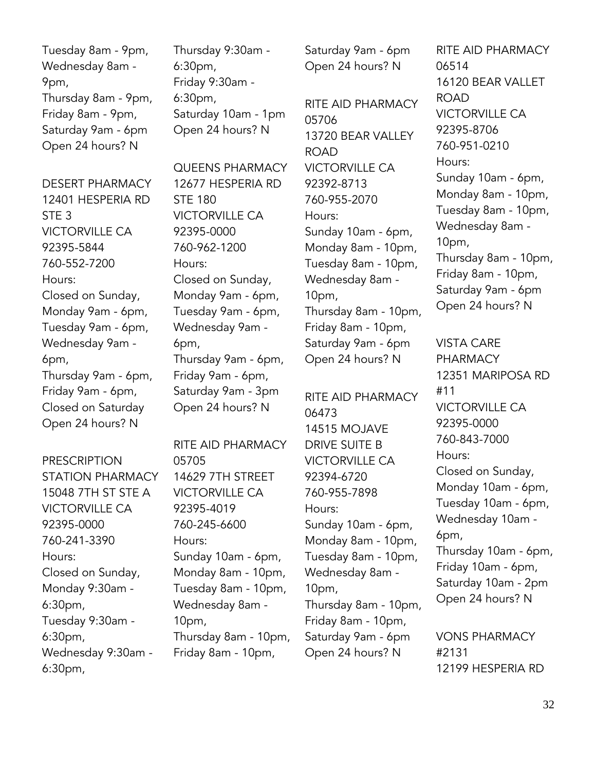Tuesday 8am - 9pm,
Wednesday 8am - 9pm,
Thursday 8am - 9pm,
Friday 8am - 9pm,
Saturday 9am - 6pm
Open 24 hours? N

DESERT PHARMACY
12401 HESPERIA RD STE 3
VICTORVILLE CA 92395-5844
760-552-7200
Hours:
Closed on Sunday,
Monday 9am - 6pm,
Tuesday 9am - 6pm,
Wednesday 9am - 6pm,
Thursday 9am - 6pm,
Friday 9am - 6pm,
Closed on Saturday
Open 24 hours? N

PRESCRIPTION STATION PHARMACY
15048 7TH ST STE A
VICTORVILLE CA 92395-0000
760-241-3390
Hours:
Closed on Sunday,
Monday 9:30am - 6:30pm,
Tuesday 9:30am - 6:30pm,
Wednesday 9:30am - 6:30pm,
Thursday 9:30am - 6:30pm,
Friday 9:30am - 6:30pm,
Saturday 10am - 1pm
Open 24 hours? N

QUEENS PHARMACY
12677 HESPERIA RD STE 180
VICTORVILLE CA 92395-0000
760-962-1200
Hours:
Closed on Sunday,
Monday 9am - 6pm,
Tuesday 9am - 6pm,
Wednesday 9am - 6pm,
Thursday 9am - 6pm,
Friday 9am - 6pm,
Saturday 9am - 3pm
Open 24 hours? N

RITE AID PHARMACY 05705
14629 7TH STREET
VICTORVILLE CA 92395-4019
760-245-6600
Hours:
Sunday 10am - 6pm,
Monday 8am - 10pm,
Tuesday 8am - 10pm,
Wednesday 8am - 10pm,
Thursday 8am - 10pm,
Friday 8am - 10pm,
Saturday 9am - 6pm
Open 24 hours? N

RITE AID PHARMACY 05706
13720 BEAR VALLEY ROAD
VICTORVILLE CA 92392-8713
760-955-2070
Hours:
Sunday 10am - 6pm,
Monday 8am - 10pm,
Tuesday 8am - 10pm,
Wednesday 8am - 10pm,
Thursday 8am - 10pm,
Friday 8am - 10pm,
Saturday 9am - 6pm
Open 24 hours? N

RITE AID PHARMACY 06473
14515 MOJAVE DRIVE SUITE B
VICTORVILLE CA 92394-6720
760-955-7898
Hours:
Sunday 10am - 6pm,
Monday 8am - 10pm,
Tuesday 8am - 10pm,
Wednesday 8am - 10pm,
Thursday 8am - 10pm,
Friday 8am - 10pm,
Saturday 9am - 6pm
Open 24 hours? N

RITE AID PHARMACY 06514
16120 BEAR VALLET ROAD
VICTORVILLE CA 92395-8706
760-951-0210
Hours:
Sunday 10am - 6pm,
Monday 8am - 10pm,
Tuesday 8am - 10pm,
Wednesday 8am - 10pm,
Thursday 8am - 10pm,
Friday 8am - 10pm,
Saturday 9am - 6pm
Open 24 hours? N

VISTA CARE PHARMACY
12351 MARIPOSA RD #11
VICTORVILLE CA 92395-0000
760-843-7000
Hours:
Closed on Sunday,
Monday 10am - 6pm,
Tuesday 10am - 6pm,
Wednesday 10am - 6pm,
Thursday 10am - 6pm,
Friday 10am - 6pm,
Saturday 10am - 2pm
Open 24 hours? N

VONS PHARMACY #2131
12199 HESPERIA RD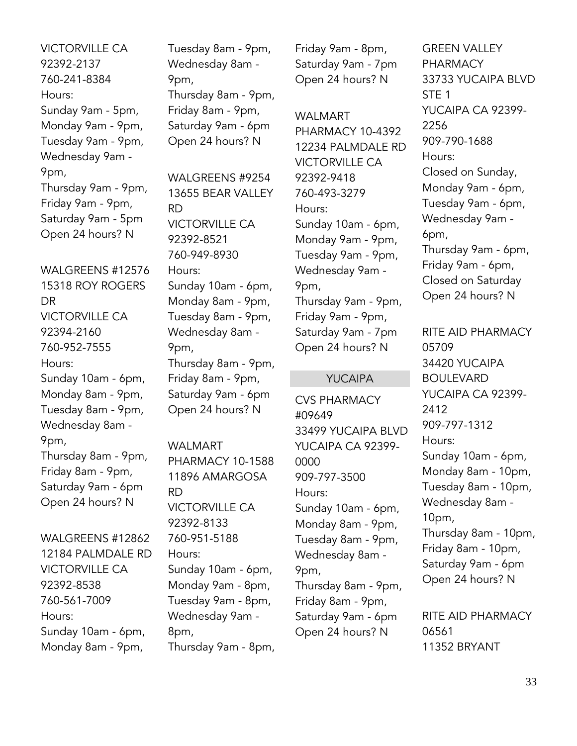VICTORVILLE CA 92392-2137
760-241-8384
Hours:
Sunday 9am - 5pm,
Monday 9am - 9pm,
Tuesday 9am - 9pm,
Wednesday 9am - 9pm,
Thursday 9am - 9pm,
Friday 9am - 9pm,
Saturday 9am - 5pm
Open 24 hours? N

WALGREENS #12576
15318 ROY ROGERS DR
VICTORVILLE CA 92394-2160
760-952-7555
Hours:
Sunday 10am - 6pm,
Monday 8am - 9pm,
Tuesday 8am - 9pm,
Wednesday 8am - 9pm,
Thursday 8am - 9pm,
Friday 8am - 9pm,
Saturday 9am - 6pm
Open 24 hours? N

WALGREENS #12862
12184 PALMDALE RD
VICTORVILLE CA 92392-8538
760-561-7009
Hours:
Sunday 10am - 6pm,
Monday 8am - 9pm,
Tuesday 8am - 9pm,
Wednesday 8am - 9pm,
Thursday 8am - 9pm,
Friday 8am - 9pm,
Saturday 9am - 6pm
Open 24 hours? N

WALGREENS #9254
13655 BEAR VALLEY RD
VICTORVILLE CA 92392-8521
760-949-8930
Hours:
Sunday 10am - 6pm,
Monday 8am - 9pm,
Tuesday 8am - 9pm,
Wednesday 8am - 9pm,
Thursday 8am - 9pm,
Friday 8am - 9pm,
Saturday 9am - 6pm
Open 24 hours? N

WALMART PHARMACY 10-1588
11896 AMARGOSA RD
VICTORVILLE CA 92392-8133
760-951-5188
Hours:
Sunday 10am - 6pm,
Monday 9am - 8pm,
Tuesday 9am - 8pm,
Wednesday 9am - 8pm,
Thursday 9am - 8pm,
Friday 9am - 8pm,
Saturday 9am - 7pm
Open 24 hours? N

WALMART PHARMACY 10-4392
12234 PALMDALE RD
VICTORVILLE CA 92392-9418
760-493-3279
Hours:
Sunday 10am - 6pm,
Monday 9am - 9pm,
Tuesday 9am - 9pm,
Wednesday 9am - 9pm,
Thursday 9am - 9pm,
Friday 9am - 9pm,
Saturday 9am - 7pm
Open 24 hours? N

## YUCAIPA

CVS PHARMACY #09649
33499 YUCAIPA BLVD
YUCAIPA CA 92399-0000
909-797-3500
Hours:
Sunday 10am - 6pm,
Monday 8am - 9pm,
Tuesday 8am - 9pm,
Wednesday 8am - 9pm,
Thursday 8am - 9pm,
Friday 8am - 9pm,
Saturday 9am - 6pm
Open 24 hours? N

GREEN VALLEY PHARMACY
33733 YUCAIPA BLVD STE 1
YUCAIPA CA 92399-2256
909-790-1688
Hours:
Closed on Sunday,
Monday 9am - 6pm,
Tuesday 9am - 6pm,
Wednesday 9am - 6pm,
Thursday 9am - 6pm,
Friday 9am - 6pm,
Closed on Saturday
Open 24 hours? N

RITE AID PHARMACY 05709
34420 YUCAIPA BOULEVARD
YUCAIPA CA 92399-2412
909-797-1312
Hours:
Sunday 10am - 6pm,
Monday 8am - 10pm,
Tuesday 8am - 10pm,
Wednesday 8am - 10pm,
Thursday 8am - 10pm,
Friday 8am - 10pm,
Saturday 9am - 6pm
Open 24 hours? N

RITE AID PHARMACY 06561
11352 BRYANT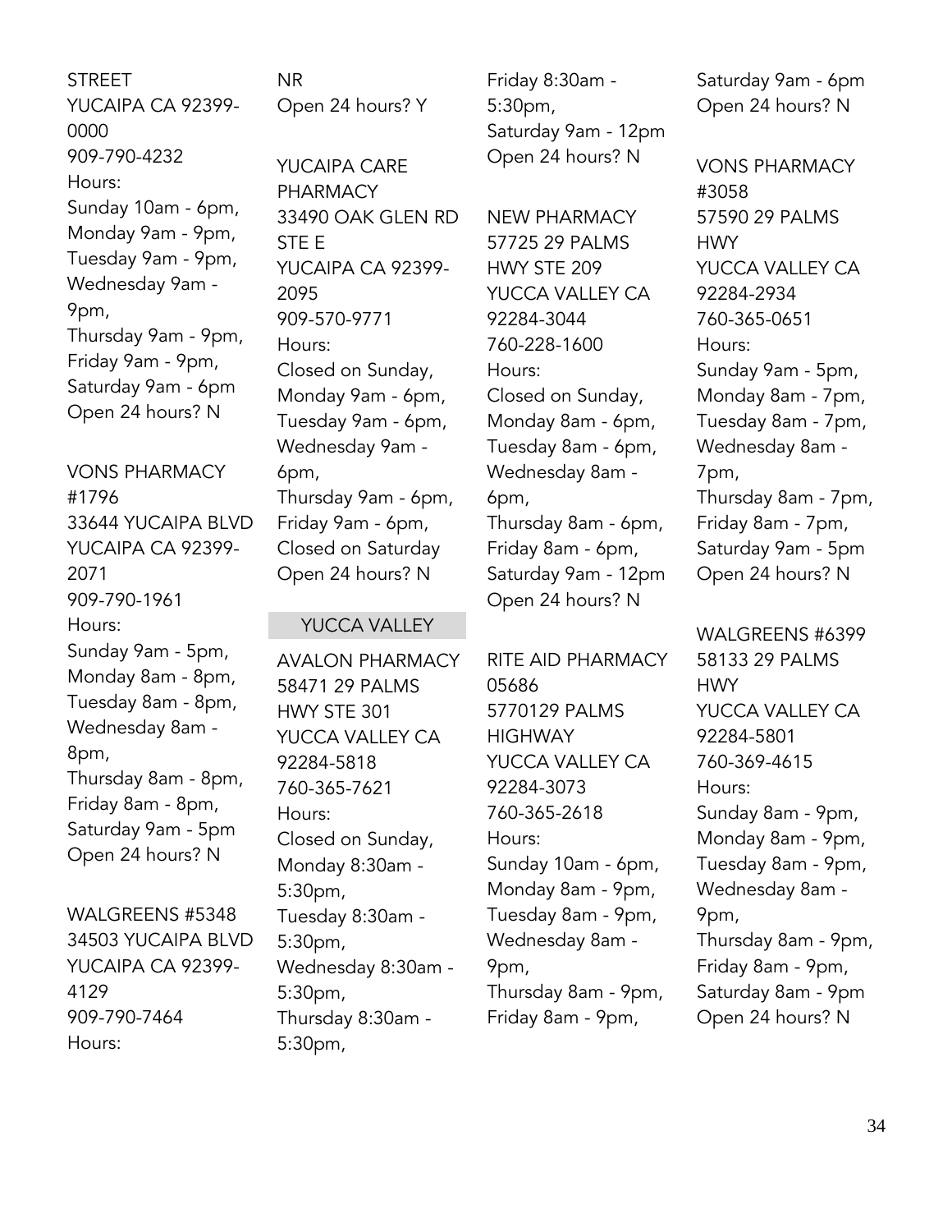STREET
YUCAIPA CA 92399-0000
909-790-4232
Hours:
Sunday 10am - 6pm,
Monday 9am - 9pm,
Tuesday 9am - 9pm,
Wednesday 9am - 9pm,
Thursday 9am - 9pm,
Friday 9am - 9pm,
Saturday 9am - 6pm
Open 24 hours? N

VONS PHARMACY #1796
33644 YUCAIPA BLVD
YUCAIPA CA 92399-2071
909-790-1961
Hours:
Sunday 9am - 5pm,
Monday 8am - 8pm,
Tuesday 8am - 8pm,
Wednesday 8am - 8pm,
Thursday 8am - 8pm,
Friday 8am - 8pm,
Saturday 9am - 5pm
Open 24 hours? N

WALGREENS #5348
34503 YUCAIPA BLVD
YUCAIPA CA 92399-4129
909-790-7464
Hours:
NR
Open 24 hours? Y

YUCAIPA CARE PHARMACY
33490 OAK GLEN RD STE E
YUCAIPA CA 92399-2095
909-570-9771
Hours:
Closed on Sunday,
Monday 9am - 6pm,
Tuesday 9am - 6pm,
Wednesday 9am - 6pm,
Thursday 9am - 6pm,
Friday 9am - 6pm,
Closed on Saturday
Open 24 hours? N

## YUCCA VALLEY

AVALON PHARMACY
58471 29 PALMS HWY STE 301
YUCCA VALLEY CA 92284-5818
760-365-7621
Hours:
Closed on Sunday,
Monday 8:30am - 5:30pm,
Tuesday 8:30am - 5:30pm,
Wednesday 8:30am - 5:30pm,
Thursday 8:30am - 5:30pm,
Friday 8:30am - 5:30pm,
Saturday 9am - 12pm
Open 24 hours? N

NEW PHARMACY
57725 29 PALMS HWY STE 209
YUCCA VALLEY CA 92284-3044
760-228-1600
Hours:
Closed on Sunday,
Monday 8am - 6pm,
Tuesday 8am - 6pm,
Wednesday 8am - 6pm,
Thursday 8am - 6pm,
Friday 8am - 6pm,
Saturday 9am - 12pm
Open 24 hours? N

RITE AID PHARMACY 05686
5770129 PALMS HIGHWAY
YUCCA VALLEY CA 92284-3073
760-365-2618
Hours:
Sunday 10am - 6pm,
Monday 8am - 9pm,
Tuesday 8am - 9pm,
Wednesday 8am - 9pm,
Thursday 8am - 9pm,
Friday 8am - 9pm,
Saturday 9am - 6pm
Open 24 hours? N

VONS PHARMACY #3058
57590 29 PALMS HWY
YUCCA VALLEY CA 92284-2934
760-365-0651
Hours:
Sunday 9am - 5pm,
Monday 8am - 7pm,
Tuesday 8am - 7pm,
Wednesday 8am - 7pm,
Thursday 8am - 7pm,
Friday 8am - 7pm,
Saturday 9am - 5pm
Open 24 hours? N

WALGREENS #6399
58133 29 PALMS HWY
YUCCA VALLEY CA 92284-5801
760-369-4615
Hours:
Sunday 8am - 9pm,
Monday 8am - 9pm,
Tuesday 8am - 9pm,
Wednesday 8am - 9pm,
Thursday 8am - 9pm,
Friday 8am - 9pm,
Saturday 8am - 9pm
Open 24 hours? N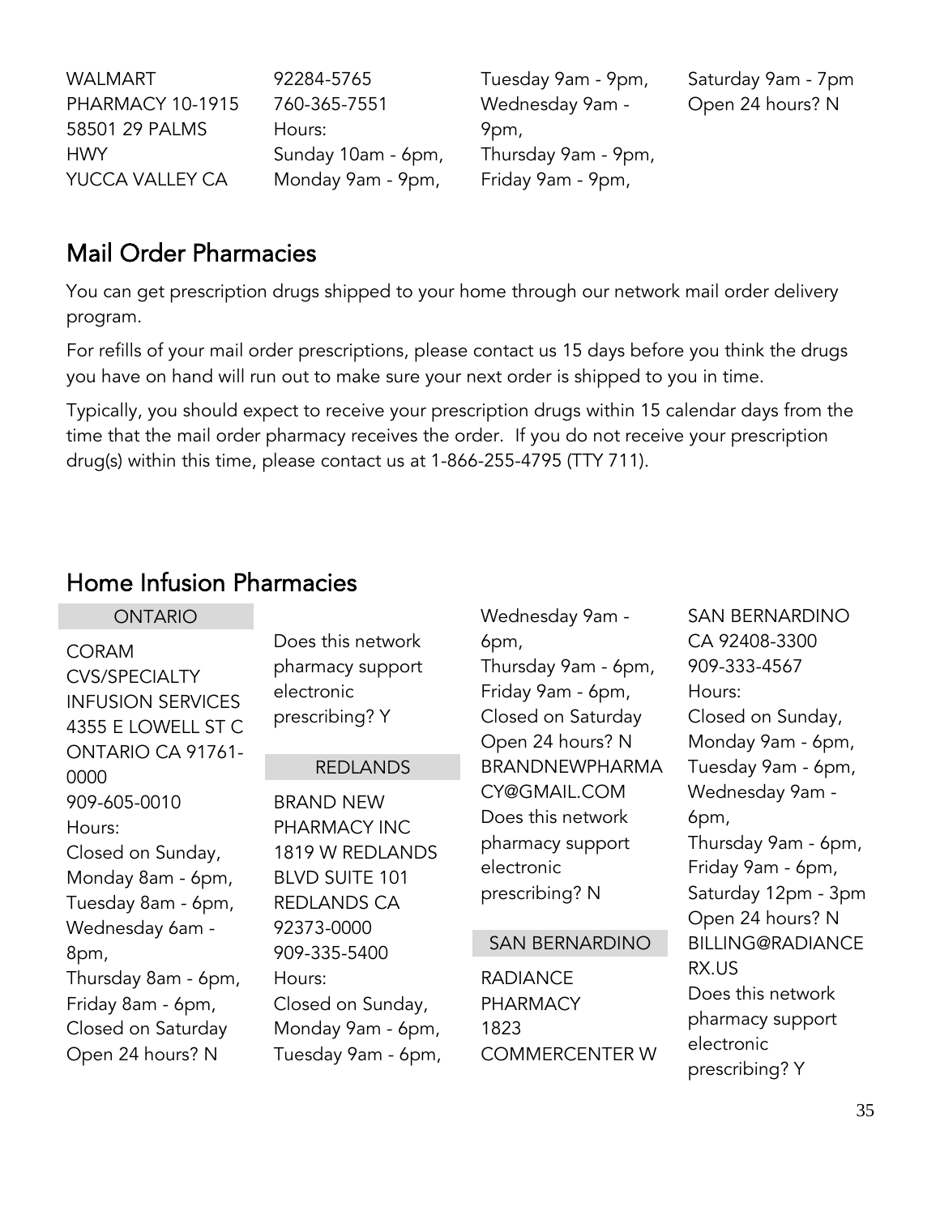WALMART PHARMACY 10-1915
58501 29 PALMS HWY
YUCCA VALLEY CA 92284-5765
760-365-7551
Hours:
Sunday 10am - 6pm,
Monday 9am - 9pm,
Tuesday 9am - 9pm,
Wednesday 9am - 9pm,
Thursday 9am - 9pm,
Friday 9am - 9pm,
Saturday 9am - 7pm
Open 24 hours? N

## Mail Order Pharmacies

You can get prescription drugs shipped to your home through our network mail order delivery program.

For refills of your mail order prescriptions, please contact us 15 days before you think the drugs you have on hand will run out to make sure your next order is shipped to you in time.

Typically, you should expect to receive your prescription drugs within 15 calendar days from the time that the mail order pharmacy receives the order. If you do not receive your prescription drug(s) within this time, please contact us at 1-866-255-4795 (TTY 711).

## Home Infusion Pharmacies

### ONTARIO

CORAM CVS/SPECIALTY INFUSION SERVICES
4355 E LOWELL ST C
ONTARIO CA 91761-0000
909-605-0010
Hours:
Closed on Sunday,
Monday 8am - 6pm,
Tuesday 8am - 6pm,
Wednesday 6am - 8pm,
Thursday 8am - 6pm,
Friday 8am - 6pm,
Closed on Saturday
Open 24 hours? N
Does this network pharmacy support electronic prescribing? Y

### REDLANDS

BRAND NEW PHARMACY INC
1819 W REDLANDS BLVD SUITE 101
REDLANDS CA 92373-0000
909-335-5400
Hours:
Closed on Sunday,
Monday 9am - 6pm,
Tuesday 9am - 6pm,
Wednesday 9am - 6pm,
Thursday 9am - 6pm,
Friday 9am - 6pm,
Closed on Saturday
Open 24 hours? N
BRANDNEWPHARMACY@GMAIL.COM
Does this network pharmacy support electronic prescribing? N

### SAN BERNARDINO

RADIANCE PHARMACY
1823 COMMERCENTER W
SAN BERNARDINO CA 92408-3300
909-333-4567
Hours:
Closed on Sunday,
Monday 9am - 6pm,
Tuesday 9am - 6pm,
Wednesday 9am - 6pm,
Thursday 9am - 6pm,
Friday 9am - 6pm,
Saturday 12pm - 3pm
Open 24 hours? N
BILLING@RADIANCERX.US
Does this network pharmacy support electronic prescribing? Y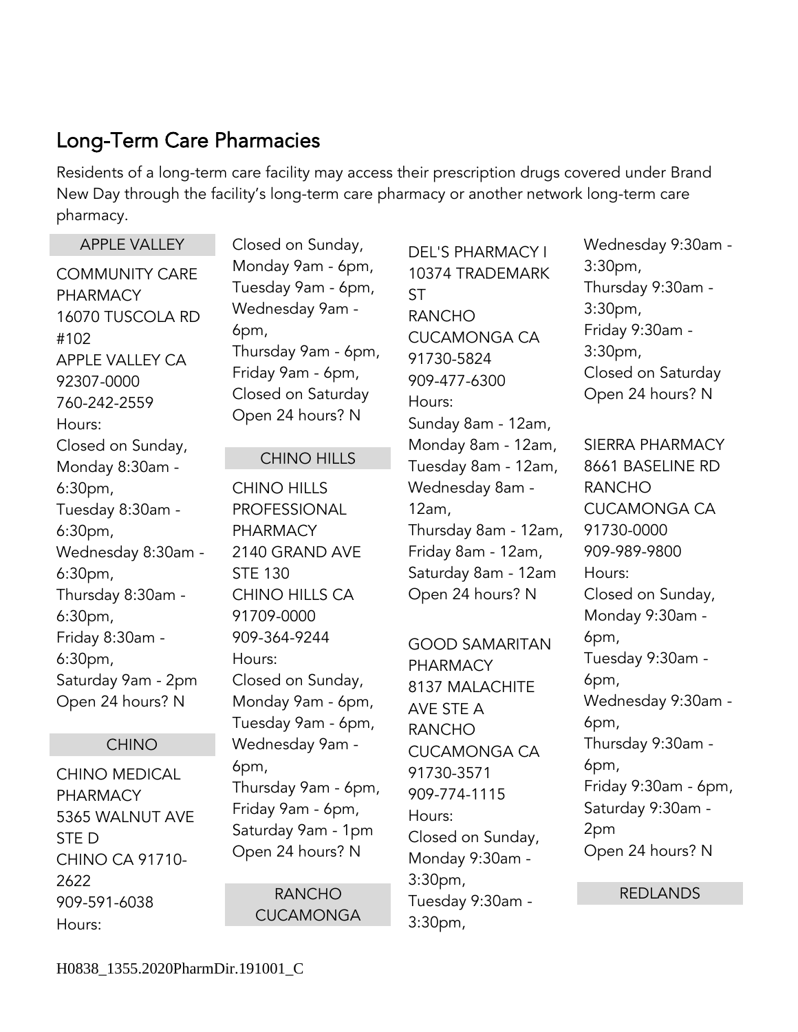## Long-Term Care Pharmacies

Residents of a long-term care facility may access their prescription drugs covered under Brand New Day through the facility's long-term care pharmacy or another network long-term care pharmacy.

### APPLE VALLEY

COMMUNITY CARE PHARMACY
16070 TUSCOLA RD #102
APPLE VALLEY CA 92307-0000
760-242-2559
Hours:
Closed on Sunday,
Monday 8:30am - 6:30pm,
Tuesday 8:30am - 6:30pm,
Wednesday 8:30am - 6:30pm,
Thursday 8:30am - 6:30pm,
Friday 8:30am - 6:30pm,
Saturday 9am - 2pm
Open 24 hours? N

### CHINO

CHINO MEDICAL PHARMACY
5365 WALNUT AVE STE D
CHINO CA 91710-2622
909-591-6038
Hours:
Closed on Sunday,
Monday 9am - 6pm,
Tuesday 9am - 6pm,
Wednesday 9am - 6pm,
Thursday 9am - 6pm,
Friday 9am - 6pm,
Closed on Saturday
Open 24 hours? N

### CHINO HILLS

CHINO HILLS PROFESSIONAL PHARMACY
2140 GRAND AVE STE 130
CHINO HILLS CA 91709-0000
909-364-9244
Hours:
Closed on Sunday,
Monday 9am - 6pm,
Tuesday 9am - 6pm,
Wednesday 9am - 6pm,
Thursday 9am - 6pm,
Friday 9am - 6pm,
Saturday 9am - 1pm
Open 24 hours? N

### RANCHO CUCAMONGA

DEL'S PHARMACY I
10374 TRADEMARK ST
RANCHO CUCAMONGA CA 91730-5824
909-477-6300
Hours:
Sunday 8am - 12am,
Monday 8am - 12am,
Tuesday 8am - 12am,
Wednesday 8am - 12am,
Thursday 8am - 12am,
Friday 8am - 12am,
Saturday 8am - 12am
Open 24 hours? N

GOOD SAMARITAN PHARMACY
8137 MALACHITE AVE STE A
RANCHO CUCAMONGA CA 91730-3571
909-774-1115
Hours:
Closed on Sunday,
Monday 9:30am - 3:30pm,
Tuesday 9:30am - 3:30pm,
Wednesday 9:30am - 3:30pm,
Thursday 9:30am - 3:30pm,
Friday 9:30am - 3:30pm,
Closed on Saturday
Open 24 hours? N

SIERRA PHARMACY
8661 BASELINE RD
RANCHO CUCAMONGA CA 91730-0000
909-989-9800
Hours:
Closed on Sunday,
Monday 9:30am - 6pm,
Tuesday 9:30am - 6pm,
Wednesday 9:30am - 6pm,
Thursday 9:30am - 6pm,
Friday 9:30am - 6pm,
Saturday 9:30am - 2pm
Open 24 hours? N

### REDLANDS

H0838_1355.2020PharmDir.191001_C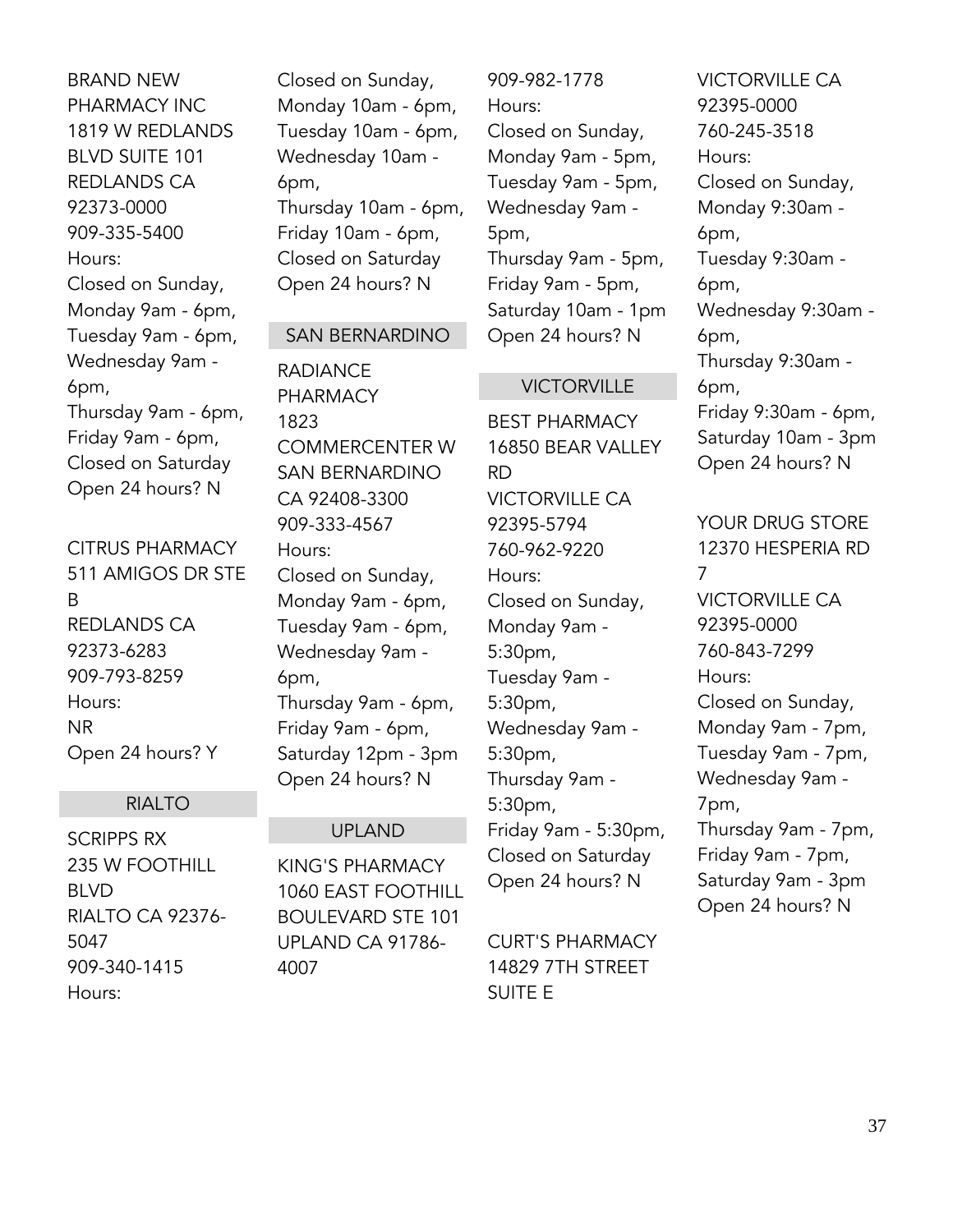BRAND NEW PHARMACY INC
1819 W REDLANDS BLVD SUITE 101
REDLANDS CA 92373-0000
909-335-5400
Hours:
Closed on Sunday,
Monday 9am - 6pm,
Tuesday 9am - 6pm,
Wednesday 9am - 6pm,
Thursday 9am - 6pm,
Friday 9am - 6pm,
Closed on Saturday
Open 24 hours? N

CITRUS PHARMACY
511 AMIGOS DR STE B
REDLANDS CA 92373-6283
909-793-8259
Hours:
NR
Open 24 hours? Y

## RIALTO

SCRIPPS RX
235 W FOOTHILL BLVD
RIALTO CA 92376-5047
909-340-1415
Hours:
Closed on Sunday,
Monday 10am - 6pm,
Tuesday 10am - 6pm,
Wednesday 10am - 6pm,
Thursday 10am - 6pm,
Friday 10am - 6pm,
Closed on Saturday
Open 24 hours? N

## SAN BERNARDINO

RADIANCE PHARMACY
1823 COMMERCENTER W
SAN BERNARDINO CA 92408-3300
909-333-4567
Hours:
Closed on Sunday,
Monday 9am - 6pm,
Tuesday 9am - 6pm,
Wednesday 9am - 6pm,
Thursday 9am - 6pm,
Friday 9am - 6pm,
Saturday 12pm - 3pm
Open 24 hours? N

## UPLAND

KING'S PHARMACY
1060 EAST FOOTHILL BOULEVARD STE 101
UPLAND CA 91786-4007
909-982-1778
Hours:
Closed on Sunday,
Monday 9am - 5pm,
Tuesday 9am - 5pm,
Wednesday 9am - 5pm,
Thursday 9am - 5pm,
Friday 9am - 5pm,
Saturday 10am - 1pm
Open 24 hours? N

## VICTORVILLE

BEST PHARMACY
16850 BEAR VALLEY RD
VICTORVILLE CA 92395-5794
760-962-9220
Hours:
Closed on Sunday,
Monday 9am - 5:30pm,
Tuesday 9am - 5:30pm,
Wednesday 9am - 5:30pm,
Thursday 9am - 5:30pm,
Friday 9am - 5:30pm,
Closed on Saturday
Open 24 hours? N

CURT'S PHARMACY
14829 7TH STREET SUITE E
VICTORVILLE CA 92395-0000
760-245-3518
Hours:
Closed on Sunday,
Monday 9:30am - 6pm,
Tuesday 9:30am - 6pm,
Wednesday 9:30am - 6pm,
Thursday 9:30am - 6pm,
Friday 9:30am - 6pm,
Saturday 10am - 3pm
Open 24 hours? N

YOUR DRUG STORE
12370 HESPERIA RD 7
VICTORVILLE CA 92395-0000
760-843-7299
Hours:
Closed on Sunday,
Monday 9am - 7pm,
Tuesday 9am - 7pm,
Wednesday 9am - 7pm,
Thursday 9am - 7pm,
Friday 9am - 7pm,
Saturday 9am - 3pm
Open 24 hours? N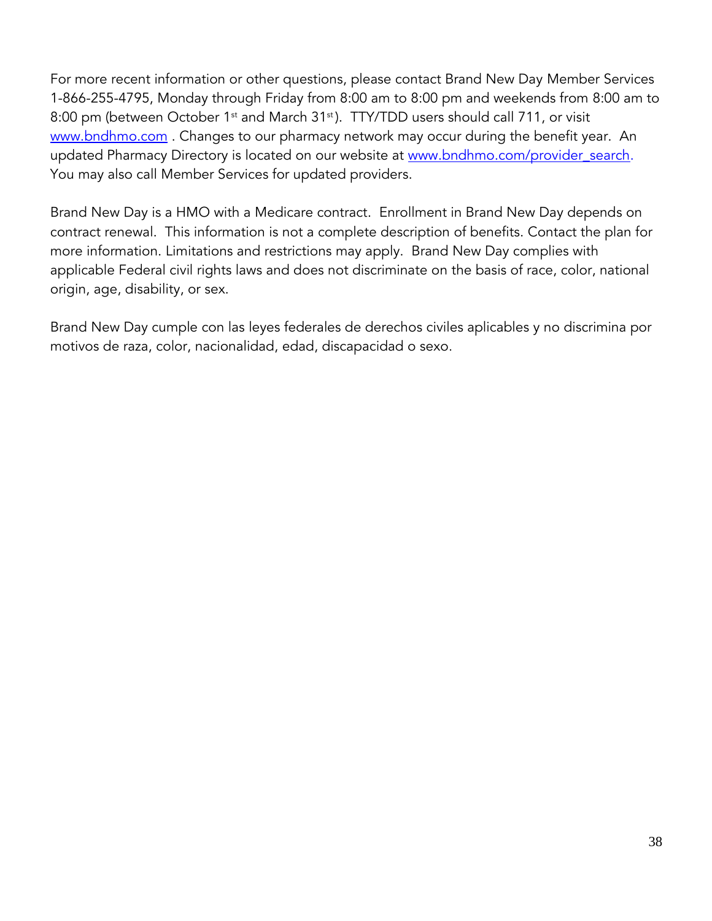For more recent information or other questions, please contact Brand New Day Member Services 1-866-255-4795, Monday through Friday from 8:00 am to 8:00 pm and weekends from 8:00 am to 8:00 pm (between October 1st and March 31st). TTY/TDD users should call 711, or visit [www.bndhmo.com](http://www.bndhmo.com) . Changes to our pharmacy network may occur during the benefit year. An updated Pharmacy Directory is located on our website at [www.bndhmo.com/provider_search](http://www.bndhmo.com/provider_search). You may also call Member Services for updated providers.

Brand New Day is a HMO with a Medicare contract. Enrollment in Brand New Day depends on contract renewal. This information is not a complete description of benefits. Contact the plan for more information. Limitations and restrictions may apply. Brand New Day complies with applicable Federal civil rights laws and does not discriminate on the basis of race, color, national origin, age, disability, or sex.

Brand New Day cumple con las leyes federales de derechos civiles aplicables y no discrimina por motivos de raza, color, nacionalidad, edad, discapacidad o sexo.